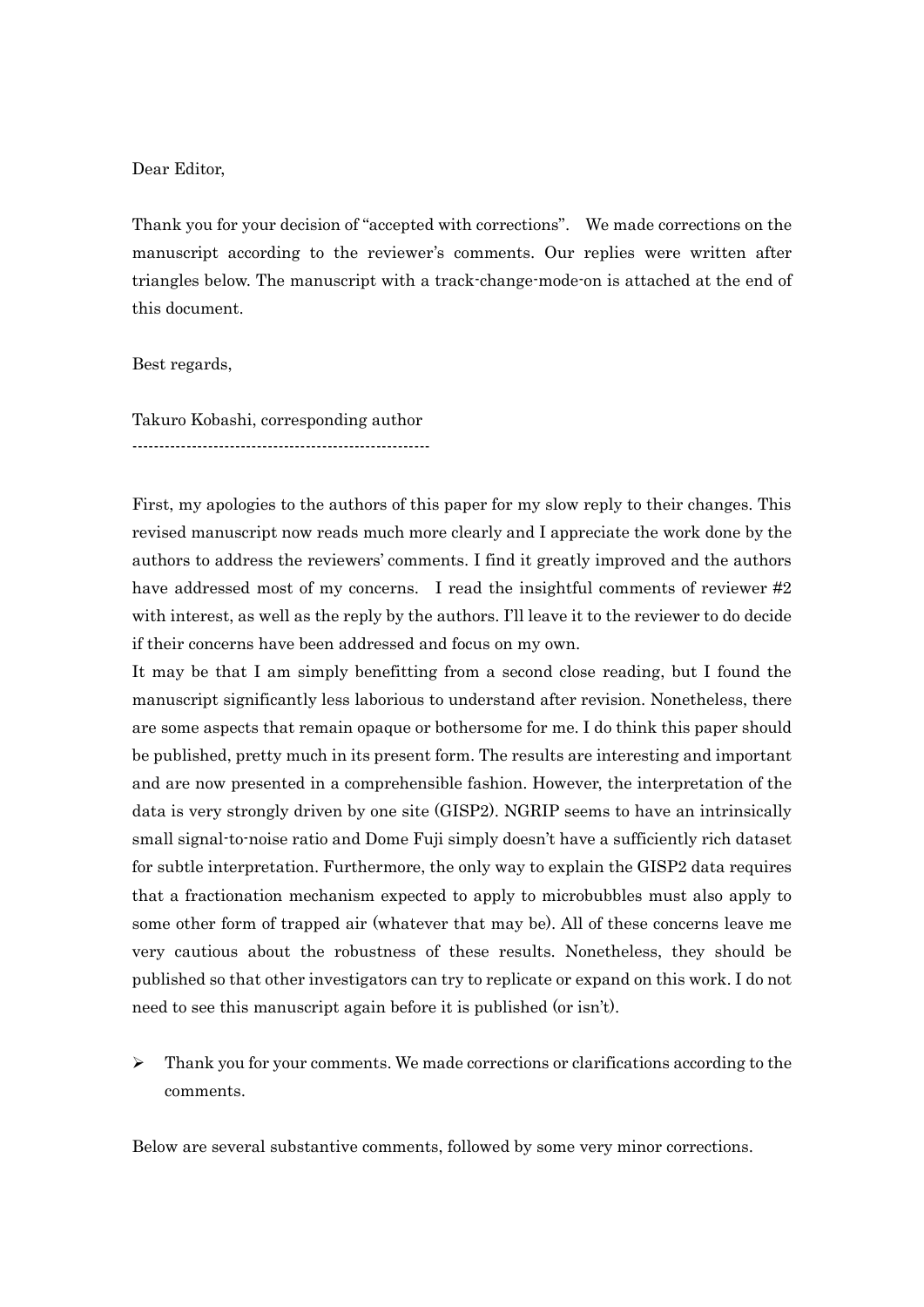Dear Editor,

Thank you for your decision of "accepted with corrections". We made corrections on the manuscript according to the reviewer's comments. Our replies were written after triangles below. The manuscript with a track-change-mode-on is attached at the end of this document.

Best regards,

Takuro Kobashi, corresponding author

-------------------------------------------------------

First, my apologies to the authors of this paper for my slow reply to their changes. This revised manuscript now reads much more clearly and I appreciate the work done by the authors to address the reviewers' comments. I find it greatly improved and the authors have addressed most of my concerns. I read the insightful comments of reviewer #2 with interest, as well as the reply by the authors. I'll leave it to the reviewer to do decide if their concerns have been addressed and focus on my own.

It may be that I am simply benefitting from a second close reading, but I found the manuscript significantly less laborious to understand after revision. Nonetheless, there are some aspects that remain opaque or bothersome for me. I do think this paper should be published, pretty much in its present form. The results are interesting and important and are now presented in a comprehensible fashion. However, the interpretation of the data is very strongly driven by one site (GISP2). NGRIP seems to have an intrinsically small signal-to-noise ratio and Dome Fuji simply doesn't have a sufficiently rich dataset for subtle interpretation. Furthermore, the only way to explain the GISP2 data requires that a fractionation mechanism expected to apply to microbubbles must also apply to some other form of trapped air (whatever that may be). All of these concerns leave me very cautious about the robustness of these results. Nonetheless, they should be published so that other investigators can try to replicate or expand on this work. I do not need to see this manuscript again before it is published (or isn't).

- ➢ Thank you for your comments. We made corrections or clarifications according to the comments.

Below are several substantive comments, followed by some very minor corrections.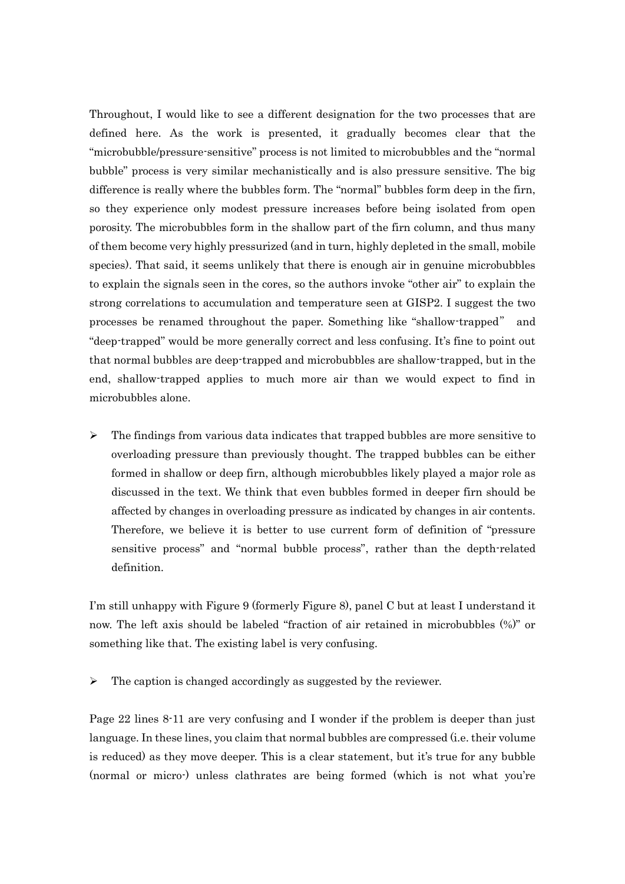Throughout, I would like to see a different designation for the two processes that are defined here. As the work is presented, it gradually becomes clear that the "microbubble/pressure-sensitive" process is not limited to microbubbles and the "normal bubble" process is very similar mechanistically and is also pressure sensitive. The big difference is really where the bubbles form. The "normal" bubbles form deep in the firn, so they experience only modest pressure increases before being isolated from open porosity. The microbubbles form in the shallow part of the firn column, and thus many of them become very highly pressurized (and in turn, highly depleted in the small, mobile species). That said, it seems unlikely that there is enough air in genuine microbubbles to explain the signals seen in the cores, so the authors invoke "other air" to explain the strong correlations to accumulation and temperature seen at GISP2. I suggest the two processes be renamed throughout the paper. Something like "shallow-trapped" and "deep-trapped" would be more generally correct and less confusing. It's fine to point out that normal bubbles are deep-trapped and microbubbles are shallow-trapped, but in the end, shallow-trapped applies to much more air than we would expect to find in microbubbles alone.

- The findings from various data indicates that trapped bubbles are more sensitive to overloading pressure than previously thought. The trapped bubbles can be either formed in shallow or deep firn, although microbubbles likely played a major role as discussed in the text. We think that even bubbles formed in deeper firn should be affected by changes in overloading pressure as indicated by changes in air contents. Therefore, we believe it is better to use current form of definition of "pressure sensitive process" and "normal bubble process", rather than the depth-related definition.

I'm still unhappy with Figure 9 (formerly Figure 8), panel C but at least I understand it now. The left axis should be labeled "fraction of air retained in microbubbles (%)" or something like that. The existing label is very confusing.

- The caption is changed accordingly as suggested by the reviewer.

Page 22 lines 8-11 are very confusing and I wonder if the problem is deeper than just language. In these lines, you claim that normal bubbles are compressed (i.e. their volume is reduced) as they move deeper. This is a clear statement, but it's true for any bubble (normal or micro-) unless clathrates are being formed (which is not what you're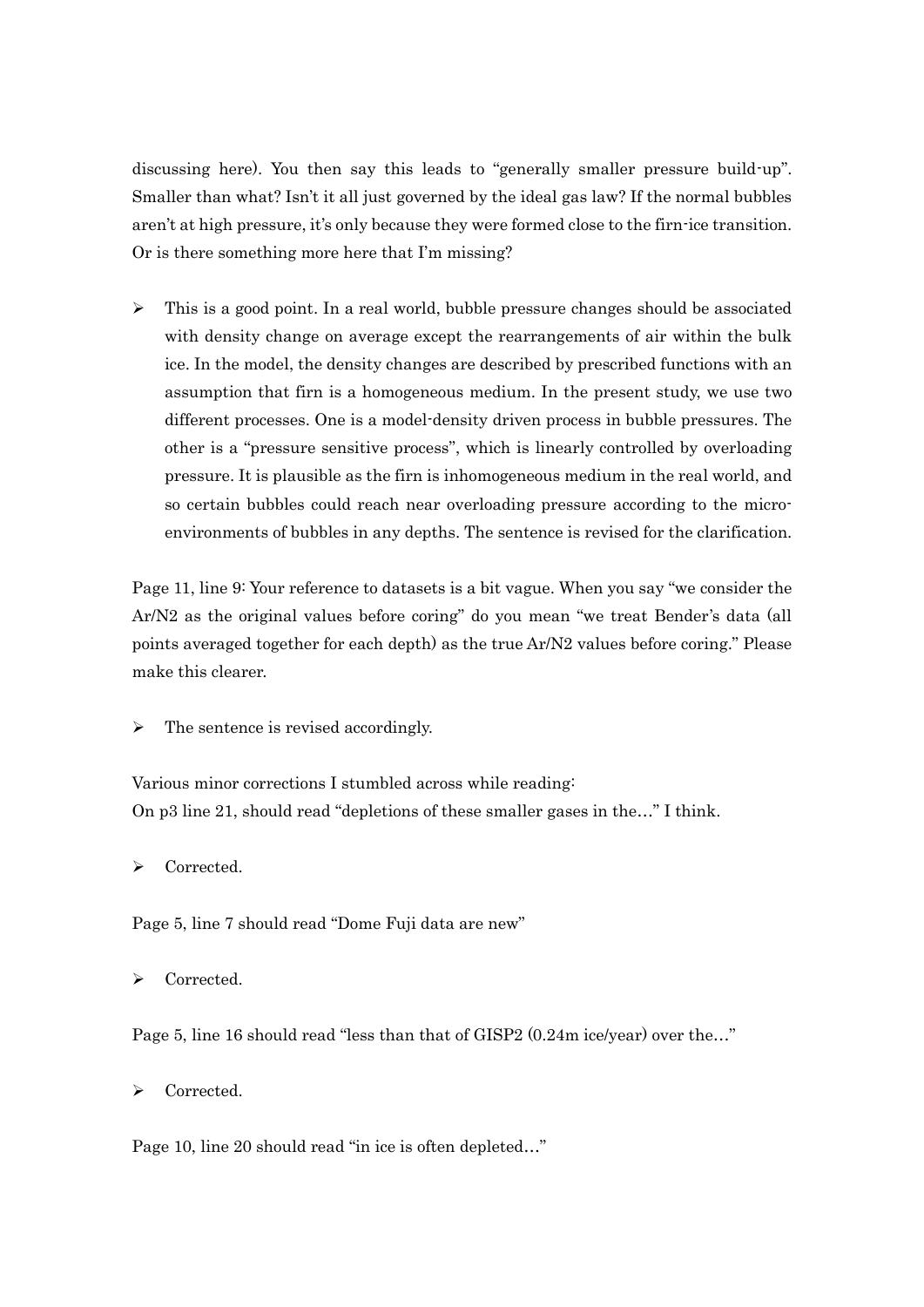discussing here). You then say this leads to "generally smaller pressure build-up". Smaller than what? Isn't it all just governed by the ideal gas law? If the normal bubbles aren't at high pressure, it's only because they were formed close to the firn-ice transition. Or is there something more here that I'm missing?

- This is a good point. In a real world, bubble pressure changes should be associated with density change on average except the rearrangements of air within the bulk ice. In the model, the density changes are described by prescribed functions with an assumption that firn is a homogeneous medium. In the present study, we use two different processes. One is a model-density driven process in bubble pressures. The other is a "pressure sensitive process", which is linearly controlled by overloading pressure. It is plausible as the firn is inhomogeneous medium in the real world, and so certain bubbles could reach near overloading pressure according to the micro-environments of bubbles in any depths. The sentence is revised for the clarification.

Page 11, line 9: Your reference to datasets is a bit vague. When you say "we consider the Ar/N2 as the original values before coring" do you mean "we treat Bender's data (all points averaged together for each depth) as the true Ar/N2 values before coring." Please make this clearer.

- The sentence is revised accordingly.

Various minor corrections I stumbled across while reading:
On p3 line 21, should read "depletions of these smaller gases in the…" I think.

- Corrected.

Page 5, line 7 should read "Dome Fuji data are new"

- Corrected.

Page 5, line 16 should read "less than that of GISP2 (0.24m ice/year) over the…"

- Corrected.

Page 10, line 20 should read "in ice is often depleted…"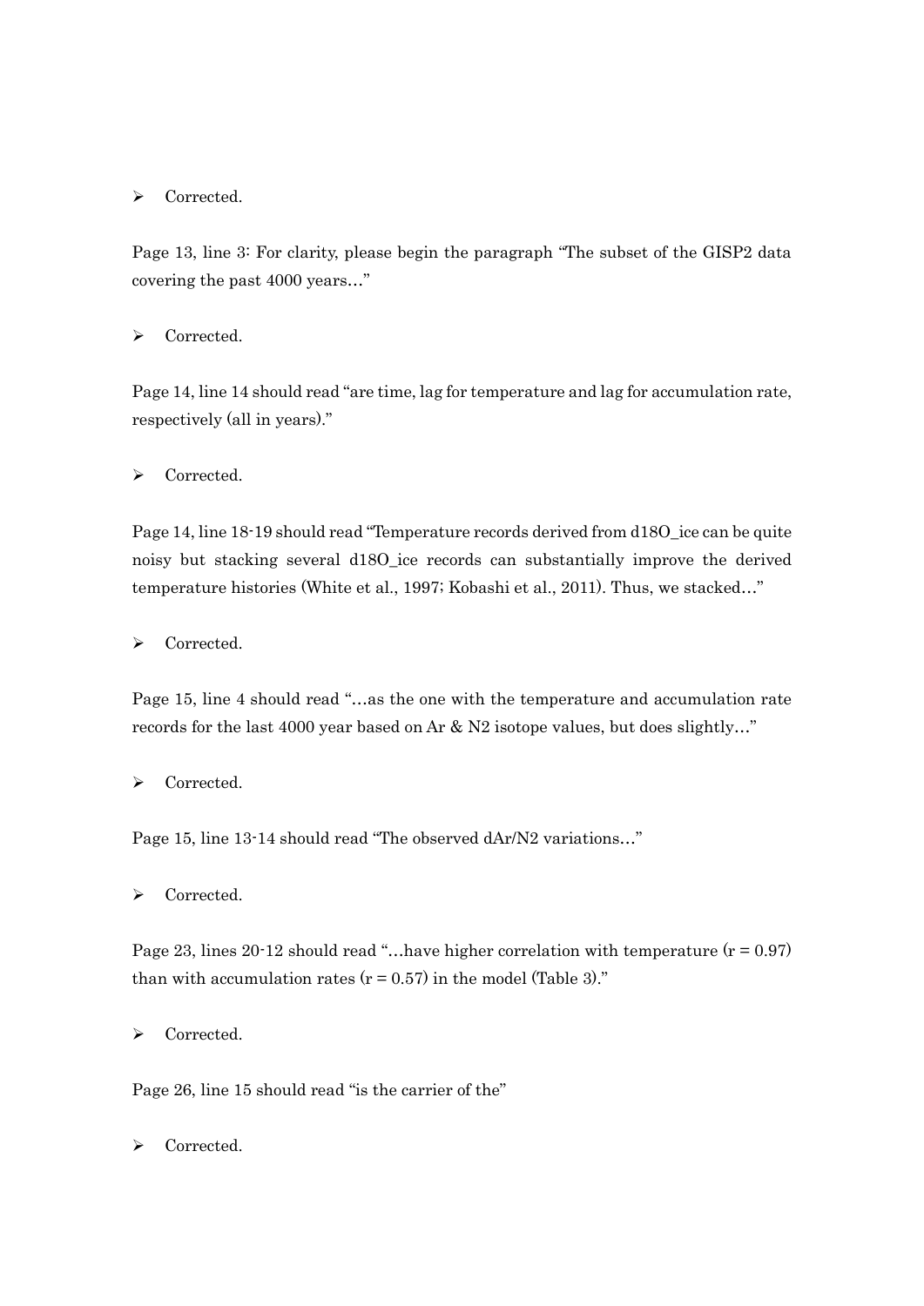- Corrected.

Page 13, line 3: For clarity, please begin the paragraph "The subset of the GISP2 data covering the past 4000 years…"

- Corrected.

Page 14, line 14 should read "are time, lag for temperature and lag for accumulation rate, respectively (all in years)."

- Corrected.

Page 14, line 18-19 should read "Temperature records derived from d18O_ice can be quite noisy but stacking several d18O_ice records can substantially improve the derived temperature histories (White et al., 1997; Kobashi et al., 2011). Thus, we stacked…"

- Corrected.

Page 15, line 4 should read "…as the one with the temperature and accumulation rate records for the last 4000 year based on Ar & N2 isotope values, but does slightly…"

- Corrected.

Page 15, line 13-14 should read "The observed dAr/N2 variations…"

- Corrected.

Page 23, lines 20-12 should read "…have higher correlation with temperature ($r = 0.97$) than with accumulation rates ($r = 0.57$) in the model (Table 3)."

- Corrected.

Page 26, line 15 should read "is the carrier of the"

- Corrected.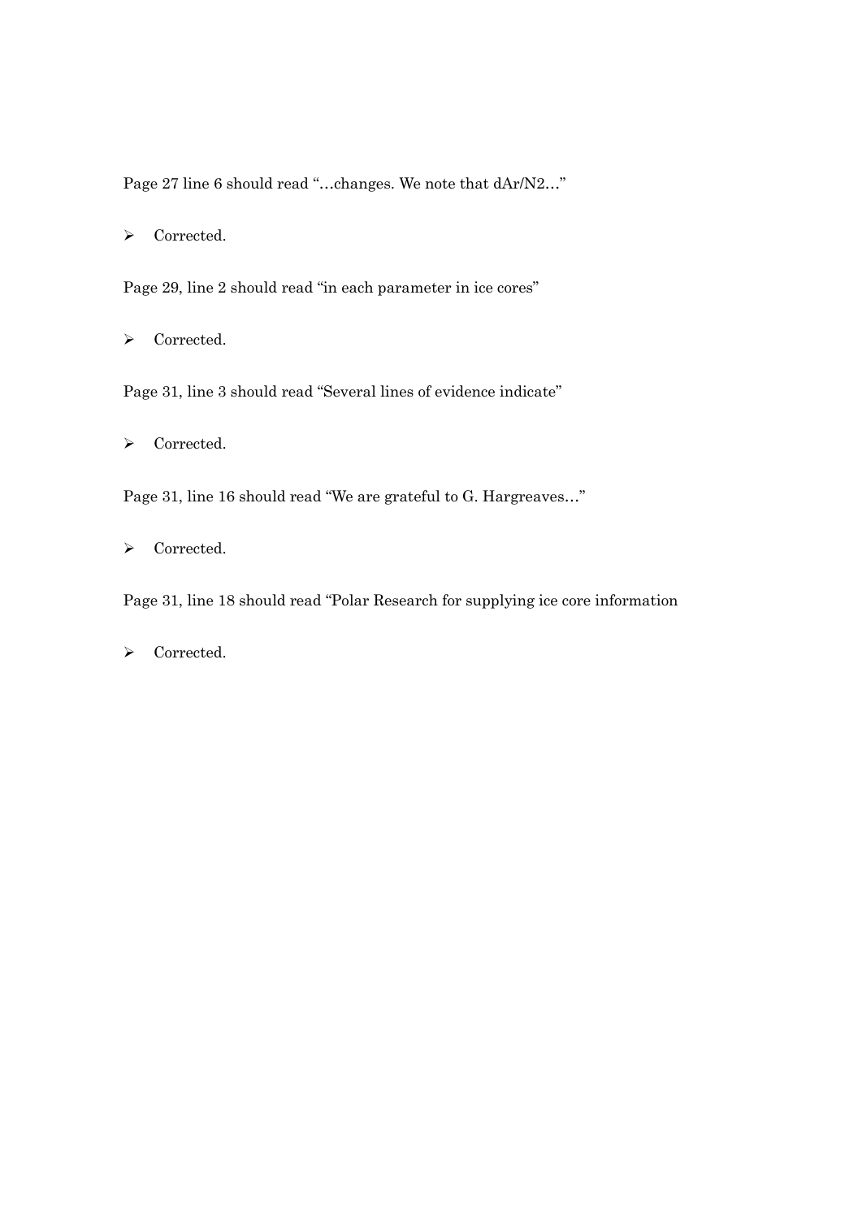Page 27 line 6 should read "…changes. We note that dAr/N2…"

- Corrected.

Page 29, line 2 should read "in each parameter in ice cores"

- Corrected.

Page 31, line 3 should read "Several lines of evidence indicate"

- Corrected.

Page 31, line 16 should read "We are grateful to G. Hargreaves…"

- Corrected.

Page 31, line 18 should read "Polar Research for supplying ice core information

- Corrected.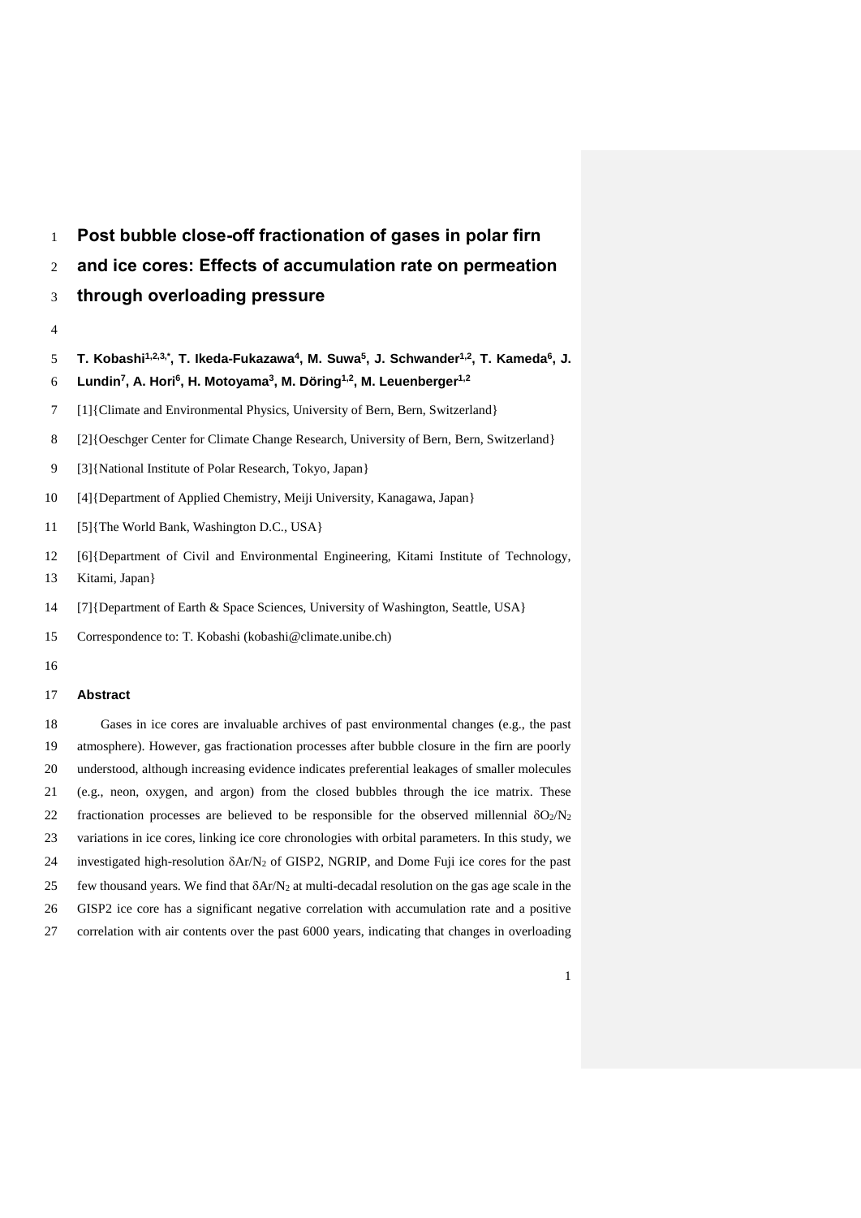# Post bubble close-off fractionation of gases in polar firn and ice cores: Effects of accumulation rate on permeation through overloading pressure

**T. Kobashi[1,2,3,*], T. Ikeda-Fukazawa[4], M. Suwa[5], J. Schwander[1,2], T. Kameda[6], J. Lundin[7], A. Hori[6], H. Motoyama[3], M. Döring[1,2], M. Leuenberger[1,2]**

[1]{Climate and Environmental Physics, University of Bern, Bern, Switzerland}

[2]{Oeschger Center for Climate Change Research, University of Bern, Bern, Switzerland}

[3]{National Institute of Polar Research, Tokyo, Japan}

[4]{Department of Applied Chemistry, Meiji University, Kanagawa, Japan}

[5]{The World Bank, Washington D.C., USA}

[6]{Department of Civil and Environmental Engineering, Kitami Institute of Technology, Kitami, Japan}

[7]{Department of Earth & Space Sciences, University of Washington, Seattle, USA}

Correspondence to: T. Kobashi (kobashi@climate.unibe.ch)

## Abstract

Gases in ice cores are invaluable archives of past environmental changes (e.g., the past atmosphere). However, gas fractionation processes after bubble closure in the firn are poorly understood, although increasing evidence indicates preferential leakages of smaller molecules (e.g., neon, oxygen, and argon) from the closed bubbles through the ice matrix. These fractionation processes are believed to be responsible for the observed millennial $\delta O_2/N_2$ variations in ice cores, linking ice core chronologies with orbital parameters. In this study, we investigated high-resolution $\delta Ar/N_2$ of GISP2, NGRIP, and Dome Fuji ice cores for the past few thousand years. We find that $\delta Ar/N_2$ at multi-decadal resolution on the gas age scale in the GISP2 ice core has a significant negative correlation with accumulation rate and a positive correlation with air contents over the past 6000 years, indicating that changes in overloading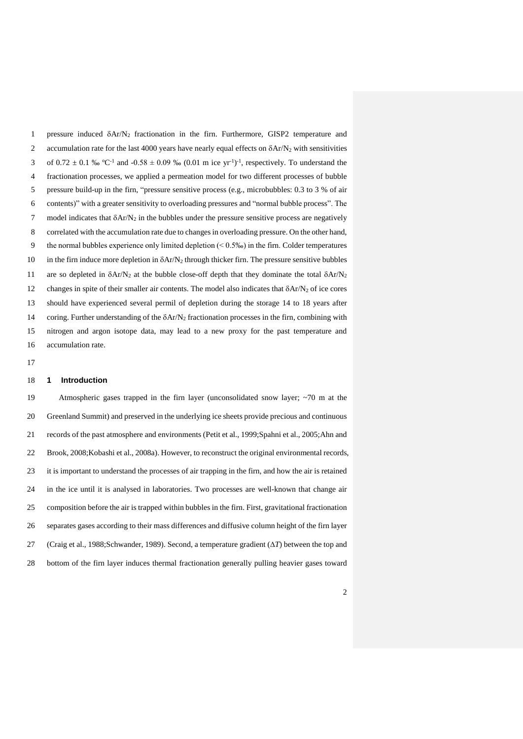pressure induced $\delta Ar/N_2$ fractionation in the firn. Furthermore, GISP2 temperature and accumulation rate for the last 4000 years have nearly equal effects on $\delta Ar/N_2$ with sensitivities of $0.72 \pm 0.1$ ‰ °C$^{-1}$ and $-0.58 \pm 0.09$ ‰ (0.01 m ice yr$^{-1}$)$^{-1}$, respectively. To understand the fractionation processes, we applied a permeation model for two different processes of bubble pressure build-up in the firn, "pressure sensitive process (e.g., microbubbles: 0.3 to 3 % of air contents)" with a greater sensitivity to overloading pressures and "normal bubble process". The model indicates that $\delta Ar/N_2$ in the bubbles under the pressure sensitive process are negatively correlated with the accumulation rate due to changes in overloading pressure. On the other hand, the normal bubbles experience only limited depletion (< 0.5‰) in the firn. Colder temperatures in the firn induce more depletion in $\delta Ar/N_2$ through thicker firn. The pressure sensitive bubbles are so depleted in $\delta Ar/N_2$ at the bubble close-off depth that they dominate the total $\delta Ar/N_2$ changes in spite of their smaller air contents. The model also indicates that $\delta Ar/N_2$ of ice cores should have experienced several permil of depletion during the storage 14 to 18 years after coring. Further understanding of the $\delta Ar/N_2$ fractionation processes in the firn, combining with nitrogen and argon isotope data, may lead to a new proxy for the past temperature and accumulation rate.

## 1 Introduction

Atmospheric gases trapped in the firn layer (unconsolidated snow layer; ~70 m at the Greenland Summit) and preserved in the underlying ice sheets provide precious and continuous records of the past atmosphere and environments (Petit et al., 1999;Spahni et al., 2005;Ahn and Brook, 2008;Kobashi et al., 2008a). However, to reconstruct the original environmental records, it is important to understand the processes of air trapping in the firn, and how the air is retained in the ice until it is analysed in laboratories. Two processes are well-known that change air composition before the air is trapped within bubbles in the firn. First, gravitational fractionation separates gases according to their mass differences and diffusive column height of the firn layer (Craig et al., 1988;Schwander, 1989). Second, a temperature gradient ($\Delta T$) between the top and bottom of the firn layer induces thermal fractionation generally pulling heavier gases toward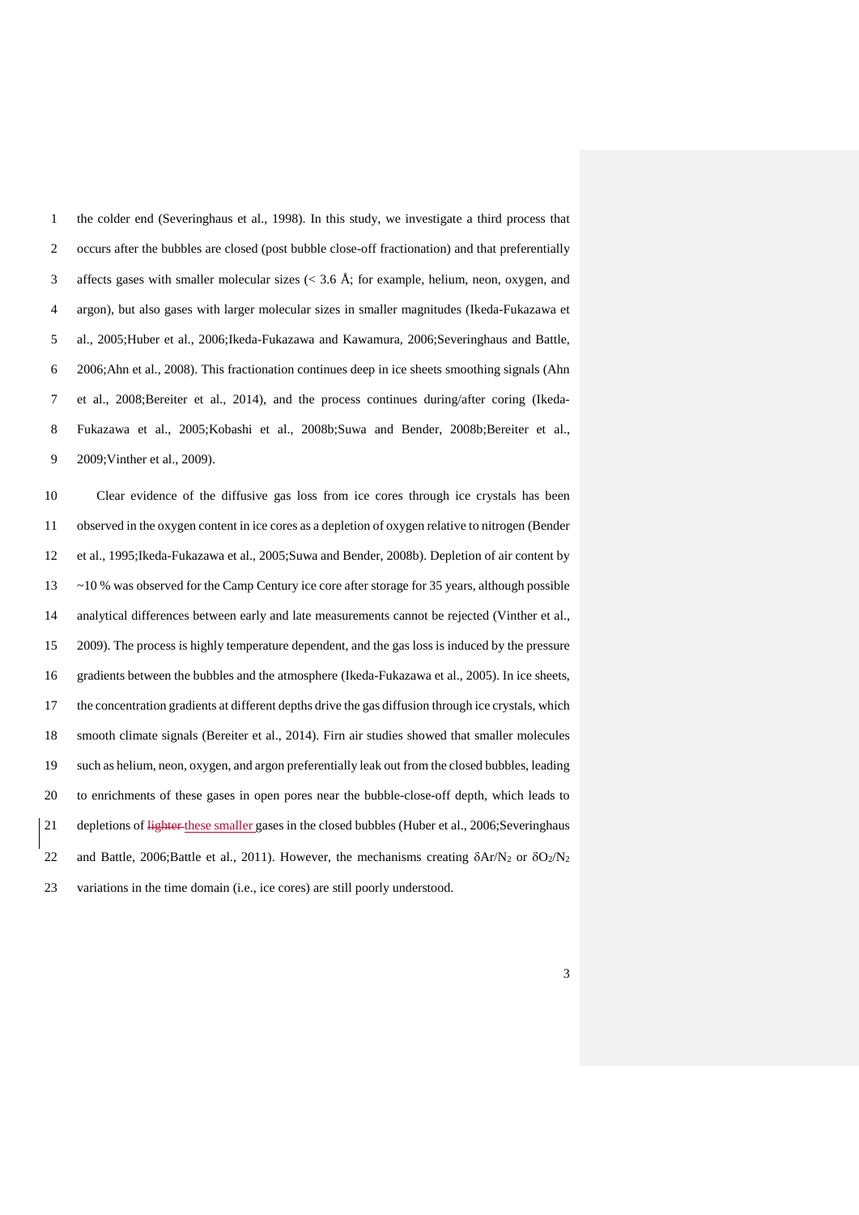the colder end (Severinghaus et al., 1998). In this study, we investigate a third process that occurs after the bubbles are closed (post bubble close-off fractionation) and that preferentially affects gases with smaller molecular sizes (< 3.6 Å; for example, helium, neon, oxygen, and argon), but also gases with larger molecular sizes in smaller magnitudes (Ikeda-Fukazawa et al., 2005;Huber et al., 2006;Ikeda-Fukazawa and Kawamura, 2006;Severinghaus and Battle, 2006;Ahn et al., 2008). This fractionation continues deep in ice sheets smoothing signals (Ahn et al., 2008;Bereiter et al., 2014), and the process continues during/after coring (Ikeda-Fukazawa et al., 2005;Kobashi et al., 2008b;Suwa and Bender, 2008b;Bereiter et al., 2009;Vinther et al., 2009).

Clear evidence of the diffusive gas loss from ice cores through ice crystals has been observed in the oxygen content in ice cores as a depletion of oxygen relative to nitrogen (Bender et al., 1995;Ikeda-Fukazawa et al., 2005;Suwa and Bender, 2008b). Depletion of air content by ~10 % was observed for the Camp Century ice core after storage for 35 years, although possible analytical differences between early and late measurements cannot be rejected (Vinther et al., 2009). The process is highly temperature dependent, and the gas loss is induced by the pressure gradients between the bubbles and the atmosphere (Ikeda-Fukazawa et al., 2005). In ice sheets, the concentration gradients at different depths drive the gas diffusion through ice crystals, which smooth climate signals (Bereiter et al., 2014). Firn air studies showed that smaller molecules such as helium, neon, oxygen, and argon preferentially leak out from the closed bubbles, leading to enrichments of these gases in open pores near the bubble-close-off depth, which leads to depletions of ~~lighter~~ these smaller gases in the closed bubbles (Huber et al., 2006;Severinghaus and Battle, 2006;Battle et al., 2011). However, the mechanisms creating $\delta Ar/N_2$ or $\delta O_2/N_2$ variations in the time domain (i.e., ice cores) are still poorly understood.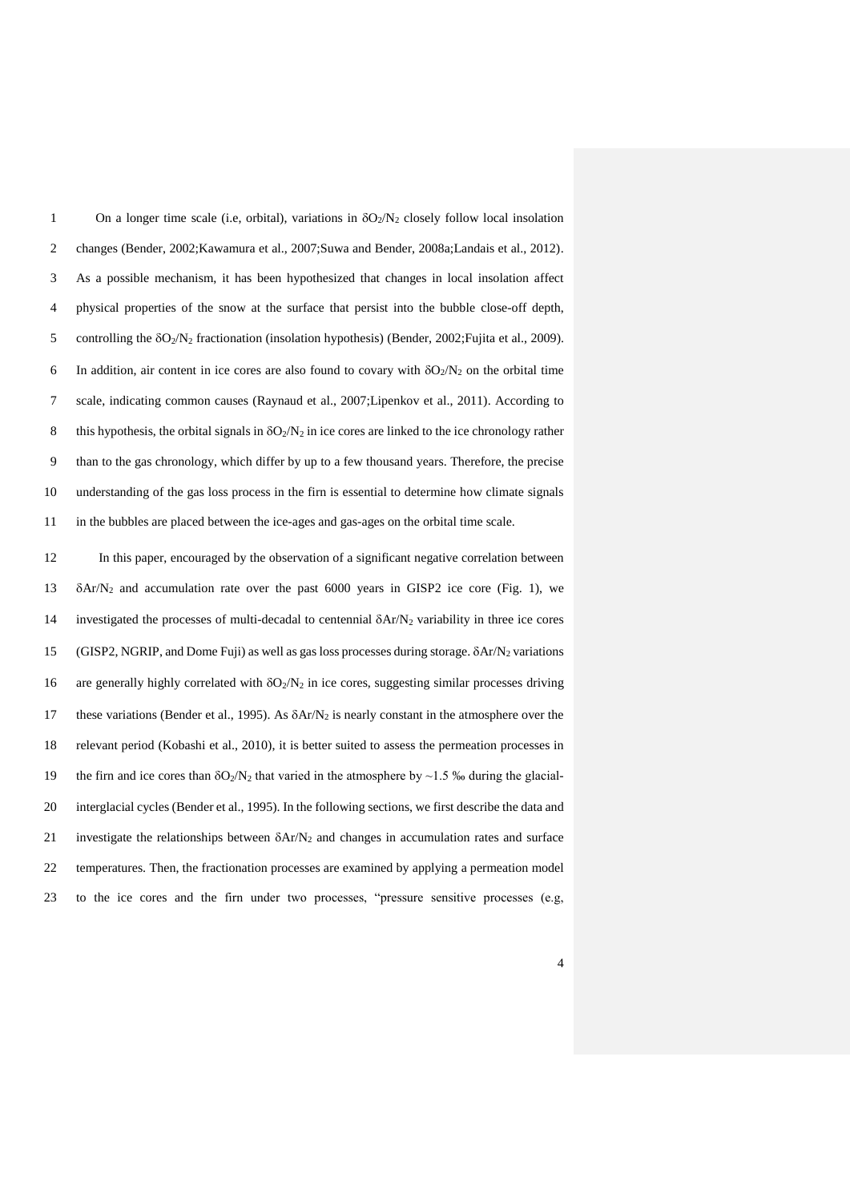On a longer time scale (i.e, orbital), variations in $\delta O_2/N_2$ closely follow local insolation changes (Bender, 2002;Kawamura et al., 2007;Suwa and Bender, 2008a;Landais et al., 2012). As a possible mechanism, it has been hypothesized that changes in local insolation affect physical properties of the snow at the surface that persist into the bubble close-off depth, controlling the $\delta O_2/N_2$ fractionation (insolation hypothesis) (Bender, 2002;Fujita et al., 2009). In addition, air content in ice cores are also found to covary with $\delta O_2/N_2$ on the orbital time scale, indicating common causes (Raynaud et al., 2007;Lipenkov et al., 2011). According to this hypothesis, the orbital signals in $\delta O_2/N_2$ in ice cores are linked to the ice chronology rather than to the gas chronology, which differ by up to a few thousand years. Therefore, the precise understanding of the gas loss process in the firn is essential to determine how climate signals in the bubbles are placed between the ice-ages and gas-ages on the orbital time scale.

In this paper, encouraged by the observation of a significant negative correlation between $\delta Ar/N_2$ and accumulation rate over the past 6000 years in GISP2 ice core (Fig. 1), we investigated the processes of multi-decadal to centennial $\delta Ar/N_2$ variability in three ice cores (GISP2, NGRIP, and Dome Fuji) as well as gas loss processes during storage. $\delta Ar/N_2$ variations are generally highly correlated with $\delta O_2/N_2$ in ice cores, suggesting similar processes driving these variations (Bender et al., 1995). As $\delta Ar/N_2$ is nearly constant in the atmosphere over the relevant period (Kobashi et al., 2010), it is better suited to assess the permeation processes in the firn and ice cores than $\delta O_2/N_2$ that varied in the atmosphere by ~1.5 ‰ during the glacial-interglacial cycles (Bender et al., 1995). In the following sections, we first describe the data and investigate the relationships between $\delta Ar/N_2$ and changes in accumulation rates and surface temperatures. Then, the fractionation processes are examined by applying a permeation model to the ice cores and the firn under two processes, "pressure sensitive processes (e.g,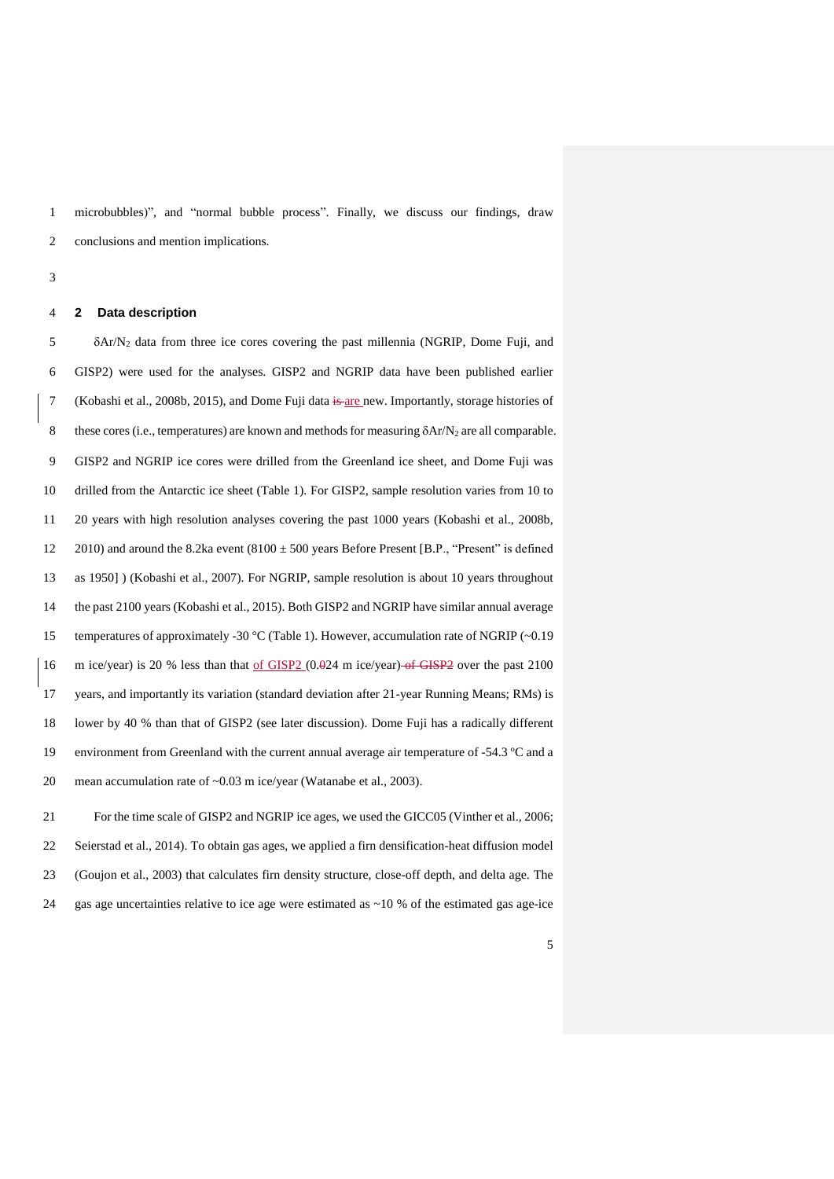microbubbles)", and "normal bubble process". Finally, we discuss our findings, draw conclusions and mention implications.

## 2 Data description

$\delta Ar/N_2$ data from three ice cores covering the past millennia (NGRIP, Dome Fuji, and GISP2) were used for the analyses. GISP2 and NGRIP data have been published earlier (Kobashi et al., 2008b, 2015), and Dome Fuji data ~~is~~ are new. Importantly, storage histories of these cores (i.e., temperatures) are known and methods for measuring $\delta Ar/N_2$ are all comparable. GISP2 and NGRIP ice cores were drilled from the Greenland ice sheet, and Dome Fuji was drilled from the Antarctic ice sheet (Table 1). For GISP2, sample resolution varies from 10 to 20 years with high resolution analyses covering the past 1000 years (Kobashi et al., 2008b, 2010) and around the 8.2ka event (8100 ± 500 years Before Present [B.P., "Present" is defined as 1950] ) (Kobashi et al., 2007). For NGRIP, sample resolution is about 10 years throughout the past 2100 years (Kobashi et al., 2015). Both GISP2 and NGRIP have similar annual average temperatures of approximately -30 °C (Table 1). However, accumulation rate of NGRIP (~0.19 m ice/year) is 20 % less than that of GISP2 (0.~~0~~24 m ice/year) ~~of GISP2~~ over the past 2100 years, and importantly its variation (standard deviation after 21-year Running Means; RMs) is lower by 40 % than that of GISP2 (see later discussion). Dome Fuji has a radically different environment from Greenland with the current annual average air temperature of -54.3 ºC and a mean accumulation rate of ~0.03 m ice/year (Watanabe et al., 2003).

For the time scale of GISP2 and NGRIP ice ages, we used the GICC05 (Vinther et al., 2006; Seierstad et al., 2014). To obtain gas ages, we applied a firn densification-heat diffusion model (Goujon et al., 2003) that calculates firn density structure, close-off depth, and delta age. The gas age uncertainties relative to ice age were estimated as ~10 % of the estimated gas age-ice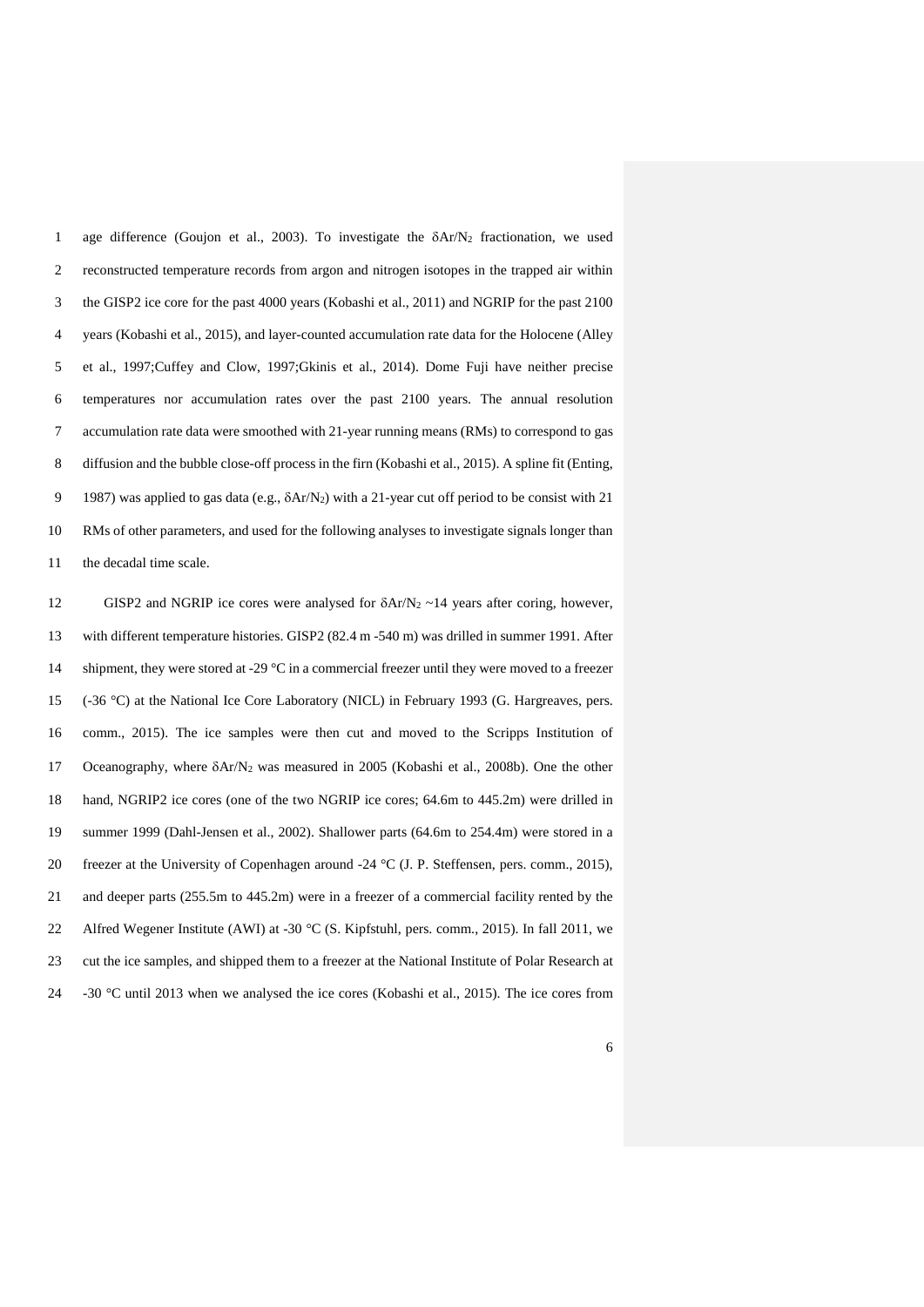age difference (Goujon et al., 2003). To investigate the $\delta Ar/N_2$ fractionation, we used reconstructed temperature records from argon and nitrogen isotopes in the trapped air within the GISP2 ice core for the past 4000 years (Kobashi et al., 2011) and NGRIP for the past 2100 years (Kobashi et al., 2015), and layer-counted accumulation rate data for the Holocene (Alley et al., 1997;Cuffey and Clow, 1997;Gkinis et al., 2014). Dome Fuji have neither precise temperatures nor accumulation rates over the past 2100 years. The annual resolution accumulation rate data were smoothed with 21-year running means (RMs) to correspond to gas diffusion and the bubble close-off process in the firn (Kobashi et al., 2015). A spline fit (Enting, 1987) was applied to gas data (e.g., $\delta Ar/N_2$) with a 21-year cut off period to be consist with 21 RMs of other parameters, and used for the following analyses to investigate signals longer than the decadal time scale.

GISP2 and NGRIP ice cores were analysed for $\delta Ar/N_2$ ~14 years after coring, however, with different temperature histories. GISP2 (82.4 m -540 m) was drilled in summer 1991. After shipment, they were stored at -29 °C in a commercial freezer until they were moved to a freezer (-36 °C) at the National Ice Core Laboratory (NICL) in February 1993 (G. Hargreaves, pers. comm., 2015). The ice samples were then cut and moved to the Scripps Institution of Oceanography, where $\delta Ar/N_2$ was measured in 2005 (Kobashi et al., 2008b). One the other hand, NGRIP2 ice cores (one of the two NGRIP ice cores; 64.6m to 445.2m) were drilled in summer 1999 (Dahl-Jensen et al., 2002). Shallower parts (64.6m to 254.4m) were stored in a freezer at the University of Copenhagen around -24 °C (J. P. Steffensen, pers. comm., 2015), and deeper parts (255.5m to 445.2m) were in a freezer of a commercial facility rented by the Alfred Wegener Institute (AWI) at -30 °C (S. Kipfstuhl, pers. comm., 2015). In fall 2011, we cut the ice samples, and shipped them to a freezer at the National Institute of Polar Research at -30 °C until 2013 when we analysed the ice cores (Kobashi et al., 2015). The ice cores from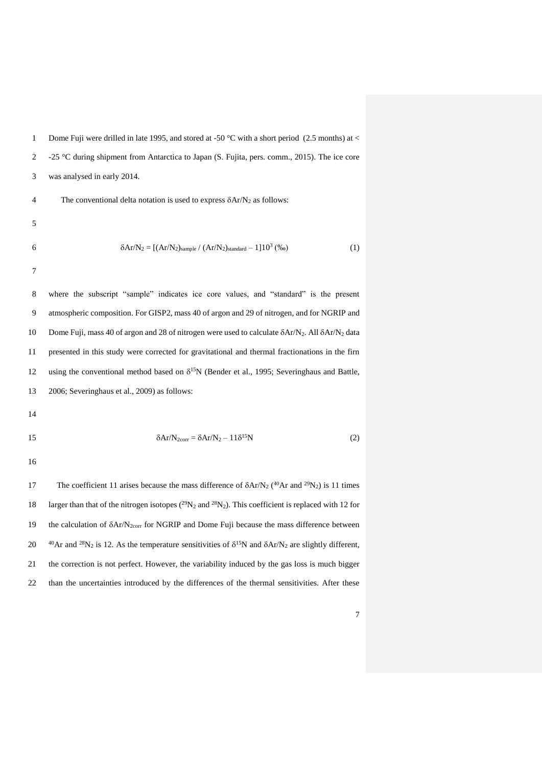Dome Fuji were drilled in late 1995, and stored at -50 °C with a short period (2.5 months) at < -25 °C during shipment from Antarctica to Japan (S. Fujita, pers. comm., 2015). The ice core was analysed in early 2014.

The conventional delta notation is used to express $\delta Ar/N_2$ as follows:

$$\delta Ar/N_2 = [(Ar/N_2)_{sample} / (Ar/N_2)_{standard} - 1]10^3 \text{ (‰)} \quad (1)$$

where the subscript "sample" indicates ice core values, and "standard" is the present atmospheric composition. For GISP2, mass 40 of argon and 29 of nitrogen, and for NGRIP and Dome Fuji, mass 40 of argon and 28 of nitrogen were used to calculate $\delta Ar/N_2$. All $\delta Ar/N_2$ data presented in this study were corrected for gravitational and thermal fractionations in the firn using the conventional method based on $\delta^{15}N$ (Bender et al., 1995; Severinghaus and Battle, 2006; Severinghaus et al., 2009) as follows:

$$\delta Ar/N_{2corr} = \delta Ar/N_2 - 11\delta^{15}N \quad (2)$$

The coefficient 11 arises because the mass difference of $\delta Ar/N_2$ ($^{40}Ar$ and $^{29}N_2$) is 11 times larger than that of the nitrogen isotopes ($^{29}N_2$ and $^{28}N_2$). This coefficient is replaced with 12 for the calculation of $\delta Ar/N_{2corr}$ for NGRIP and Dome Fuji because the mass difference between $^{40}Ar$ and $^{28}N_2$ is 12. As the temperature sensitivities of $\delta^{15}N$ and $\delta Ar/N_2$ are slightly different, the correction is not perfect. However, the variability induced by the gas loss is much bigger than the uncertainties introduced by the differences of the thermal sensitivities. After these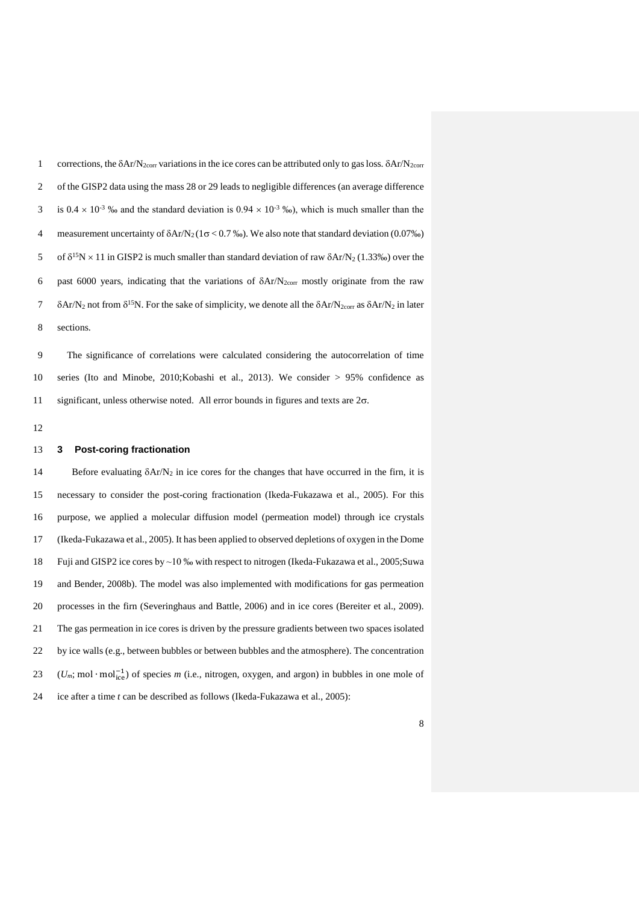corrections, the $\delta Ar/N_{2corr}$ variations in the ice cores can be attributed only to gas loss. $\delta Ar/N_{2corr}$ of the GISP2 data using the mass 28 or 29 leads to negligible differences (an average difference is $0.4 \times 10^{-3}$ ‰ and the standard deviation is $0.94 \times 10^{-3}$ ‰), which is much smaller than the measurement uncertainty of $\delta Ar/N_2$ ($1\sigma < 0.7$ ‰). We also note that standard deviation (0.07‰) of $\delta^{15}N \times 11$ in GISP2 is much smaller than standard deviation of raw $\delta Ar/N_2$ (1.33‰) over the past 6000 years, indicating that the variations of $\delta Ar/N_{2corr}$ mostly originate from the raw $\delta Ar/N_2$ not from $\delta^{15}N$. For the sake of simplicity, we denote all the $\delta Ar/N_{2corr}$ as $\delta Ar/N_2$ in later sections.

The significance of correlations were calculated considering the autocorrelation of time series (Ito and Minobe, 2010;Kobashi et al., 2013). We consider > 95% confidence as significant, unless otherwise noted. All error bounds in figures and texts are $2\sigma$.

## 3 Post-coring fractionation

Before evaluating $\delta Ar/N_2$ in ice cores for the changes that have occurred in the firn, it is necessary to consider the post-coring fractionation (Ikeda-Fukazawa et al., 2005). For this purpose, we applied a molecular diffusion model (permeation model) through ice crystals (Ikeda-Fukazawa et al., 2005). It has been applied to observed depletions of oxygen in the Dome Fuji and GISP2 ice cores by ~10 ‰ with respect to nitrogen (Ikeda-Fukazawa et al., 2005;Suwa and Bender, 2008b). The model was also implemented with modifications for gas permeation processes in the firn (Severinghaus and Battle, 2006) and in ice cores (Bereiter et al., 2009). The gas permeation in ice cores is driven by the pressure gradients between two spaces isolated by ice walls (e.g., between bubbles or between bubbles and the atmosphere). The concentration ($U_m$; $\mathrm{mol \cdot mol_{ice}^{-1}}$) of species $m$ (i.e., nitrogen, oxygen, and argon) in bubbles in one mole of ice after a time $t$ can be described as follows (Ikeda-Fukazawa et al., 2005):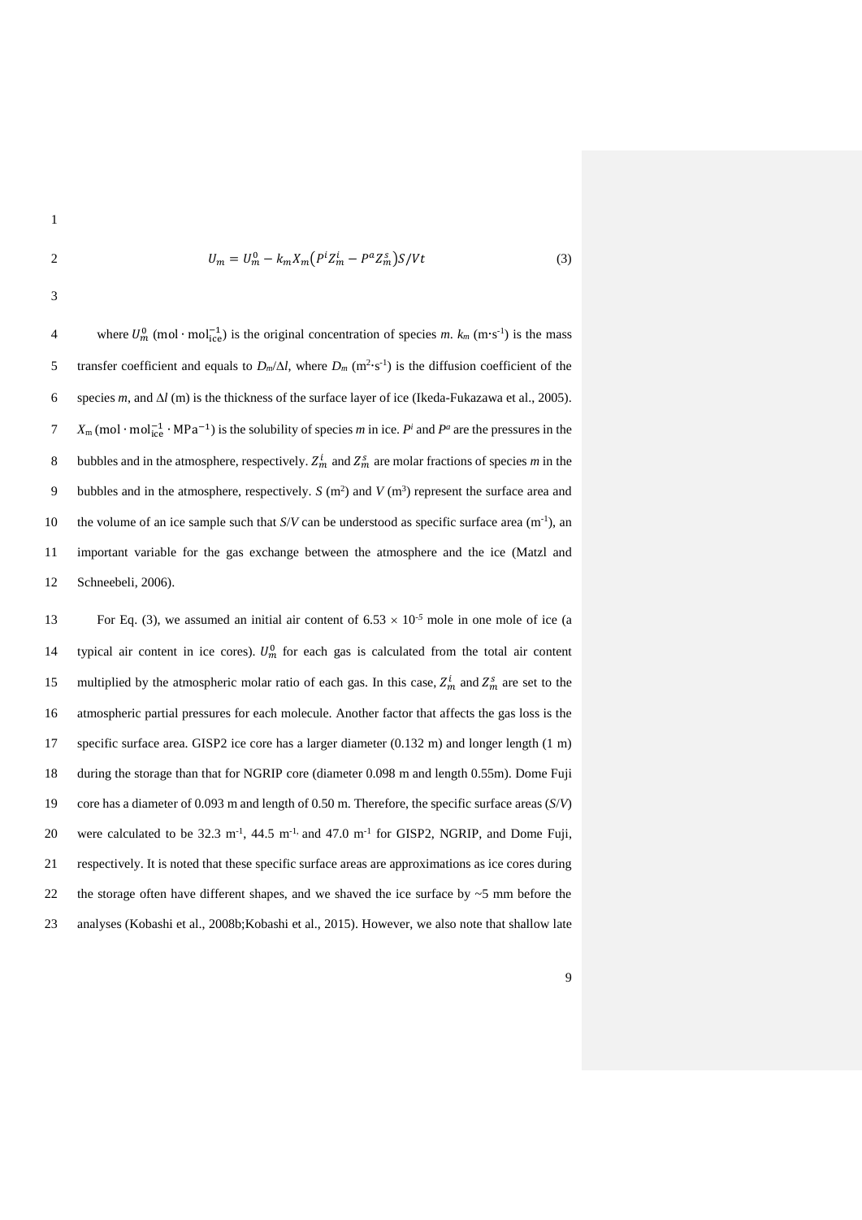$$U_m = U_m^0 - k_m X_m \left(P^i Z_m^i - P^a Z_m^s\right) S/Vt \quad (3)$$

where $U_m^0$ ($\mathrm{mol} \cdot \mathrm{mol}_{\mathrm{ice}}^{-1}$) is the original concentration of species *m*. $k_m$ ($\mathrm{m \cdot s^{-1}}$) is the mass transfer coefficient and equals to $D_m/\Delta l$, where $D_m$ ($\mathrm{m^2 \cdot s^{-1}}$) is the diffusion coefficient of the species *m*, and $\Delta l$ (m) is the thickness of the surface layer of ice (Ikeda-Fukazawa et al., 2005). $X_\mathrm{m}$ ($\mathrm{mol} \cdot \mathrm{mol}_{\mathrm{ice}}^{-1} \cdot \mathrm{MPa}^{-1}$) is the solubility of species *m* in ice. $P^i$ and $P^a$ are the pressures in the bubbles and in the atmosphere, respectively. $Z_m^i$ and $Z_m^s$ are molar fractions of species *m* in the bubbles and in the atmosphere, respectively. *S* ($\mathrm{m^2}$) and *V* ($\mathrm{m^3}$) represent the surface area and the volume of an ice sample such that *S*/*V* can be understood as specific surface area ($\mathrm{m^{-1}}$), an important variable for the gas exchange between the atmosphere and the ice (Matzl and Schneebeli, 2006).

For Eq. (3), we assumed an initial air content of $6.53 \times 10^{-5}$ mole in one mole of ice (a typical air content in ice cores). $U_m^0$ for each gas is calculated from the total air content multiplied by the atmospheric molar ratio of each gas. In this case, $Z_m^i$ and $Z_m^s$ are set to the atmospheric partial pressures for each molecule. Another factor that affects the gas loss is the specific surface area. GISP2 ice core has a larger diameter (0.132 m) and longer length (1 m) during the storage than that for NGRIP core (diameter 0.098 m and length 0.55m). Dome Fuji core has a diameter of 0.093 m and length of 0.50 m. Therefore, the specific surface areas (*S*/*V*) were calculated to be 32.3 $\mathrm{m^{-1}}$, 44.5 $\mathrm{m^{-1}}$, and 47.0 $\mathrm{m^{-1}}$ for GISP2, NGRIP, and Dome Fuji, respectively. It is noted that these specific surface areas are approximations as ice cores during the storage often have different shapes, and we shaved the ice surface by ~5 mm before the analyses (Kobashi et al., 2008b;Kobashi et al., 2015). However, we also note that shallow late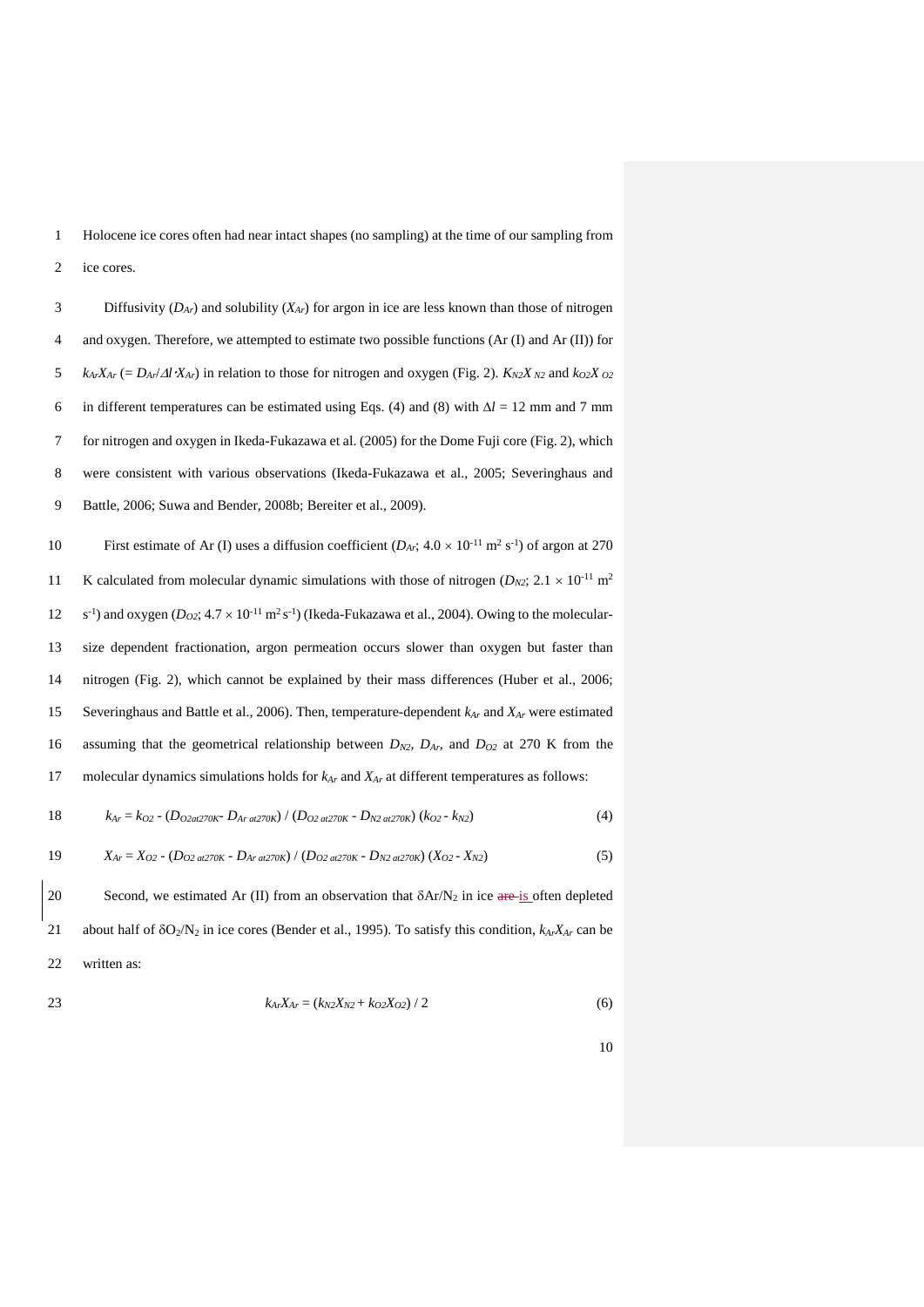Holocene ice cores often had near intact shapes (no sampling) at the time of our sampling from ice cores.

Diffusivity ($D_{Ar}$) and solubility ($X_{Ar}$) for argon in ice are less known than those of nitrogen and oxygen. Therefore, we attempted to estimate two possible functions (Ar (I) and Ar (II)) for $k_{Ar}X_{Ar}$ ($= D_{Ar}/\Delta l \cdot X_{Ar}$) in relation to those for nitrogen and oxygen (Fig. 2). $K_{N2}X_{N2}$ and $k_{O2}X_{O2}$ in different temperatures can be estimated using Eqs. (4) and (8) with $\Delta l$ = 12 mm and 7 mm for nitrogen and oxygen in Ikeda-Fukazawa et al. (2005) for the Dome Fuji core (Fig. 2), which were consistent with various observations (Ikeda-Fukazawa et al., 2005; Severinghaus and Battle, 2006; Suwa and Bender, 2008b; Bereiter et al., 2009).

First estimate of Ar (I) uses a diffusion coefficient ($D_{Ar}$; $4.0 \times 10^{-11}$ m$^2$ s$^{-1}$) of argon at 270 K calculated from molecular dynamic simulations with those of nitrogen ($D_{N2}$; $2.1 \times 10^{-11}$ m$^2$ s$^{-1}$) and oxygen ($D_{O2}$; $4.7 \times 10^{-11}$ m$^2$ s$^{-1}$) (Ikeda-Fukazawa et al., 2004). Owing to the molecular-size dependent fractionation, argon permeation occurs slower than oxygen but faster than nitrogen (Fig. 2), which cannot be explained by their mass differences (Huber et al., 2006; Severinghaus and Battle et al., 2006). Then, temperature-dependent $k_{Ar}$ and $X_{Ar}$ were estimated assuming that the geometrical relationship between $D_{N2}$, $D_{Ar}$, and $D_{O2}$ at 270 K from the molecular dynamics simulations holds for $k_{Ar}$ and $X_{Ar}$ at different temperatures as follows:

$$k_{Ar} = k_{O2} - (D_{O2at270K} - D_{Ar\ at270K}) / (D_{O2\ at270K} - D_{N2\ at270K}) (k_{O2} - k_{N2}) \quad (4)$$

$$X_{Ar} = X_{O2} - (D_{O2\ at270K} - D_{Ar\ at270K}) / (D_{O2\ at270K} - D_{N2\ at270K}) (X_{O2} - X_{N2}) \quad (5)$$

Second, we estimated Ar (II) from an observation that $\delta Ar/N_2$ in ice ~~are~~ is often depleted about half of $\delta O_2/N_2$ in ice cores (Bender et al., 1995). To satisfy this condition, $k_{Ar}X_{Ar}$ can be written as:

$$k_{Ar}X_{Ar} = (k_{N2}X_{N2} + k_{O2}X_{O2}) / 2 \quad (6)$$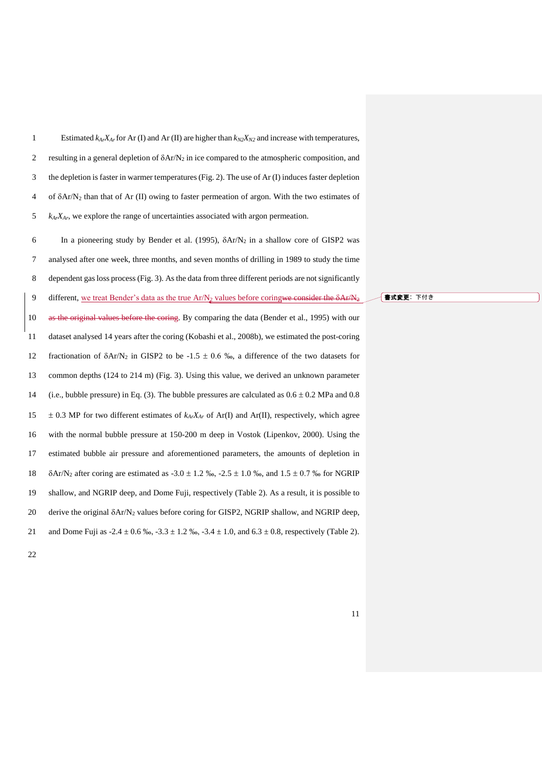Estimated $k_{Ar}X_{Ar}$ for Ar (I) and Ar (II) are higher than $k_{N2}X_{N2}$ and increase with temperatures, resulting in a general depletion of $\delta Ar/N_2$ in ice compared to the atmospheric composition, and the depletion is faster in warmer temperatures (Fig. 2). The use of Ar (I) induces faster depletion of $\delta Ar/N_2$ than that of Ar (II) owing to faster permeation of argon. With the two estimates of $k_{Ar}X_{Ar}$, we explore the range of uncertainties associated with argon permeation.

In a pioneering study by Bender et al. (1995), $\delta Ar/N_2$ in a shallow core of GISP2 was analysed after one week, three months, and seven months of drilling in 1989 to study the time dependent gas loss process (Fig. 3). As the data from three different periods are not significantly different, we treat Bender's data as the true $Ar/N_2$ values before coring~~we consider the $\delta Ar/N_2$ as the original values before the coring~~. By comparing the data (Bender et al., 1995) with our dataset analysed 14 years after the coring (Kobashi et al., 2008b), we estimated the post-coring fractionation of $\delta Ar/N_2$ in GISP2 to be -1.5 ± 0.6 ‰, a difference of the two datasets for common depths (124 to 214 m) (Fig. 3). Using this value, we derived an unknown parameter (i.e., bubble pressure) in Eq. (3). The bubble pressures are calculated as 0.6 ± 0.2 MPa and 0.8 ± 0.3 MP for two different estimates of $k_{Ar}X_{Ar}$ of Ar(I) and Ar(II), respectively, which agree with the normal bubble pressure at 150-200 m deep in Vostok (Lipenkov, 2000). Using the estimated bubble air pressure and aforementioned parameters, the amounts of depletion in $\delta Ar/N_2$ after coring are estimated as -3.0 ± 1.2 ‰, -2.5 ± 1.0 ‰, and 1.5 ± 0.7 ‰ for NGRIP shallow, and NGRIP deep, and Dome Fuji, respectively (Table 2). As a result, it is possible to derive the original $\delta Ar/N_2$ values before coring for GISP2, NGRIP shallow, and NGRIP deep, and Dome Fuji as -2.4 ± 0.6 ‰, -3.3 ± 1.2 ‰, -3.4 ± 1.0, and 6.3 ± 0.8, respectively (Table 2).

書式変更: 下付き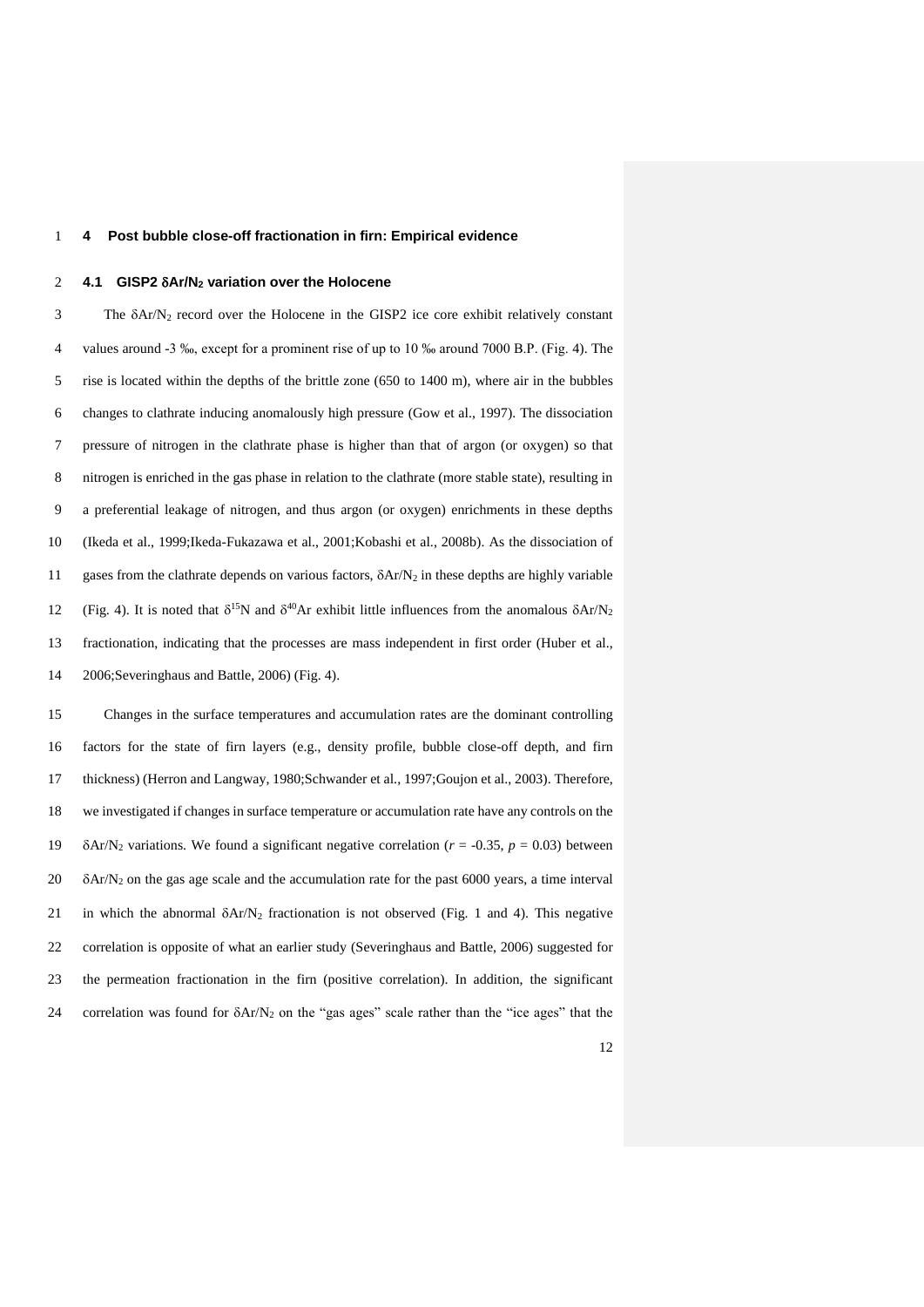# 4 Post bubble close-off fractionation in firn: Empirical evidence

## 4.1 GISP2 $\delta Ar/N_2$ variation over the Holocene

The $\delta Ar/N_2$ record over the Holocene in the GISP2 ice core exhibit relatively constant values around -3 ‰, except for a prominent rise of up to 10 ‰ around 7000 B.P. (Fig. 4). The rise is located within the depths of the brittle zone (650 to 1400 m), where air in the bubbles changes to clathrate inducing anomalously high pressure (Gow et al., 1997). The dissociation pressure of nitrogen in the clathrate phase is higher than that of argon (or oxygen) so that nitrogen is enriched in the gas phase in relation to the clathrate (more stable state), resulting in a preferential leakage of nitrogen, and thus argon (or oxygen) enrichments in these depths (Ikeda et al., 1999;Ikeda-Fukazawa et al., 2001;Kobashi et al., 2008b). As the dissociation of gases from the clathrate depends on various factors, $\delta Ar/N_2$ in these depths are highly variable (Fig. 4). It is noted that $\delta^{15}N$ and $\delta^{40}Ar$ exhibit little influences from the anomalous $\delta Ar/N_2$ fractionation, indicating that the processes are mass independent in first order (Huber et al., 2006;Severinghaus and Battle, 2006) (Fig. 4).

Changes in the surface temperatures and accumulation rates are the dominant controlling factors for the state of firn layers (e.g., density profile, bubble close-off depth, and firn thickness) (Herron and Langway, 1980;Schwander et al., 1997;Goujon et al., 2003). Therefore, we investigated if changes in surface temperature or accumulation rate have any controls on the $\delta Ar/N_2$ variations. We found a significant negative correlation ($r$ = -0.35, $p$ = 0.03) between $\delta Ar/N_2$ on the gas age scale and the accumulation rate for the past 6000 years, a time interval in which the abnormal $\delta Ar/N_2$ fractionation is not observed (Fig. 1 and 4). This negative correlation is opposite of what an earlier study (Severinghaus and Battle, 2006) suggested for the permeation fractionation in the firn (positive correlation). In addition, the significant correlation was found for $\delta Ar/N_2$ on the "gas ages" scale rather than the "ice ages" that the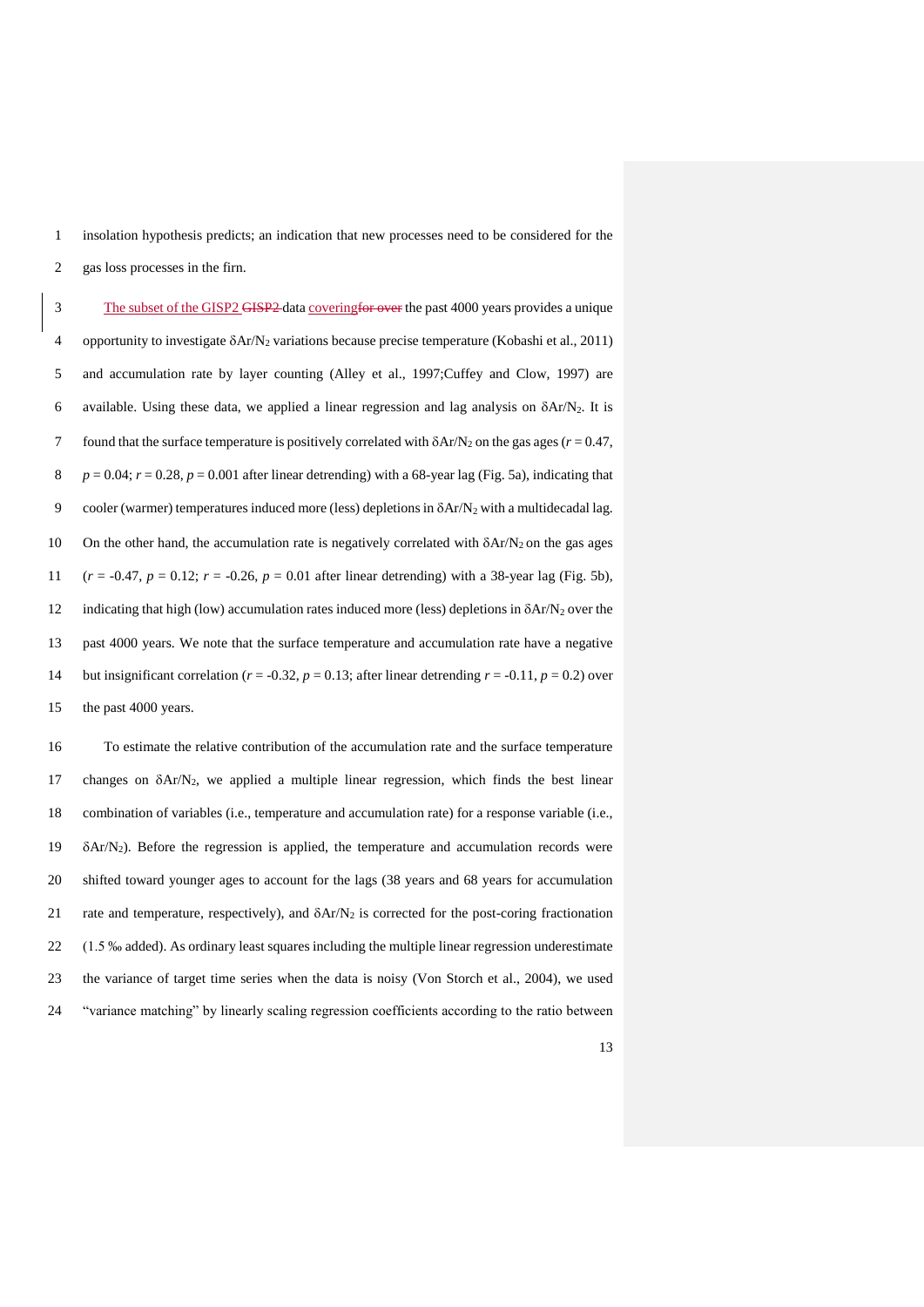insolation hypothesis predicts; an indication that new processes need to be considered for the gas loss processes in the firn.

The subset of the GISP2 data covering the past 4000 years provides a unique opportunity to investigate δAr/$N_2$ variations because precise temperature (Kobashi et al., 2011) and accumulation rate by layer counting (Alley et al., 1997;Cuffey and Clow, 1997) are available. Using these data, we applied a linear regression and lag analysis on δAr/$N_2$. It is found that the surface temperature is positively correlated with δAr/$N_2$ on the gas ages ($r$ = 0.47, $p$ = 0.04; $r$ = 0.28, $p$ = 0.001 after linear detrending) with a 68-year lag (Fig. 5a), indicating that cooler (warmer) temperatures induced more (less) depletions in δAr/$N_2$ with a multidecadal lag. On the other hand, the accumulation rate is negatively correlated with δAr/$N_2$ on the gas ages ($r$ = -0.47, $p$ = 0.12; $r$ = -0.26, $p$ = 0.01 after linear detrending) with a 38-year lag (Fig. 5b), indicating that high (low) accumulation rates induced more (less) depletions in δAr/$N_2$ over the past 4000 years. We note that the surface temperature and accumulation rate have a negative but insignificant correlation ($r$ = -0.32, $p$ = 0.13; after linear detrending $r$ = -0.11, $p$ = 0.2) over the past 4000 years.

To estimate the relative contribution of the accumulation rate and the surface temperature changes on δAr/$N_2$, we applied a multiple linear regression, which finds the best linear combination of variables (i.e., temperature and accumulation rate) for a response variable (i.e., δAr/$N_2$). Before the regression is applied, the temperature and accumulation records were shifted toward younger ages to account for the lags (38 years and 68 years for accumulation rate and temperature, respectively), and δAr/$N_2$ is corrected for the post-coring fractionation (1.5 ‰ added). As ordinary least squares including the multiple linear regression underestimate the variance of target time series when the data is noisy (Von Storch et al., 2004), we used "variance matching" by linearly scaling regression coefficients according to the ratio between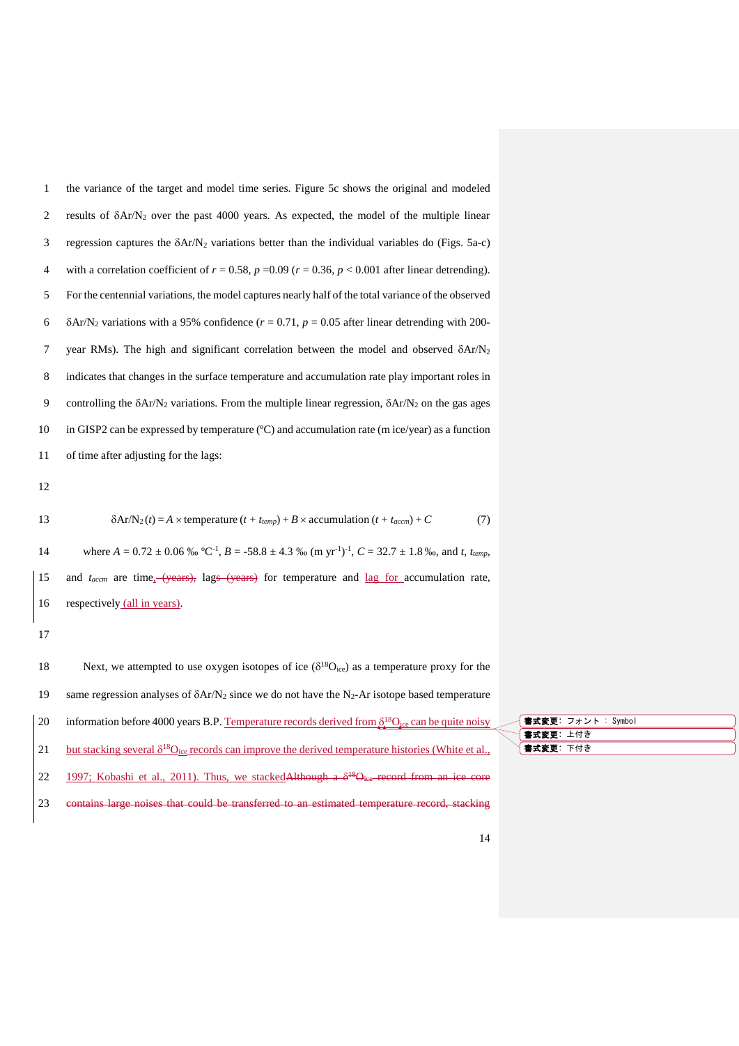the variance of the target and model time series. Figure 5c shows the original and modeled results of $\delta Ar/N_2$ over the past 4000 years. As expected, the model of the multiple linear regression captures the $\delta Ar/N_2$ variations better than the individual variables do (Figs. 5a-c) with a correlation coefficient of $r = 0.58$, $p = 0.09$ ($r = 0.36$, $p < 0.001$ after linear detrending). For the centennial variations, the model captures nearly half of the total variance of the observed $\delta Ar/N_2$ variations with a 95% confidence ($r = 0.71$, $p = 0.05$ after linear detrending with 200-year RMs). The high and significant correlation between the model and observed $\delta Ar/N_2$ indicates that changes in the surface temperature and accumulation rate play important roles in controlling the $\delta Ar/N_2$ variations. From the multiple linear regression, $\delta Ar/N_2$ on the gas ages in GISP2 can be expressed by temperature (ºC) and accumulation rate (m ice/year) as a function of time after adjusting for the lags:

$$\delta Ar/N_2(t) = A \times \text{temperature}\,(t + t_{temp}) + B \times \text{accumulation}\,(t + t_{accm}) + C \qquad (7)$$

where $A = 0.72 \pm 0.06$ ‰ ºC$^{-1}$, $B = -58.8 \pm 4.3$ ‰ (m yr$^{-1}$)$^{-1}$, $C = 32.7 \pm 1.8$ ‰, and $t$, $t_{temp}$, and $t_{accm}$ are time, ~~(years),~~ lags ~~(years)~~ for temperature and lag for accumulation rate, respectively (all in years).

Next, we attempted to use oxygen isotopes of ice ($\delta^{18}O_{ice}$) as a temperature proxy for the same regression analyses of $\delta Ar/N_2$ since we do not have the $N_2$-Ar isotope based temperature information before 4000 years B.P. Temperature records derived from $\delta^{18}O_{ice}$ can be quite noisy but stacking several $\delta^{18}O_{ice}$ records can improve the derived temperature histories (White et al., 1997; Kobashi et al., 2011). Thus, we stacked ~~Although a $\delta^{18}O_{ice}$ record from an ice core contains large noises that could be transferred to an estimated temperature record, stacking~~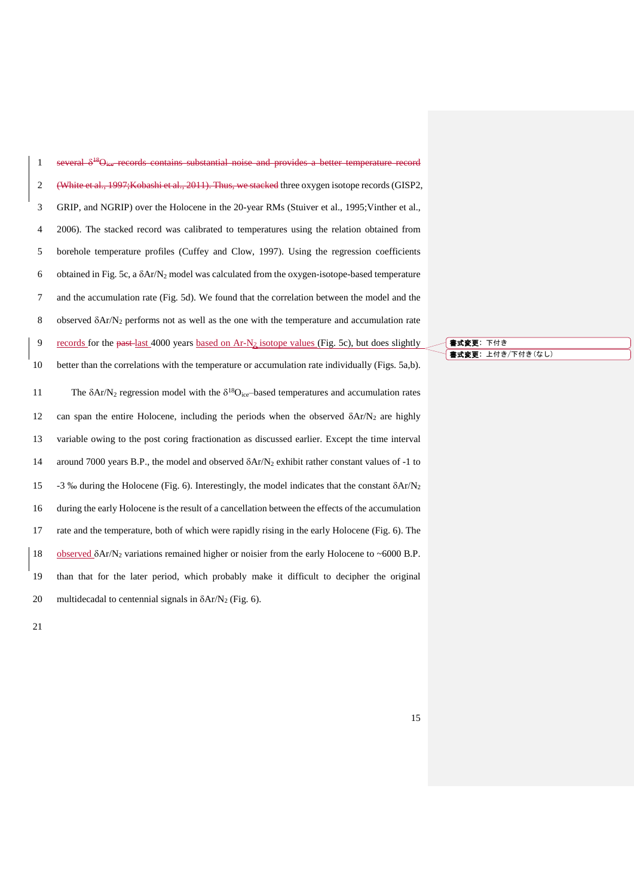several $\delta^{18}O_{ice}$ records contains substantial noise and provides a better temperature record (White et al., 1997;Kobashi et al., 2011). Thus, we stacked three oxygen isotope records (GISP2, GRIP, and NGRIP) over the Holocene in the 20-year RMs (Stuiver et al., 1995;Vinther et al., 2006). The stacked record was calibrated to temperatures using the relation obtained from borehole temperature profiles (Cuffey and Clow, 1997). Using the regression coefficients obtained in Fig. 5c, a $\delta Ar/N_2$ model was calculated from the oxygen-isotope-based temperature and the accumulation rate (Fig. 5d). We found that the correlation between the model and the observed $\delta Ar/N_2$ performs not as well as the one with the temperature and accumulation rate records for the past last 4000 years based on Ar-$N_2$ isotope values (Fig. 5c), but does slightly better than the correlations with the temperature or accumulation rate individually (Figs. 5a,b).

書式変更: 下付き
書式変更: 上付き/下付き (なし)

The $\delta Ar/N_2$ regression model with the $\delta^{18}O_{ice}$–based temperatures and accumulation rates can span the entire Holocene, including the periods when the observed $\delta Ar/N_2$ are highly variable owing to the post coring fractionation as discussed earlier. Except the time interval around 7000 years B.P., the model and observed $\delta Ar/N_2$ exhibit rather constant values of -1 to -3 ‰ during the Holocene (Fig. 6). Interestingly, the model indicates that the constant $\delta Ar/N_2$ during the early Holocene is the result of a cancellation between the effects of the accumulation rate and the temperature, both of which were rapidly rising in the early Holocene (Fig. 6). The observed $\delta Ar/N_2$ variations remained higher or noisier from the early Holocene to ~6000 B.P. than that for the later period, which probably make it difficult to decipher the original multidecadal to centennial signals in $\delta Ar/N_2$ (Fig. 6).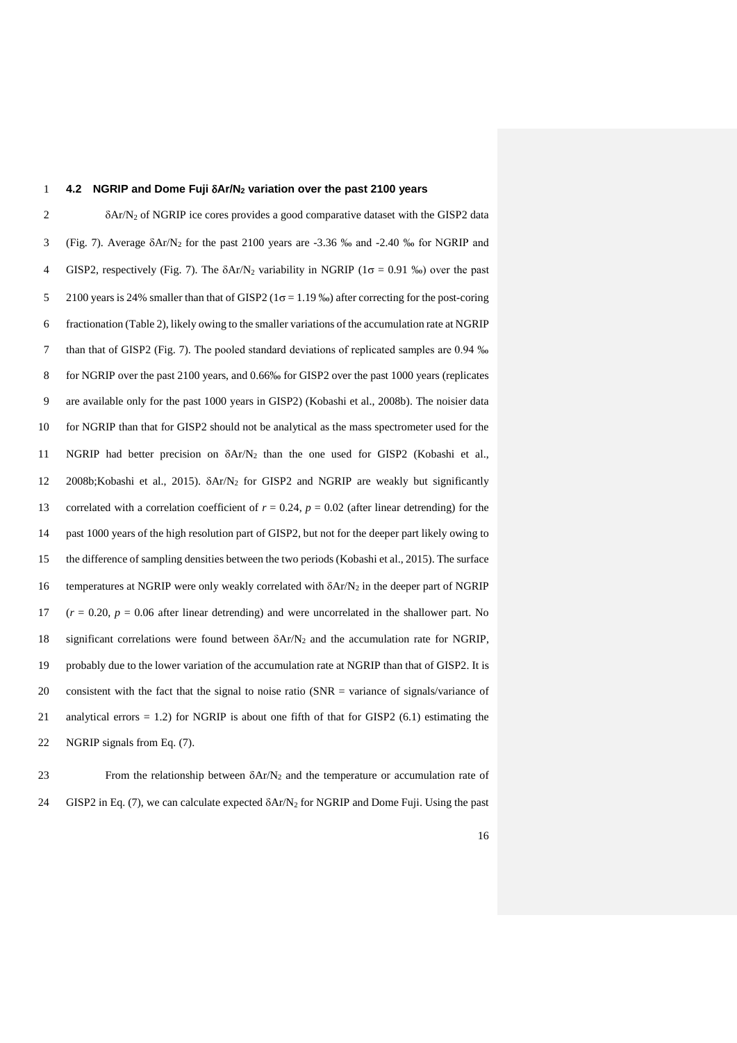### 4.2 NGRIP and Dome Fuji $\delta Ar/N_2$ variation over the past 2100 years

$\delta Ar/N_2$ of NGRIP ice cores provides a good comparative dataset with the GISP2 data (Fig. 7). Average $\delta Ar/N_2$ for the past 2100 years are -3.36 ‰ and -2.40 ‰ for NGRIP and GISP2, respectively (Fig. 7). The $\delta Ar/N_2$ variability in NGRIP ($1\sigma$ = 0.91 ‰) over the past 2100 years is 24% smaller than that of GISP2 ($1\sigma$ = 1.19 ‰) after correcting for the post-coring fractionation (Table 2), likely owing to the smaller variations of the accumulation rate at NGRIP than that of GISP2 (Fig. 7). The pooled standard deviations of replicated samples are 0.94 ‰ for NGRIP over the past 2100 years, and 0.66‰ for GISP2 over the past 1000 years (replicates are available only for the past 1000 years in GISP2) (Kobashi et al., 2008b). The noisier data for NGRIP than that for GISP2 should not be analytical as the mass spectrometer used for the NGRIP had better precision on $\delta Ar/N_2$ than the one used for GISP2 (Kobashi et al., 2008b;Kobashi et al., 2015). $\delta Ar/N_2$ for GISP2 and NGRIP are weakly but significantly correlated with a correlation coefficient of $r = 0.24$, $p = 0.02$ (after linear detrending) for the past 1000 years of the high resolution part of GISP2, but not for the deeper part likely owing to the difference of sampling densities between the two periods (Kobashi et al., 2015). The surface temperatures at NGRIP were only weakly correlated with $\delta Ar/N_2$ in the deeper part of NGRIP ($r = 0.20$, $p = 0.06$ after linear detrending) and were uncorrelated in the shallower part. No significant correlations were found between $\delta Ar/N_2$ and the accumulation rate for NGRIP, probably due to the lower variation of the accumulation rate at NGRIP than that of GISP2. It is consistent with the fact that the signal to noise ratio (SNR = variance of signals/variance of analytical errors = 1.2) for NGRIP is about one fifth of that for GISP2 (6.1) estimating the NGRIP signals from Eq. (7).

From the relationship between $\delta Ar/N_2$ and the temperature or accumulation rate of GISP2 in Eq. (7), we can calculate expected $\delta Ar/N_2$ for NGRIP and Dome Fuji. Using the past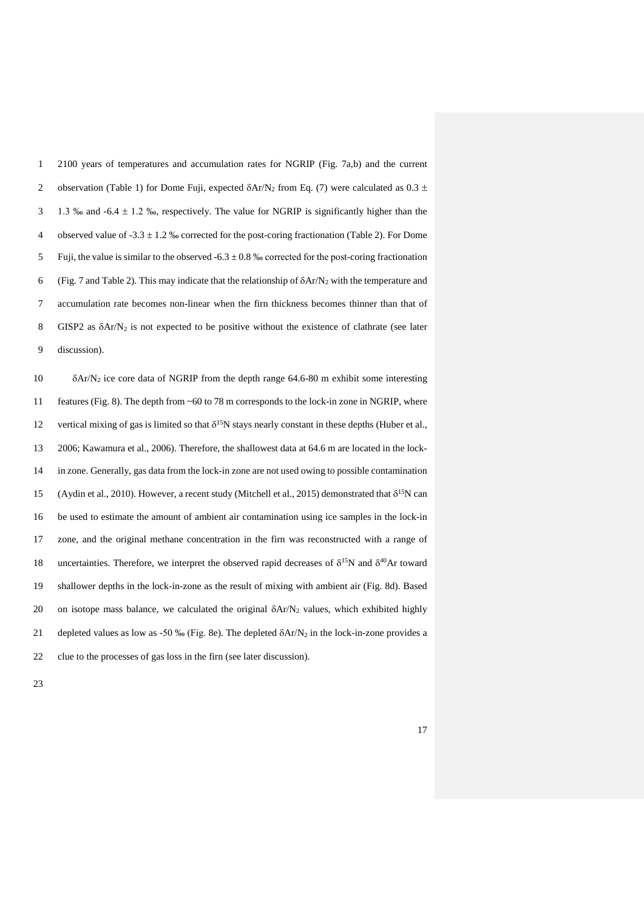2100 years of temperatures and accumulation rates for NGRIP (Fig. 7a,b) and the current observation (Table 1) for Dome Fuji, expected $\delta Ar/N_2$ from Eq. (7) were calculated as $0.3 \pm 1.3$ ‰ and $-6.4 \pm 1.2$ ‰, respectively. The value for NGRIP is significantly higher than the observed value of $-3.3 \pm 1.2$ ‰ corrected for the post-coring fractionation (Table 2). For Dome Fuji, the value is similar to the observed $-6.3 \pm 0.8$ ‰ corrected for the post-coring fractionation (Fig. 7 and Table 2). This may indicate that the relationship of $\delta Ar/N_2$ with the temperature and accumulation rate becomes non-linear when the firn thickness becomes thinner than that of GISP2 as $\delta Ar/N_2$ is not expected to be positive without the existence of clathrate (see later discussion).

$\delta Ar/N_2$ ice core data of NGRIP from the depth range 64.6-80 m exhibit some interesting features (Fig. 8). The depth from ~60 to 78 m corresponds to the lock-in zone in NGRIP, where vertical mixing of gas is limited so that $\delta^{15}N$ stays nearly constant in these depths (Huber et al., 2006; Kawamura et al., 2006). Therefore, the shallowest data at 64.6 m are located in the lock-in zone. Generally, gas data from the lock-in zone are not used owing to possible contamination (Aydin et al., 2010). However, a recent study (Mitchell et al., 2015) demonstrated that $\delta^{15}N$ can be used to estimate the amount of ambient air contamination using ice samples in the lock-in zone, and the original methane concentration in the firn was reconstructed with a range of uncertainties. Therefore, we interpret the observed rapid decreases of $\delta^{15}N$ and $\delta^{40}Ar$ toward shallower depths in the lock-in-zone as the result of mixing with ambient air (Fig. 8d). Based on isotope mass balance, we calculated the original $\delta Ar/N_2$ values, which exhibited highly depleted values as low as -50 ‰ (Fig. 8e). The depleted $\delta Ar/N_2$ in the lock-in-zone provides a clue to the processes of gas loss in the firn (see later discussion).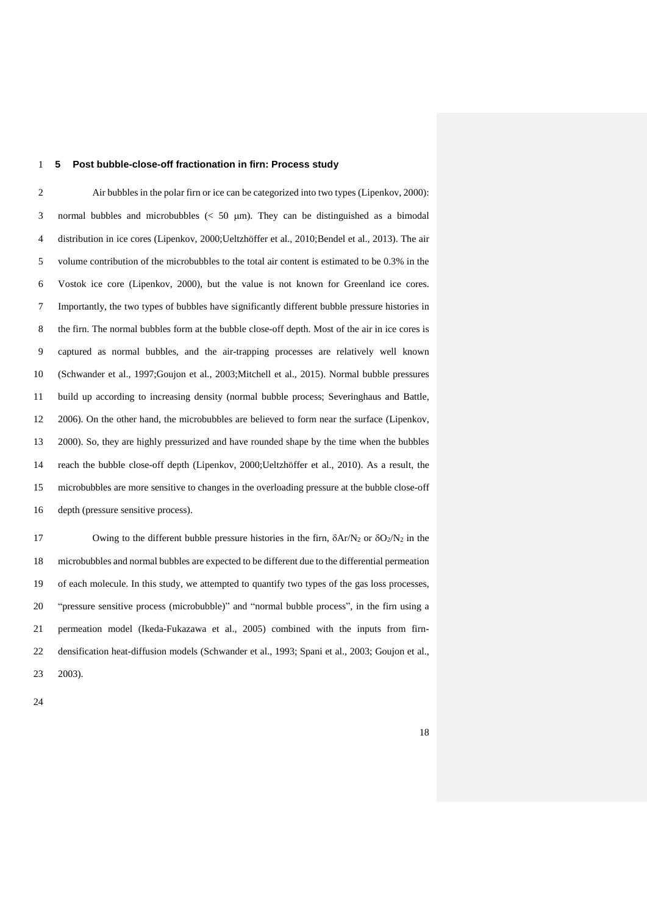## 5 Post bubble-close-off fractionation in firn: Process study

Air bubbles in the polar firn or ice can be categorized into two types (Lipenkov, 2000): normal bubbles and microbubbles (< 50 μm). They can be distinguished as a bimodal distribution in ice cores (Lipenkov, 2000;Ueltzhöffer et al., 2010;Bendel et al., 2013). The air volume contribution of the microbubbles to the total air content is estimated to be 0.3% in the Vostok ice core (Lipenkov, 2000), but the value is not known for Greenland ice cores. Importantly, the two types of bubbles have significantly different bubble pressure histories in the firn. The normal bubbles form at the bubble close-off depth. Most of the air in ice cores is captured as normal bubbles, and the air-trapping processes are relatively well known (Schwander et al., 1997;Goujon et al., 2003;Mitchell et al., 2015). Normal bubble pressures build up according to increasing density (normal bubble process; Severinghaus and Battle, 2006). On the other hand, the microbubbles are believed to form near the surface (Lipenkov, 2000). So, they are highly pressurized and have rounded shape by the time when the bubbles reach the bubble close-off depth (Lipenkov, 2000;Ueltzhöffer et al., 2010). As a result, the microbubbles are more sensitive to changes in the overloading pressure at the bubble close-off depth (pressure sensitive process).

Owing to the different bubble pressure histories in the firn, $\delta Ar/N_2$ or $\delta O_2/N_2$ in the microbubbles and normal bubbles are expected to be different due to the differential permeation of each molecule. In this study, we attempted to quantify two types of the gas loss processes, "pressure sensitive process (microbubble)" and "normal bubble process", in the firn using a permeation model (Ikeda-Fukazawa et al., 2005) combined with the inputs from firn-densification heat-diffusion models (Schwander et al., 1993; Spani et al., 2003; Goujon et al., 2003).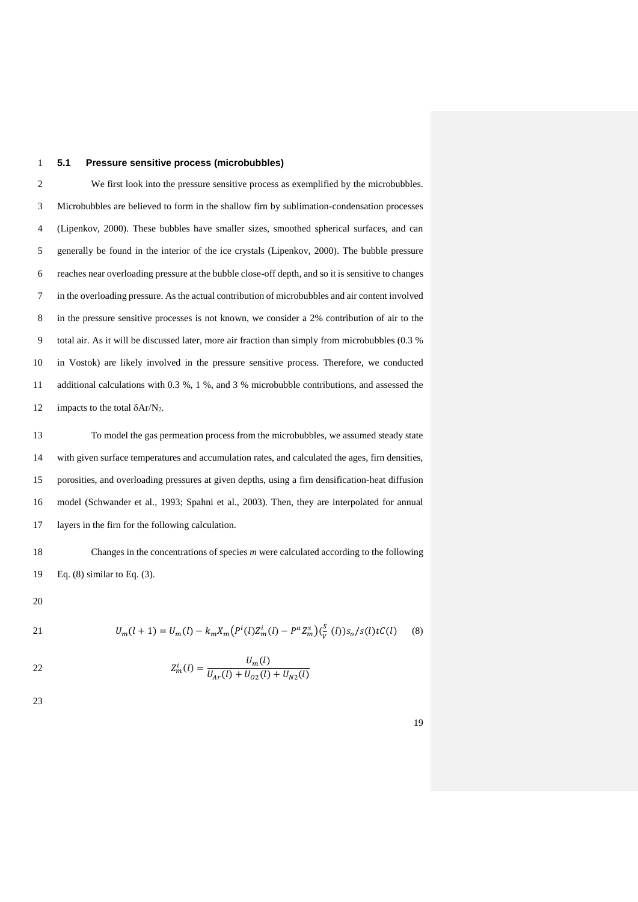### 5.1 Pressure sensitive process (microbubbles)

We first look into the pressure sensitive process as exemplified by the microbubbles. Microbubbles are believed to form in the shallow firn by sublimation-condensation processes (Lipenkov, 2000). These bubbles have smaller sizes, smoothed spherical surfaces, and can generally be found in the interior of the ice crystals (Lipenkov, 2000). The bubble pressure reaches near overloading pressure at the bubble close-off depth, and so it is sensitive to changes in the overloading pressure. As the actual contribution of microbubbles and air content involved in the pressure sensitive processes is not known, we consider a 2% contribution of air to the total air. As it will be discussed later, more air fraction than simply from microbubbles (0.3 % in Vostok) are likely involved in the pressure sensitive process. Therefore, we conducted additional calculations with 0.3 %, 1 %, and 3 % microbubble contributions, and assessed the impacts to the total $\delta Ar/N_2$.

To model the gas permeation process from the microbubbles, we assumed steady state with given surface temperatures and accumulation rates, and calculated the ages, firn densities, porosities, and overloading pressures at given depths, using a firn densification-heat diffusion model (Schwander et al., 1993; Spahni et al., 2003). Then, they are interpolated for annual layers in the firn for the following calculation.

Changes in the concentrations of species *m* were calculated according to the following Eq. (8) similar to Eq. (3).

$$U_m(l+1) = U_m(l) - k_m X_m \left(P^i(l) Z_m^i(l) - P^a Z_m^s\right)\left(\frac{S}{V}(l)\right) s_o / s(l) t C(l) \qquad (8)$$

$$Z_m^i(l) = \frac{U_m(l)}{U_{Ar}(l) + U_{O2}(l) + U_{N2}(l)}$$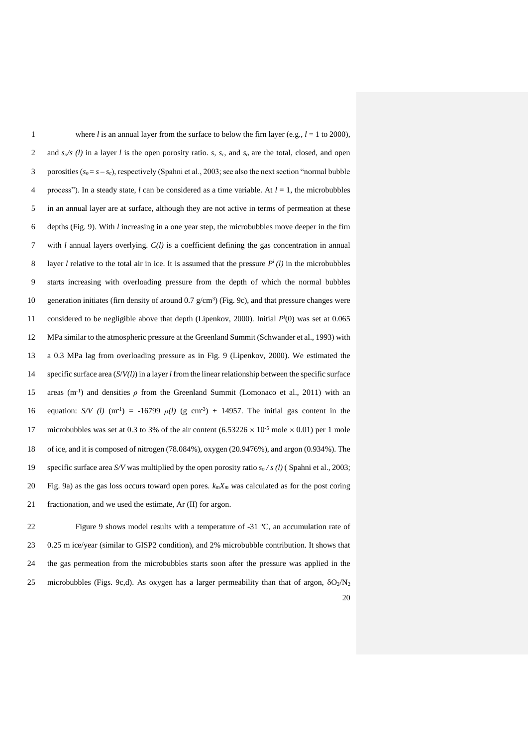where $l$ is an annual layer from the surface to below the firn layer (e.g., $l$ = 1 to 2000), and $s_o/s$ $(l)$ in a layer $l$ is the open porosity ratio. $s$, $s_c$, and $s_o$ are the total, closed, and open porosities ($s_o = s - s_c$), respectively (Spahni et al., 2003; see also the next section "normal bubble process"). In a steady state, $l$ can be considered as a time variable. At $l$ = 1, the microbubbles in an annual layer are at surface, although they are not active in terms of permeation at these depths (Fig. 9). With $l$ increasing in a one year step, the microbubbles move deeper in the firn with $l$ annual layers overlying. $C(l)$ is a coefficient defining the gas concentration in annual layer $l$ relative to the total air in ice. It is assumed that the pressure $P^i(l)$ in the microbubbles starts increasing with overloading pressure from the depth of which the normal bubbles generation initiates (firn density of around 0.7 g/cm$^3$) (Fig. 9c), and that pressure changes were considered to be negligible above that depth (Lipenkov, 2000). Initial $P^i(0)$ was set at 0.065 MPa similar to the atmospheric pressure at the Greenland Summit (Schwander et al., 1993) with a 0.3 MPa lag from overloading pressure as in Fig. 9 (Lipenkov, 2000). We estimated the specific surface area ($S/V(l)$) in a layer $l$ from the linear relationship between the specific surface areas (m$^{-1}$) and densities $\rho$ from the Greenland Summit (Lomonaco et al., 2011) with an equation: $S/V$ $(l)$ (m$^{-1}$) = -16799 $\rho(l)$ (g cm$^{-3}$) + 14957. The initial gas content in the microbubbles was set at 0.3 to 3% of the air content ($6.53226 \times 10^{-5}$ mole $\times$ 0.01) per 1 mole of ice, and it is composed of nitrogen (78.084%), oxygen (20.9476%), and argon (0.934%). The specific surface area $S/V$ was multiplied by the open porosity ratio $s_o$ / $s$ $(l)$ ( Spahni et al., 2003; Fig. 9a) as the gas loss occurs toward open pores. $k_mX_m$ was calculated as for the post coring fractionation, and we used the estimate, Ar (II) for argon.

Figure 9 shows model results with a temperature of -31 ºC, an accumulation rate of 0.25 m ice/year (similar to GISP2 condition), and 2% microbubble contribution. It shows that the gas permeation from the microbubbles starts soon after the pressure was applied in the microbubbles (Figs. 9c,d). As oxygen has a larger permeability than that of argon, $\delta O_2/N_2$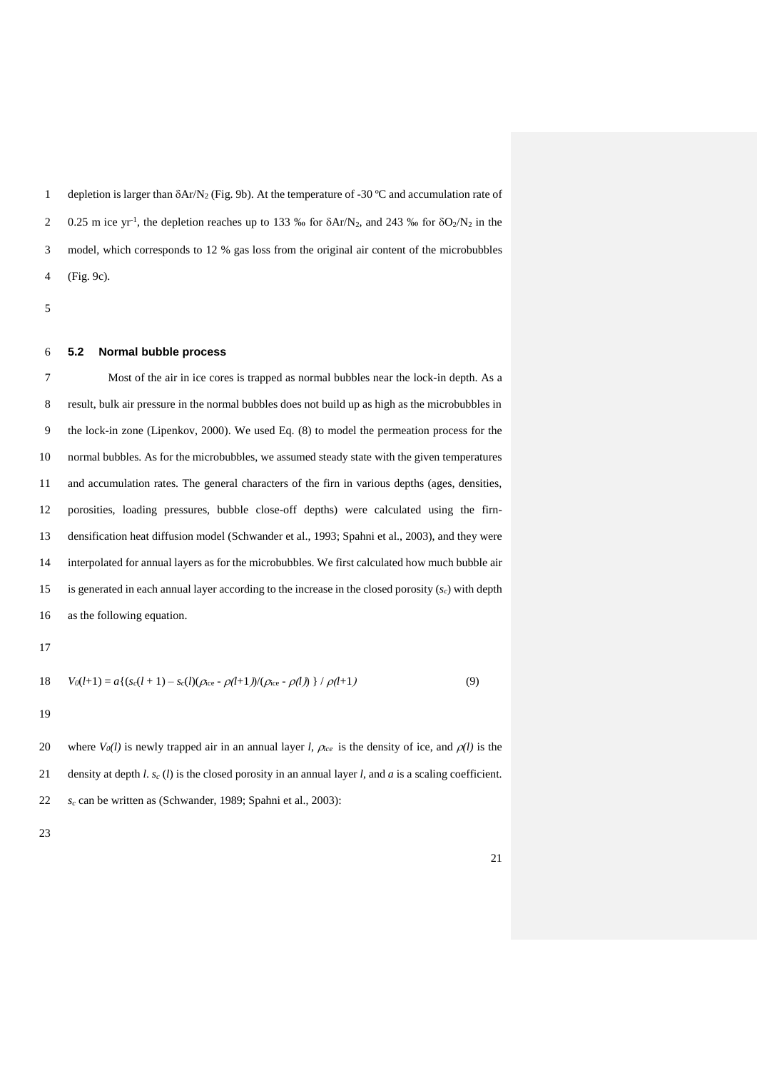depletion is larger than $\delta Ar/N_2$ (Fig. 9b). At the temperature of -30 ºC and accumulation rate of 0.25 m ice yr$^{-1}$, the depletion reaches up to 133 ‰ for $\delta Ar/N_2$, and 243 ‰ for $\delta O_2/N_2$ in the model, which corresponds to 12 % gas loss from the original air content of the microbubbles (Fig. 9c).

### 5.2 Normal bubble process

Most of the air in ice cores is trapped as normal bubbles near the lock-in depth. As a result, bulk air pressure in the normal bubbles does not build up as high as the microbubbles in the lock-in zone (Lipenkov, 2000). We used Eq. (8) to model the permeation process for the normal bubbles. As for the microbubbles, we assumed steady state with the given temperatures and accumulation rates. The general characters of the firn in various depths (ages, densities, porosities, loading pressures, bubble close-off depths) were calculated using the firn-densification heat diffusion model (Schwander et al., 1993; Spahni et al., 2003), and they were interpolated for annual layers as for the microbubbles. We first calculated how much bubble air is generated in each annual layer according to the increase in the closed porosity ($s_c$) with depth as the following equation.

$$V_0(l+1) = a\{(s_c(l+1) - s_c(l)(\rho_{ice} - \rho(l+1))/(\rho_{ice} - \rho(l))\} / \rho(l+1) \tag{9}$$

where $V_0(l)$ is newly trapped air in an annual layer $l$, $\rho_{ice}$ is the density of ice, and $\rho(l)$ is the density at depth $l$. $s_c(l)$ is the closed porosity in an annual layer $l$, and $a$ is a scaling coefficient. $s_c$ can be written as (Schwander, 1989; Spahni et al., 2003):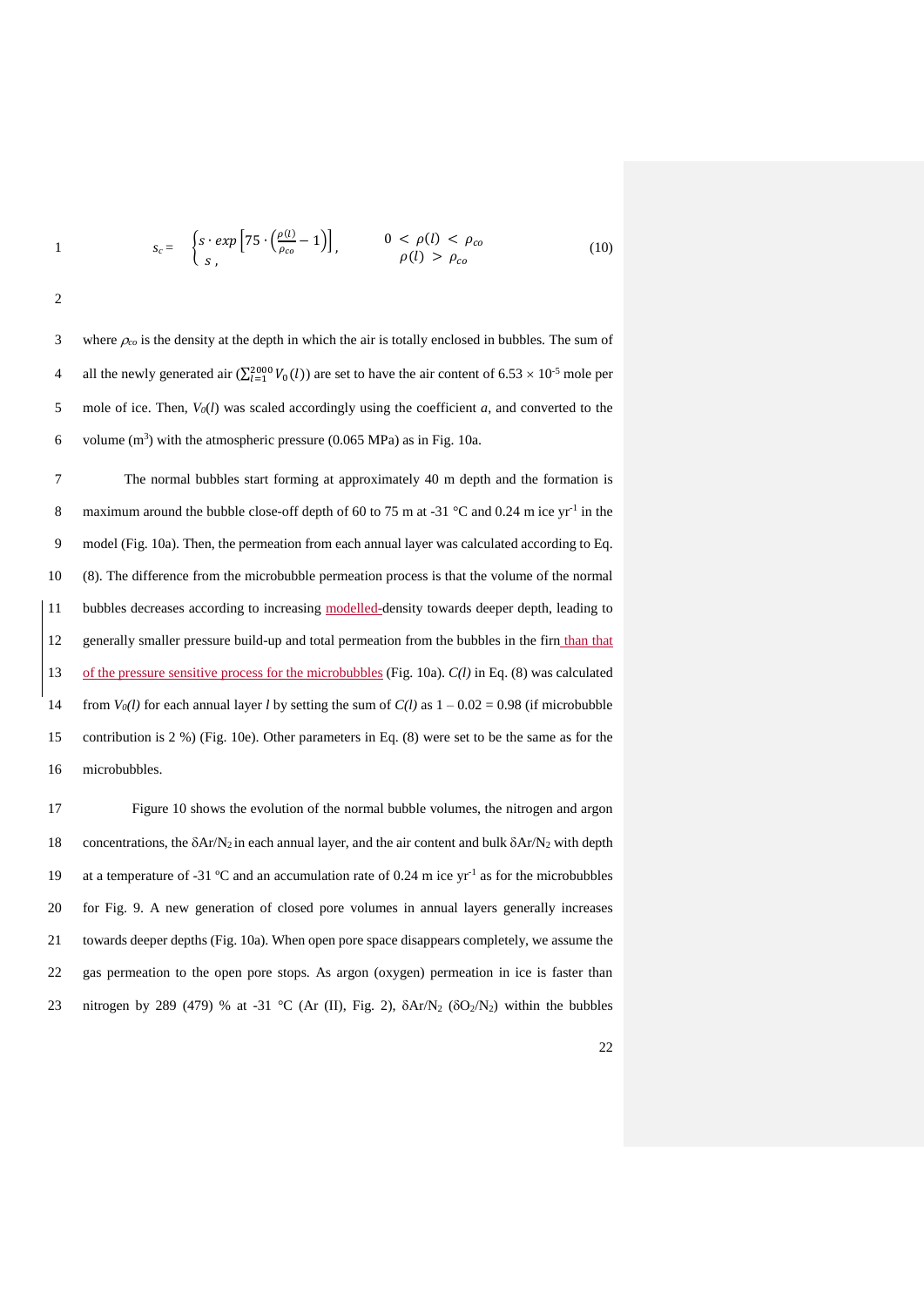$$s_c = \begin{cases} s \cdot exp\left[75 \cdot \left(\frac{\rho(l)}{\rho_{co}} - 1\right)\right], & 0 < \rho(l) < \rho_{co} \\ s\,, & \rho(l) > \rho_{co} \end{cases} \tag{10}$$

where $\rho_{co}$ is the density at the depth in which the air is totally enclosed in bubbles. The sum of all the newly generated air ($\sum_{l=1}^{2000} V_0(l)$) are set to have the air content of $6.53 \times 10^{-5}$ mole per mole of ice. Then, $V_0(l)$ was scaled accordingly using the coefficient $a$, and converted to the volume ($m^3$) with the atmospheric pressure (0.065 MPa) as in Fig. 10a.

The normal bubbles start forming at approximately 40 m depth and the formation is maximum around the bubble close-off depth of 60 to 75 m at -31 °C and 0.24 m ice $yr^{-1}$ in the model (Fig. 10a). Then, the permeation from each annual layer was calculated according to Eq. (8). The difference from the microbubble permeation process is that the volume of the normal bubbles decreases according to increasing modelled density towards deeper depth, leading to generally smaller pressure build-up and total permeation from the bubbles in the firn than that of the pressure sensitive process for the microbubbles (Fig. 10a). *C(l)* in Eq. (8) was calculated from $V_0(l)$ for each annual layer $l$ by setting the sum of *C(l)* as 1 – 0.02 = 0.98 (if microbubble contribution is 2 %) (Fig. 10e). Other parameters in Eq. (8) were set to be the same as for the microbubbles.

Figure 10 shows the evolution of the normal bubble volumes, the nitrogen and argon concentrations, the $\delta Ar/N_2$ in each annual layer, and the air content and bulk $\delta Ar/N_2$ with depth at a temperature of -31 ºC and an accumulation rate of 0.24 m ice $yr^{-1}$ as for the microbubbles for Fig. 9. A new generation of closed pore volumes in annual layers generally increases towards deeper depths (Fig. 10a). When open pore space disappears completely, we assume the gas permeation to the open pore stops. As argon (oxygen) permeation in ice is faster than nitrogen by 289 (479) % at -31 °C (Ar (II), Fig. 2), $\delta Ar/N_2$ ($\delta O_2/N_2$) within the bubbles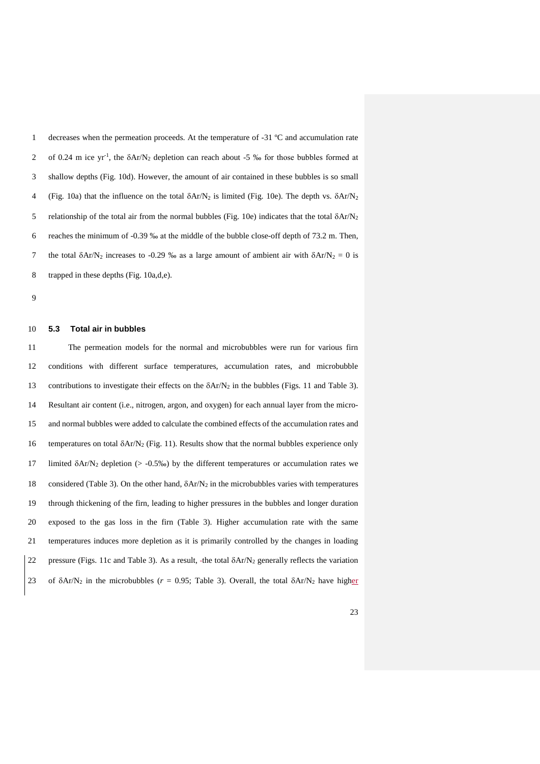decreases when the permeation proceeds. At the temperature of -31 ºC and accumulation rate of 0.24 m ice $yr^{-1}$, the $\delta Ar/N_2$ depletion can reach about -5 ‰ for those bubbles formed at shallow depths (Fig. 10d). However, the amount of air contained in these bubbles is so small (Fig. 10a) that the influence on the total $\delta Ar/N_2$ is limited (Fig. 10e). The depth vs. $\delta Ar/N_2$ relationship of the total air from the normal bubbles (Fig. 10e) indicates that the total $\delta Ar/N_2$ reaches the minimum of -0.39 ‰ at the middle of the bubble close-off depth of 73.2 m. Then, the total $\delta Ar/N_2$ increases to -0.29 ‰ as a large amount of ambient air with $\delta Ar/N_2 = 0$ is trapped in these depths (Fig. 10a,d,e).

### 5.3 Total air in bubbles

The permeation models for the normal and microbubbles were run for various firn conditions with different surface temperatures, accumulation rates, and microbubble contributions to investigate their effects on the $\delta Ar/N_2$ in the bubbles (Figs. 11 and Table 3). Resultant air content (i.e., nitrogen, argon, and oxygen) for each annual layer from the micro- and normal bubbles were added to calculate the combined effects of the accumulation rates and temperatures on total $\delta Ar/N_2$ (Fig. 11). Results show that the normal bubbles experience only limited $\delta Ar/N_2$ depletion (> -0.5‰) by the different temperatures or accumulation rates we considered (Table 3). On the other hand, $\delta Ar/N_2$ in the microbubbles varies with temperatures through thickening of the firn, leading to higher pressures in the bubbles and longer duration exposed to the gas loss in the firn (Table 3). Higher accumulation rate with the same temperatures induces more depletion as it is primarily controlled by the changes in loading pressure (Figs. 11c and Table 3). As a result, the total $\delta Ar/N_2$ generally reflects the variation of $\delta Ar/N_2$ in the microbubbles ($r = 0.95$; Table 3). Overall, the total $\delta Ar/N_2$ have higher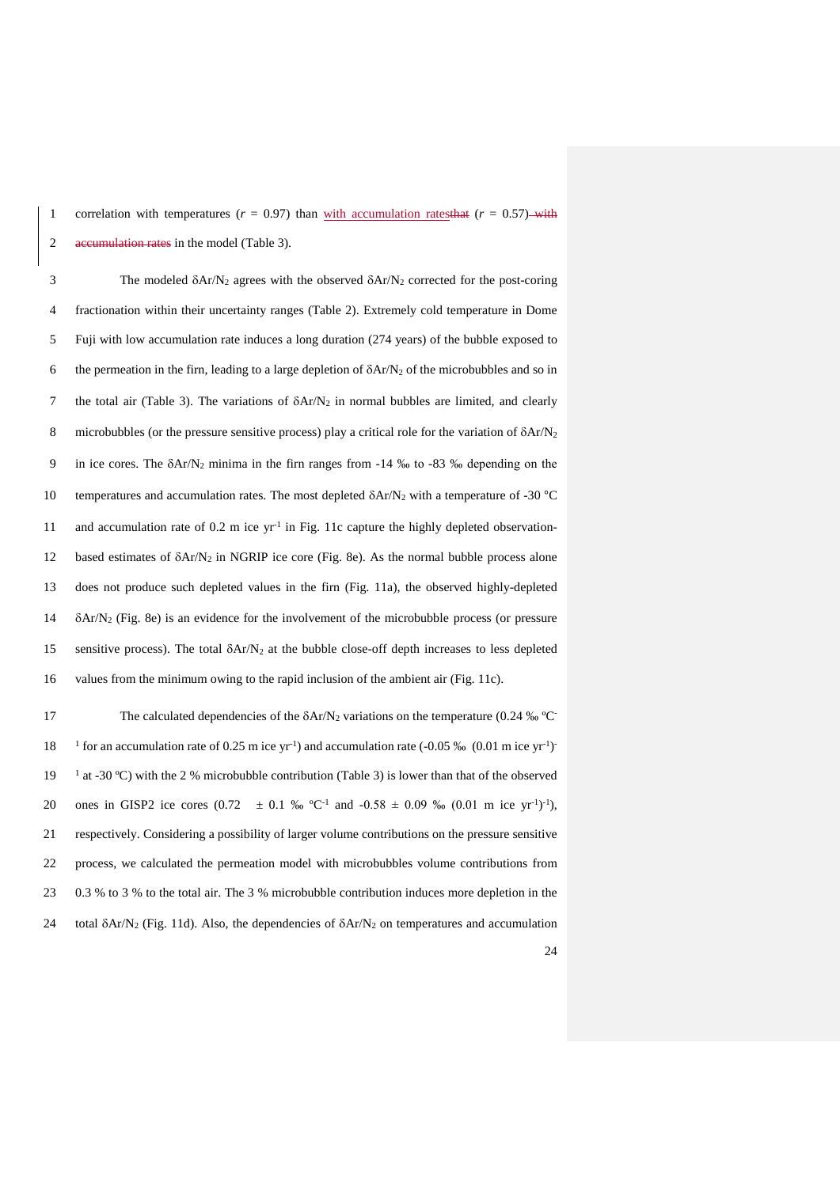correlation with temperatures ($r$ = 0.97) than with accumulation rates~~that~~ ($r$ = 0.57) ~~with accumulation rates~~ in the model (Table 3).

The modeled $\delta Ar/N_2$ agrees with the observed $\delta Ar/N_2$ corrected for the post-coring fractionation within their uncertainty ranges (Table 2). Extremely cold temperature in Dome Fuji with low accumulation rate induces a long duration (274 years) of the bubble exposed to the permeation in the firn, leading to a large depletion of $\delta Ar/N_2$ of the microbubbles and so in the total air (Table 3). The variations of $\delta Ar/N_2$ in normal bubbles are limited, and clearly microbubbles (or the pressure sensitive process) play a critical role for the variation of $\delta Ar/N_2$ in ice cores. The $\delta Ar/N_2$ minima in the firn ranges from -14 ‰ to -83 ‰ depending on the temperatures and accumulation rates. The most depleted $\delta Ar/N_2$ with a temperature of -30 °C and accumulation rate of 0.2 m ice $yr^{-1}$ in Fig. 11c capture the highly depleted observation-based estimates of $\delta Ar/N_2$ in NGRIP ice core (Fig. 8e). As the normal bubble process alone does not produce such depleted values in the firn (Fig. 11a), the observed highly-depleted $\delta Ar/N_2$ (Fig. 8e) is an evidence for the involvement of the microbubble process (or pressure sensitive process). The total $\delta Ar/N_2$ at the bubble close-off depth increases to less depleted values from the minimum owing to the rapid inclusion of the ambient air (Fig. 11c).

The calculated dependencies of the $\delta Ar/N_2$ variations on the temperature (0.24 ‰ °C$^{-1}$ for an accumulation rate of 0.25 m ice $yr^{-1}$) and accumulation rate (-0.05 ‰ (0.01 m ice $yr^{-1})^{-1}$ at -30 °C) with the 2 % microbubble contribution (Table 3) is lower than that of the observed ones in GISP2 ice cores (0.72 ± 0.1 ‰ °C$^{-1}$ and -0.58 ± 0.09 ‰ (0.01 m ice $yr^{-1})^{-1}$), respectively. Considering a possibility of larger volume contributions on the pressure sensitive process, we calculated the permeation model with microbubbles volume contributions from 0.3 % to 3 % to the total air. The 3 % microbubble contribution induces more depletion in the total $\delta Ar/N_2$ (Fig. 11d). Also, the dependencies of $\delta Ar/N_2$ on temperatures and accumulation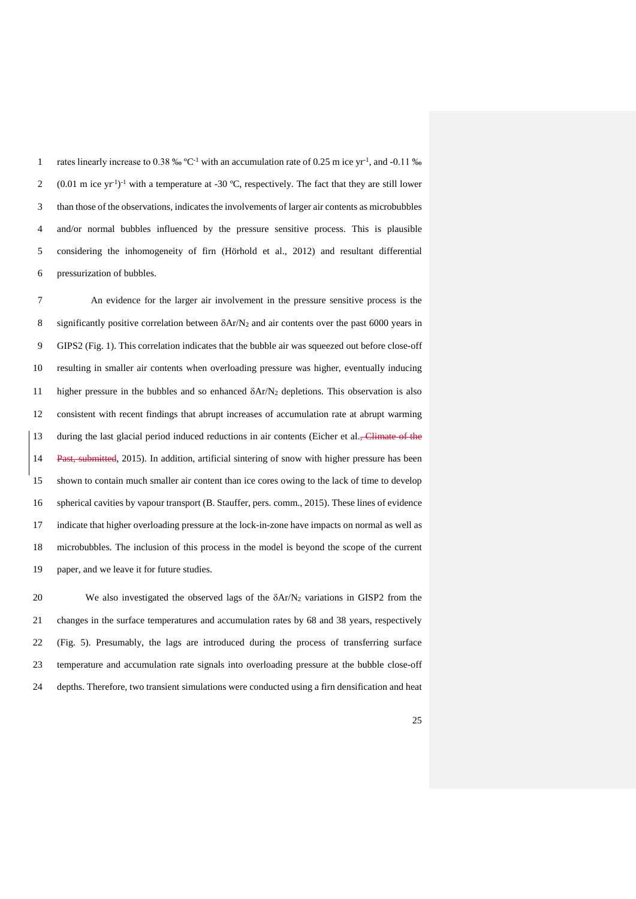rates linearly increase to 0.38 ‰ $^{\circ}C^{-1}$ with an accumulation rate of 0.25 m ice $yr^{-1}$, and -0.11 ‰ (0.01 m ice $yr^{-1})^{-1}$ with a temperature at -30 ºC, respectively. The fact that they are still lower than those of the observations, indicates the involvements of larger air contents as microbubbles and/or normal bubbles influenced by the pressure sensitive process. This is plausible considering the inhomogeneity of firn (Hörhold et al., 2012) and resultant differential pressurization of bubbles.

An evidence for the larger air involvement in the pressure sensitive process is the significantly positive correlation between $\delta Ar/N_2$ and air contents over the past 6000 years in GIPS2 (Fig. 1). This correlation indicates that the bubble air was squeezed out before close-off resulting in smaller air contents when overloading pressure was higher, eventually inducing higher pressure in the bubbles and so enhanced $\delta Ar/N_2$ depletions. This observation is also consistent with recent findings that abrupt increases of accumulation rate at abrupt warming during the last glacial period induced reductions in air contents (Eicher et al., ~~Climate of the Past, submitted~~, 2015). In addition, artificial sintering of snow with higher pressure has been shown to contain much smaller air content than ice cores owing to the lack of time to develop spherical cavities by vapour transport (B. Stauffer, pers. comm., 2015). These lines of evidence indicate that higher overloading pressure at the lock-in-zone have impacts on normal as well as microbubbles. The inclusion of this process in the model is beyond the scope of the current paper, and we leave it for future studies.

We also investigated the observed lags of the $\delta Ar/N_2$ variations in GISP2 from the changes in the surface temperatures and accumulation rates by 68 and 38 years, respectively (Fig. 5). Presumably, the lags are introduced during the process of transferring surface temperature and accumulation rate signals into overloading pressure at the bubble close-off depths. Therefore, two transient simulations were conducted using a firn densification and heat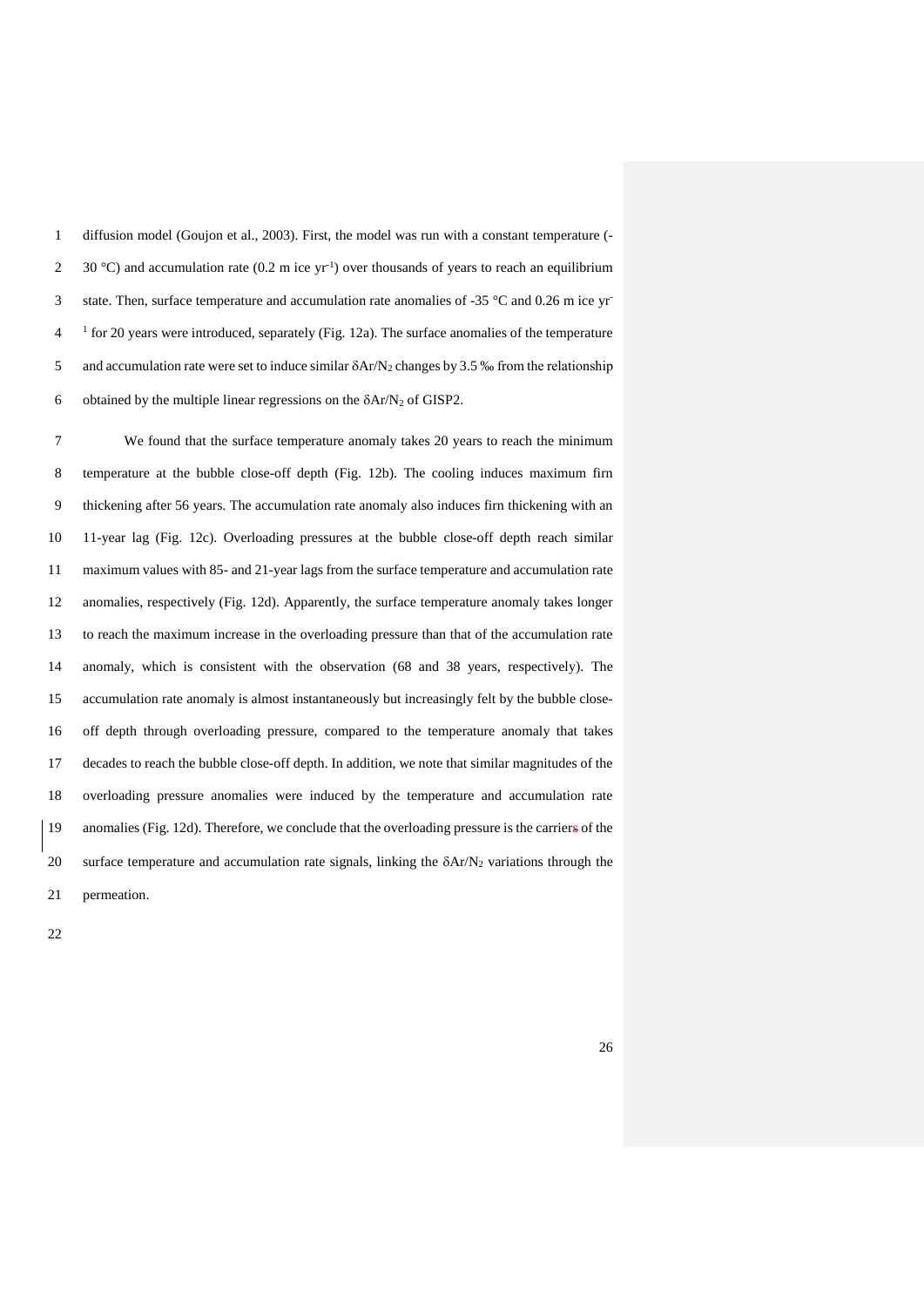diffusion model (Goujon et al., 2003). First, the model was run with a constant temperature (-30 °C) and accumulation rate (0.2 m ice $yr^{-1}$) over thousands of years to reach an equilibrium state. Then, surface temperature and accumulation rate anomalies of -35 °C and 0.26 m ice $yr^{-1}$ for 20 years were introduced, separately (Fig. 12a). The surface anomalies of the temperature and accumulation rate were set to induce similar $\delta Ar/N_2$ changes by 3.5 ‰ from the relationship obtained by the multiple linear regressions on the $\delta Ar/N_2$ of GISP2.

We found that the surface temperature anomaly takes 20 years to reach the minimum temperature at the bubble close-off depth (Fig. 12b). The cooling induces maximum firn thickening after 56 years. The accumulation rate anomaly also induces firn thickening with an 11-year lag (Fig. 12c). Overloading pressures at the bubble close-off depth reach similar maximum values with 85- and 21-year lags from the surface temperature and accumulation rate anomalies, respectively (Fig. 12d). Apparently, the surface temperature anomaly takes longer to reach the maximum increase in the overloading pressure than that of the accumulation rate anomaly, which is consistent with the observation (68 and 38 years, respectively). The accumulation rate anomaly is almost instantaneously but increasingly felt by the bubble close-off depth through overloading pressure, compared to the temperature anomaly that takes decades to reach the bubble close-off depth. In addition, we note that similar magnitudes of the overloading pressure anomalies were induced by the temperature and accumulation rate anomalies (Fig. 12d). Therefore, we conclude that the overloading pressure is the carrier of the surface temperature and accumulation rate signals, linking the $\delta Ar/N_2$ variations through the permeation.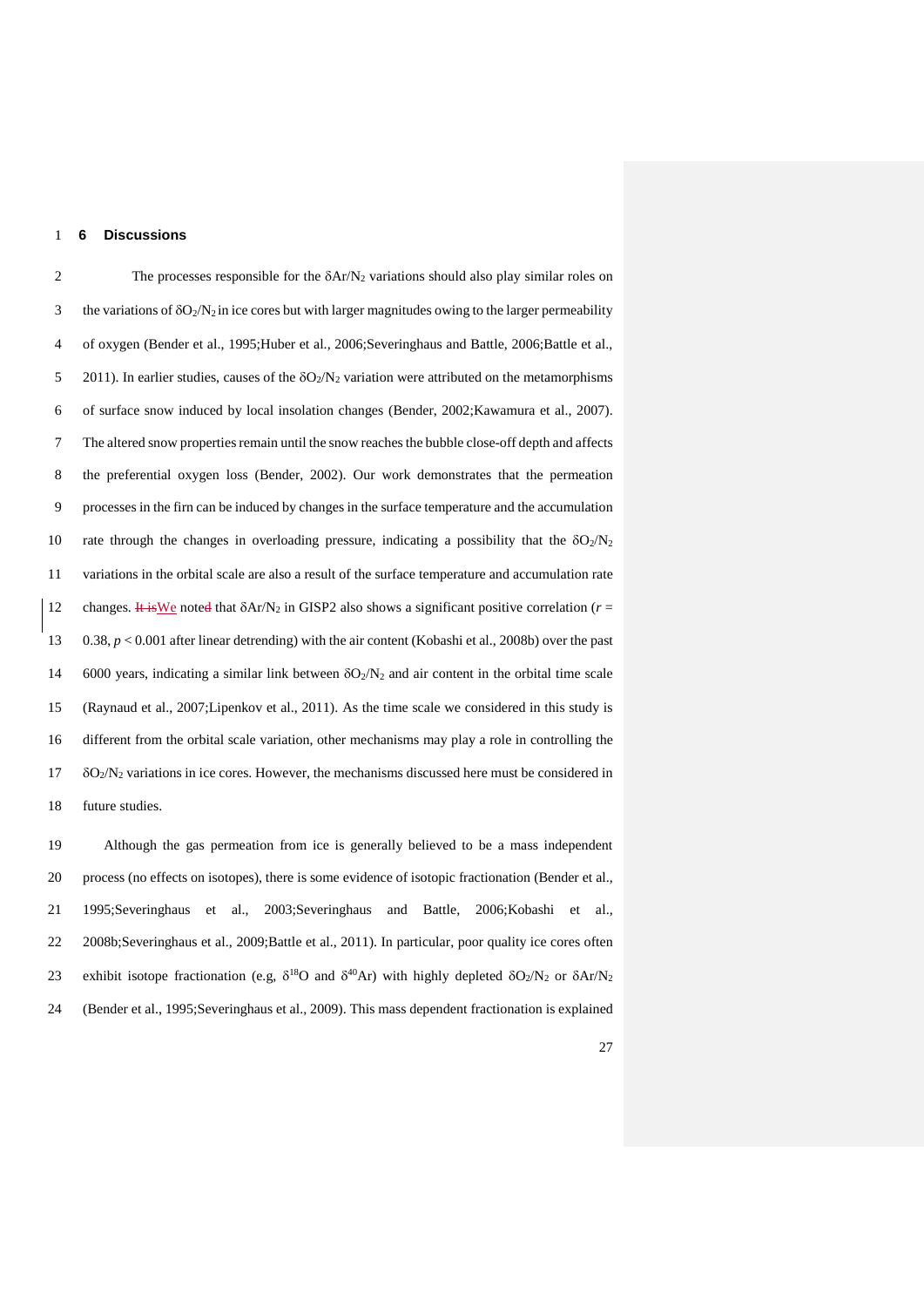## 6 Discussions

The processes responsible for the $\delta Ar/N_2$ variations should also play similar roles on the variations of $\delta O_2/N_2$ in ice cores but with larger magnitudes owing to the larger permeability of oxygen (Bender et al., 1995;Huber et al., 2006;Severinghaus and Battle, 2006;Battle et al., 2011). In earlier studies, causes of the $\delta O_2/N_2$ variation were attributed on the metamorphisms of surface snow induced by local insolation changes (Bender, 2002;Kawamura et al., 2007). The altered snow properties remain until the snow reaches the bubble close-off depth and affects the preferential oxygen loss (Bender, 2002). Our work demonstrates that the permeation processes in the firn can be induced by changes in the surface temperature and the accumulation rate through the changes in overloading pressure, indicating a possibility that the $\delta O_2/N_2$ variations in the orbital scale are also a result of the surface temperature and accumulation rate changes. We noted that $\delta Ar/N_2$ in GISP2 also shows a significant positive correlation ($r = 0.38$, $p < 0.001$ after linear detrending) with the air content (Kobashi et al., 2008b) over the past 6000 years, indicating a similar link between $\delta O_2/N_2$ and air content in the orbital time scale (Raynaud et al., 2007;Lipenkov et al., 2011). As the time scale we considered in this study is different from the orbital scale variation, other mechanisms may play a role in controlling the $\delta O_2/N_2$ variations in ice cores. However, the mechanisms discussed here must be considered in future studies.

Although the gas permeation from ice is generally believed to be a mass independent process (no effects on isotopes), there is some evidence of isotopic fractionation (Bender et al., 1995;Severinghaus et al., 2003;Severinghaus and Battle, 2006;Kobashi et al., 2008b;Severinghaus et al., 2009;Battle et al., 2011). In particular, poor quality ice cores often exhibit isotope fractionation (e.g, $\delta^{18}O$ and $\delta^{40}Ar$) with highly depleted $\delta O_2/N_2$ or $\delta Ar/N_2$ (Bender et al., 1995;Severinghaus et al., 2009). This mass dependent fractionation is explained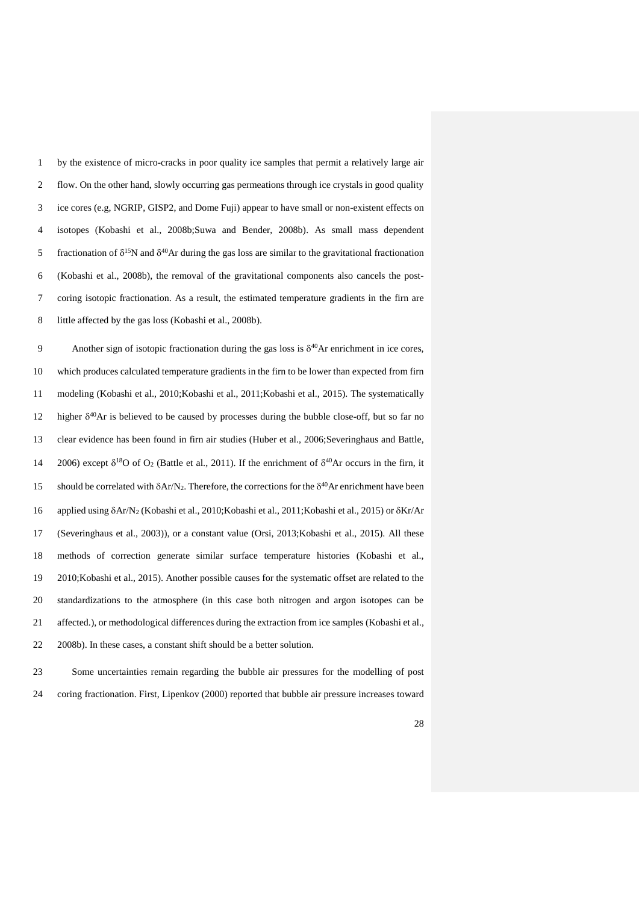by the existence of micro-cracks in poor quality ice samples that permit a relatively large air flow. On the other hand, slowly occurring gas permeations through ice crystals in good quality ice cores (e.g, NGRIP, GISP2, and Dome Fuji) appear to have small or non-existent effects on isotopes (Kobashi et al., 2008b;Suwa and Bender, 2008b). As small mass dependent fractionation of $\delta^{15}N$ and $\delta^{40}Ar$ during the gas loss are similar to the gravitational fractionation (Kobashi et al., 2008b), the removal of the gravitational components also cancels the post-coring isotopic fractionation. As a result, the estimated temperature gradients in the firn are little affected by the gas loss (Kobashi et al., 2008b).

Another sign of isotopic fractionation during the gas loss is $\delta^{40}Ar$ enrichment in ice cores, which produces calculated temperature gradients in the firn to be lower than expected from firn modeling (Kobashi et al., 2010;Kobashi et al., 2011;Kobashi et al., 2015). The systematically higher $\delta^{40}Ar$ is believed to be caused by processes during the bubble close-off, but so far no clear evidence has been found in firn air studies (Huber et al., 2006;Severinghaus and Battle, 2006) except $\delta^{18}O$ of $O_2$ (Battle et al., 2011). If the enrichment of $\delta^{40}Ar$ occurs in the firn, it should be correlated with $\delta Ar/N_2$. Therefore, the corrections for the $\delta^{40}Ar$ enrichment have been applied using $\delta Ar/N_2$ (Kobashi et al., 2010;Kobashi et al., 2011;Kobashi et al., 2015) or $\delta Kr/Ar$ (Severinghaus et al., 2003)), or a constant value (Orsi, 2013;Kobashi et al., 2015). All these methods of correction generate similar surface temperature histories (Kobashi et al., 2010;Kobashi et al., 2015). Another possible causes for the systematic offset are related to the standardizations to the atmosphere (in this case both nitrogen and argon isotopes can be affected.), or methodological differences during the extraction from ice samples (Kobashi et al., 2008b). In these cases, a constant shift should be a better solution.

Some uncertainties remain regarding the bubble air pressures for the modelling of post coring fractionation. First, Lipenkov (2000) reported that bubble air pressure increases toward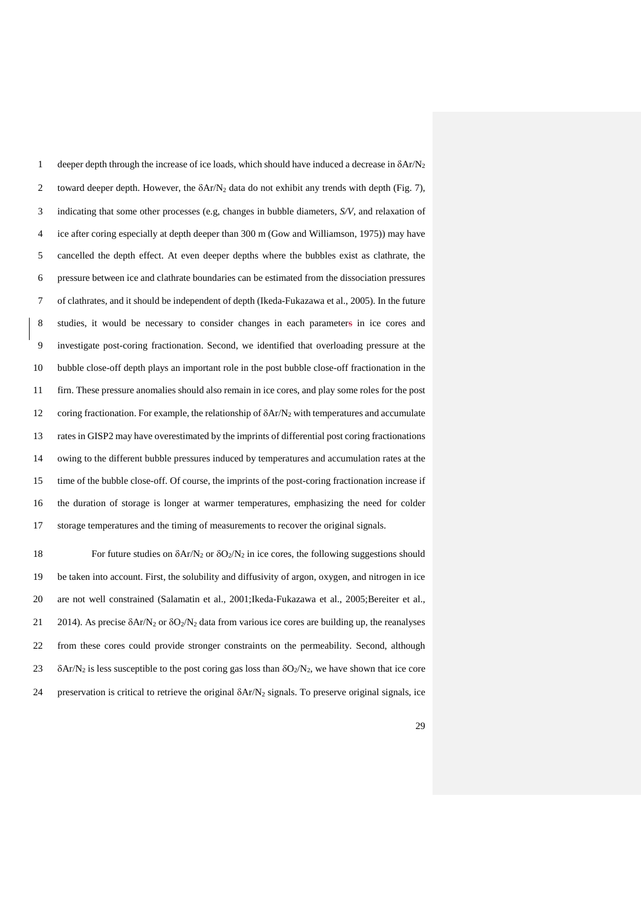deeper depth through the increase of ice loads, which should have induced a decrease in $\delta Ar/N_2$ toward deeper depth. However, the $\delta Ar/N_2$ data do not exhibit any trends with depth (Fig. 7), indicating that some other processes (e.g, changes in bubble diameters, *S/V*, and relaxation of ice after coring especially at depth deeper than 300 m (Gow and Williamson, 1975)) may have cancelled the depth effect. At even deeper depths where the bubbles exist as clathrate, the pressure between ice and clathrate boundaries can be estimated from the dissociation pressures of clathrates, and it should be independent of depth (Ikeda-Fukazawa et al., 2005). In the future studies, it would be necessary to consider changes in each parameters in ice cores and investigate post-coring fractionation. Second, we identified that overloading pressure at the bubble close-off depth plays an important role in the post bubble close-off fractionation in the firn. These pressure anomalies should also remain in ice cores, and play some roles for the post coring fractionation. For example, the relationship of $\delta Ar/N_2$ with temperatures and accumulate rates in GISP2 may have overestimated by the imprints of differential post coring fractionations owing to the different bubble pressures induced by temperatures and accumulation rates at the time of the bubble close-off. Of course, the imprints of the post-coring fractionation increase if the duration of storage is longer at warmer temperatures, emphasizing the need for colder storage temperatures and the timing of measurements to recover the original signals.

For future studies on $\delta Ar/N_2$ or $\delta O_2/N_2$ in ice cores, the following suggestions should be taken into account. First, the solubility and diffusivity of argon, oxygen, and nitrogen in ice are not well constrained (Salamatin et al., 2001;Ikeda-Fukazawa et al., 2005;Bereiter et al., 2014). As precise $\delta Ar/N_2$ or $\delta O_2/N_2$ data from various ice cores are building up, the reanalyses from these cores could provide stronger constraints on the permeability. Second, although $\delta Ar/N_2$ is less susceptible to the post coring gas loss than $\delta O_2/N_2$, we have shown that ice core preservation is critical to retrieve the original $\delta Ar/N_2$ signals. To preserve original signals, ice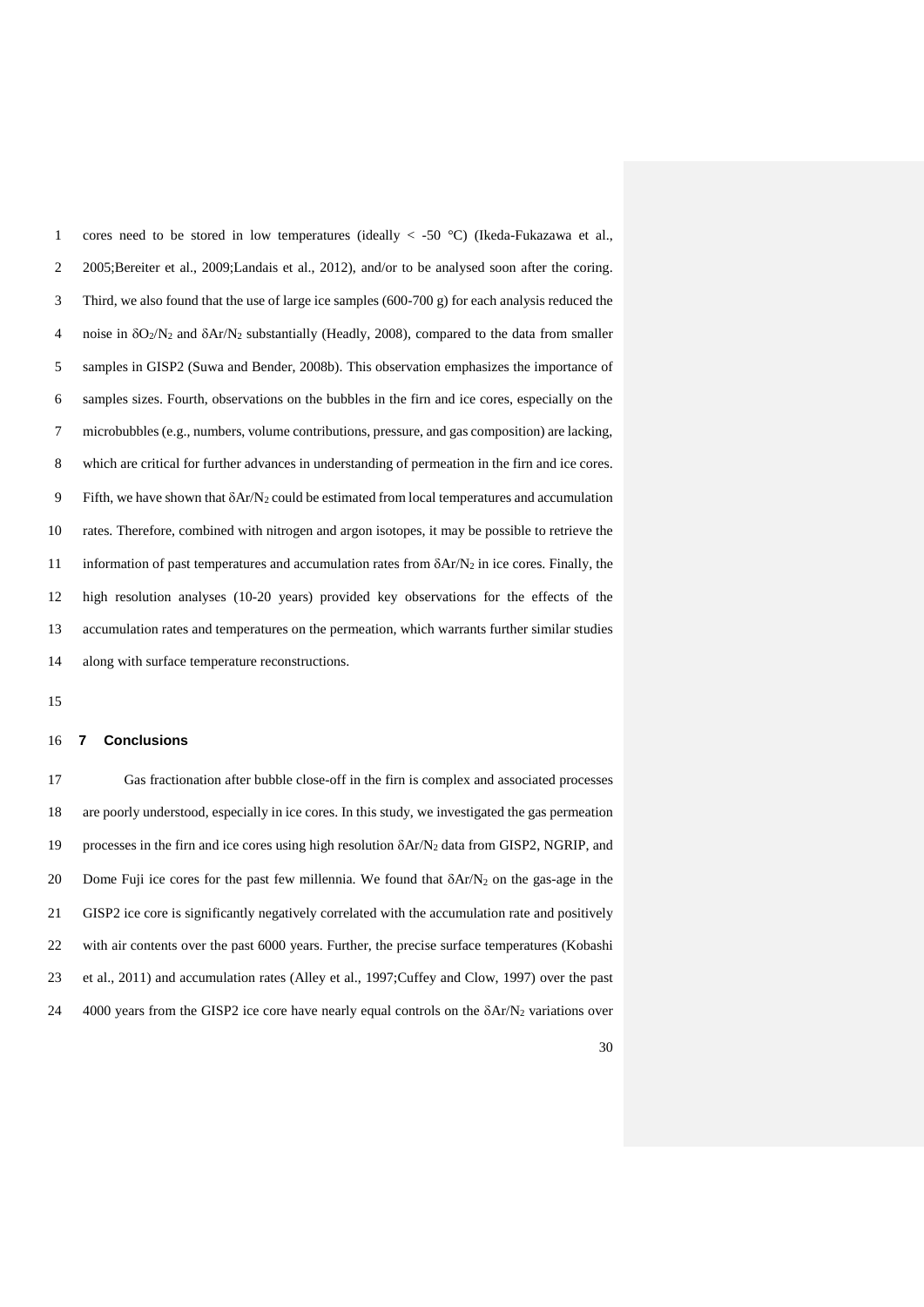cores need to be stored in low temperatures (ideally < -50 °C) (Ikeda-Fukazawa et al., 2005;Bereiter et al., 2009;Landais et al., 2012), and/or to be analysed soon after the coring. Third, we also found that the use of large ice samples (600-700 g) for each analysis reduced the noise in $\delta O_2/N_2$ and $\delta Ar/N_2$ substantially (Headly, 2008), compared to the data from smaller samples in GISP2 (Suwa and Bender, 2008b). This observation emphasizes the importance of samples sizes. Fourth, observations on the bubbles in the firn and ice cores, especially on the microbubbles (e.g., numbers, volume contributions, pressure, and gas composition) are lacking, which are critical for further advances in understanding of permeation in the firn and ice cores. Fifth, we have shown that $\delta Ar/N_2$ could be estimated from local temperatures and accumulation rates. Therefore, combined with nitrogen and argon isotopes, it may be possible to retrieve the information of past temperatures and accumulation rates from $\delta Ar/N_2$ in ice cores. Finally, the high resolution analyses (10-20 years) provided key observations for the effects of the accumulation rates and temperatures on the permeation, which warrants further similar studies along with surface temperature reconstructions.

## 7 Conclusions

Gas fractionation after bubble close-off in the firn is complex and associated processes are poorly understood, especially in ice cores. In this study, we investigated the gas permeation processes in the firn and ice cores using high resolution $\delta Ar/N_2$ data from GISP2, NGRIP, and Dome Fuji ice cores for the past few millennia. We found that $\delta Ar/N_2$ on the gas-age in the GISP2 ice core is significantly negatively correlated with the accumulation rate and positively with air contents over the past 6000 years. Further, the precise surface temperatures (Kobashi et al., 2011) and accumulation rates (Alley et al., 1997;Cuffey and Clow, 1997) over the past 4000 years from the GISP2 ice core have nearly equal controls on the $\delta Ar/N_2$ variations over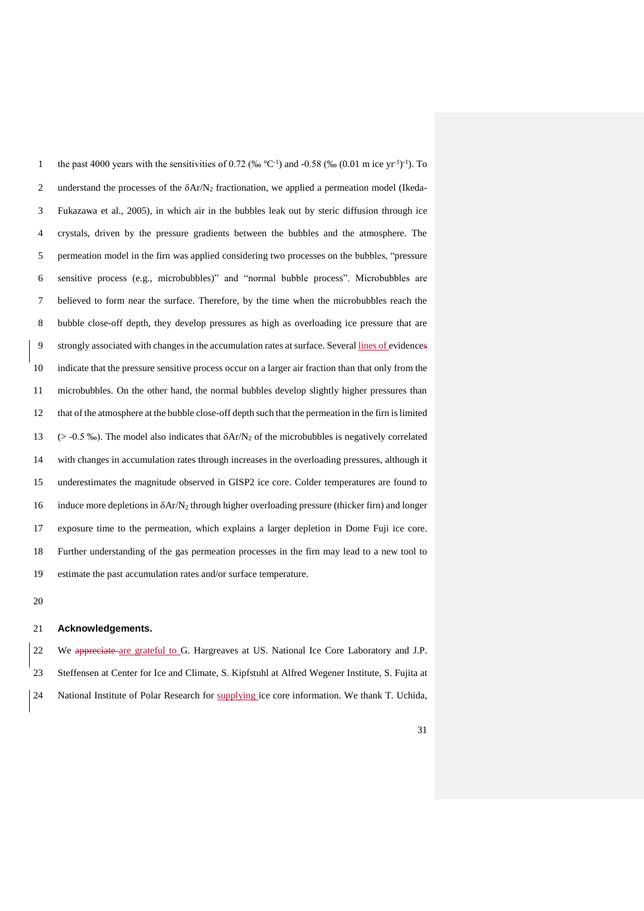the past 4000 years with the sensitivities of 0.72 (‰ $^{\circ}C^{-1}$) and -0.58 (‰ (0.01 m ice $yr^{-1})^{-1}$). To understand the processes of the $\delta Ar/N_2$ fractionation, we applied a permeation model (Ikeda-Fukazawa et al., 2005), in which air in the bubbles leak out by steric diffusion through ice crystals, driven by the pressure gradients between the bubbles and the atmosphere. The permeation model in the firn was applied considering two processes on the bubbles, "pressure sensitive process (e.g., microbubbles)" and "normal bubble process". Microbubbles are believed to form near the surface. Therefore, by the time when the microbubbles reach the bubble close-off depth, they develop pressures as high as overloading ice pressure that are strongly associated with changes in the accumulation rates at surface. Several lines of evidences indicate that the pressure sensitive process occur on a larger air fraction than that only from the microbubbles. On the other hand, the normal bubbles develop slightly higher pressures than that of the atmosphere at the bubble close-off depth such that the permeation in the firn is limited (> -0.5 ‰). The model also indicates that $\delta Ar/N_2$ of the microbubbles is negatively correlated with changes in accumulation rates through increases in the overloading pressures, although it underestimates the magnitude observed in GISP2 ice core. Colder temperatures are found to induce more depletions in $\delta Ar/N_2$ through higher overloading pressure (thicker firn) and longer exposure time to the permeation, which explains a larger depletion in Dome Fuji ice core. Further understanding of the gas permeation processes in the firn may lead to a new tool to estimate the past accumulation rates and/or surface temperature.

## Acknowledgements.

We ~~appreciate~~ are grateful to G. Hargreaves at US. National Ice Core Laboratory and J.P. Steffensen at Center for Ice and Climate, S. Kipfstuhl at Alfred Wegener Institute, S. Fujita at National Institute of Polar Research for supplying ice core information. We thank T. Uchida,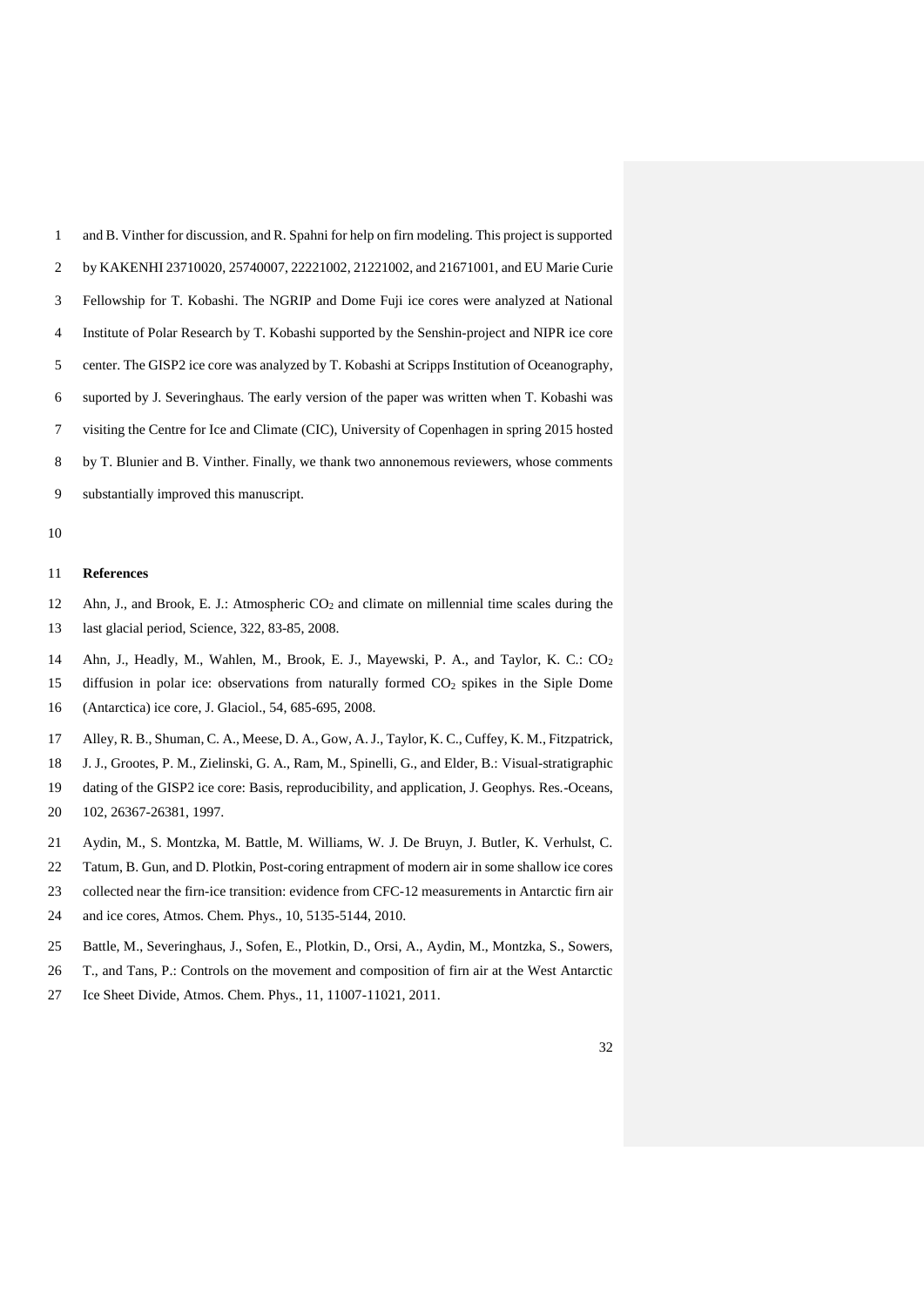and B. Vinther for discussion, and R. Spahni for help on firn modeling. This project is supported by KAKENHI 23710020, 25740007, 22221002, 21221002, and 21671001, and EU Marie Curie Fellowship for T. Kobashi. The NGRIP and Dome Fuji ice cores were analyzed at National Institute of Polar Research by T. Kobashi supported by the Senshin-project and NIPR ice core center. The GISP2 ice core was analyzed by T. Kobashi at Scripps Institution of Oceanography, suported by J. Severinghaus. The early version of the paper was written when T. Kobashi was visiting the Centre for Ice and Climate (CIC), University of Copenhagen in spring 2015 hosted by T. Blunier and B. Vinther. Finally, we thank two annonemous reviewers, whose comments substantially improved this manuscript.

## References

Ahn, J., and Brook, E. J.: Atmospheric $CO_2$ and climate on millennial time scales during the last glacial period, Science, 322, 83-85, 2008.

Ahn, J., Headly, M., Wahlen, M., Brook, E. J., Mayewski, P. A., and Taylor, K. C.: $CO_2$ diffusion in polar ice: observations from naturally formed $CO_2$ spikes in the Siple Dome (Antarctica) ice core, J. Glaciol., 54, 685-695, 2008.

Alley, R. B., Shuman, C. A., Meese, D. A., Gow, A. J., Taylor, K. C., Cuffey, K. M., Fitzpatrick, J. J., Grootes, P. M., Zielinski, G. A., Ram, M., Spinelli, G., and Elder, B.: Visual-stratigraphic dating of the GISP2 ice core: Basis, reproducibility, and application, J. Geophys. Res.-Oceans, 102, 26367-26381, 1997.

Aydin, M., S. Montzka, M. Battle, M. Williams, W. J. De Bruyn, J. Butler, K. Verhulst, C. Tatum, B. Gun, and D. Plotkin, Post-coring entrapment of modern air in some shallow ice cores collected near the firn-ice transition: evidence from CFC-12 measurements in Antarctic firn air and ice cores, Atmos. Chem. Phys., 10, 5135-5144, 2010.

Battle, M., Severinghaus, J., Sofen, E., Plotkin, D., Orsi, A., Aydin, M., Montzka, S., Sowers, T., and Tans, P.: Controls on the movement and composition of firn air at the West Antarctic Ice Sheet Divide, Atmos. Chem. Phys., 11, 11007-11021, 2011.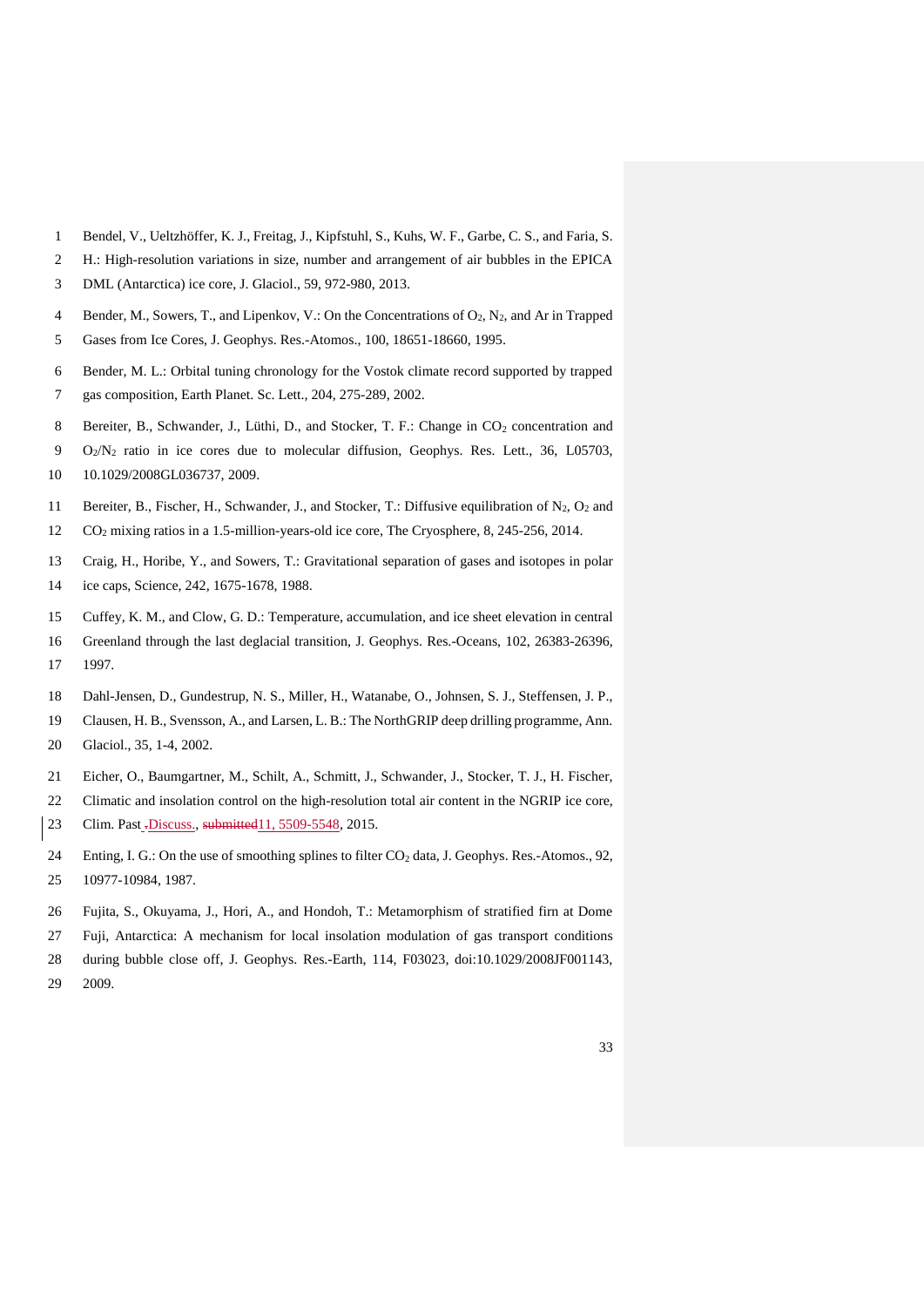Bendel, V., Ueltzhöffer, K. J., Freitag, J., Kipfstuhl, S., Kuhs, W. F., Garbe, C. S., and Faria, S. H.: High-resolution variations in size, number and arrangement of air bubbles in the EPICA DML (Antarctica) ice core, J. Glaciol., 59, 972-980, 2013.

Bender, M., Sowers, T., and Lipenkov, V.: On the Concentrations of $O_2$, $N_2$, and Ar in Trapped Gases from Ice Cores, J. Geophys. Res.-Atomos., 100, 18651-18660, 1995.

Bender, M. L.: Orbital tuning chronology for the Vostok climate record supported by trapped gas composition, Earth Planet. Sc. Lett., 204, 275-289, 2002.

Bereiter, B., Schwander, J., Lüthi, D., and Stocker, T. F.: Change in $CO_2$ concentration and $O_2/N_2$ ratio in ice cores due to molecular diffusion, Geophys. Res. Lett., 36, L05703, 10.1029/2008GL036737, 2009.

Bereiter, B., Fischer, H., Schwander, J., and Stocker, T.: Diffusive equilibration of $N_2$, $O_2$ and $CO_2$ mixing ratios in a 1.5-million-years-old ice core, The Cryosphere, 8, 245-256, 2014.

Craig, H., Horibe, Y., and Sowers, T.: Gravitational separation of gases and isotopes in polar ice caps, Science, 242, 1675-1678, 1988.

Cuffey, K. M., and Clow, G. D.: Temperature, accumulation, and ice sheet elevation in central Greenland through the last deglacial transition, J. Geophys. Res.-Oceans, 102, 26383-26396, 1997.

Dahl-Jensen, D., Gundestrup, N. S., Miller, H., Watanabe, O., Johnsen, S. J., Steffensen, J. P., Clausen, H. B., Svensson, A., and Larsen, L. B.: The NorthGRIP deep drilling programme, Ann. Glaciol., 35, 1-4, 2002.

Eicher, O., Baumgartner, M., Schilt, A., Schmitt, J., Schwander, J., Stocker, T. J., H. Fischer, Climatic and insolation control on the high-resolution total air content in the NGRIP ice core, Clim. Past ~~.~~Discuss., ~~submitted~~11, 5509-5548, 2015.

Enting, I. G.: On the use of smoothing splines to filter $CO_2$ data, J. Geophys. Res.-Atomos., 92, 10977-10984, 1987.

Fujita, S., Okuyama, J., Hori, A., and Hondoh, T.: Metamorphism of stratified firn at Dome Fuji, Antarctica: A mechanism for local insolation modulation of gas transport conditions during bubble close off, J. Geophys. Res.-Earth, 114, F03023, doi:10.1029/2008JF001143, 2009.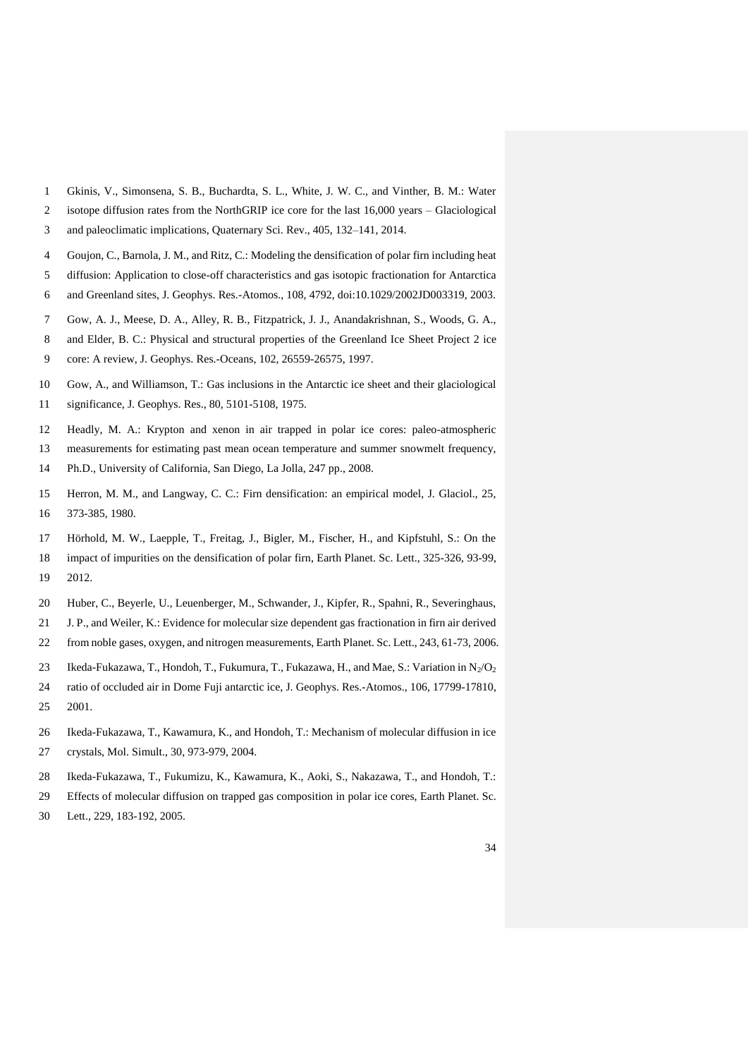Gkinis, V., Simonsena, S. B., Buchardta, S. L., White, J. W. C., and Vinther, B. M.: Water isotope diffusion rates from the NorthGRIP ice core for the last 16,000 years – Glaciological and paleoclimatic implications, Quaternary Sci. Rev., 405, 132–141, 2014.

Goujon, C., Barnola, J. M., and Ritz, C.: Modeling the densification of polar firn including heat diffusion: Application to close-off characteristics and gas isotopic fractionation for Antarctica and Greenland sites, J. Geophys. Res.-Atomos., 108, 4792, doi:10.1029/2002JD003319, 2003.

Gow, A. J., Meese, D. A., Alley, R. B., Fitzpatrick, J. J., Anandakrishnan, S., Woods, G. A., and Elder, B. C.: Physical and structural properties of the Greenland Ice Sheet Project 2 ice core: A review, J. Geophys. Res.-Oceans, 102, 26559-26575, 1997.

Gow, A., and Williamson, T.: Gas inclusions in the Antarctic ice sheet and their glaciological significance, J. Geophys. Res., 80, 5101-5108, 1975.

Headly, M. A.: Krypton and xenon in air trapped in polar ice cores: paleo-atmospheric measurements for estimating past mean ocean temperature and summer snowmelt frequency, Ph.D., University of California, San Diego, La Jolla, 247 pp., 2008.

Herron, M. M., and Langway, C. C.: Firn densification: an empirical model, J. Glaciol., 25, 373-385, 1980.

Hörhold, M. W., Laepple, T., Freitag, J., Bigler, M., Fischer, H., and Kipfstuhl, S.: On the impact of impurities on the densification of polar firn, Earth Planet. Sc. Lett., 325-326, 93-99, 2012.

Huber, C., Beyerle, U., Leuenberger, M., Schwander, J., Kipfer, R., Spahni, R., Severinghaus, J. P., and Weiler, K.: Evidence for molecular size dependent gas fractionation in firn air derived from noble gases, oxygen, and nitrogen measurements, Earth Planet. Sc. Lett., 243, 61-73, 2006.

Ikeda-Fukazawa, T., Hondoh, T., Fukumura, T., Fukazawa, H., and Mae, S.: Variation in $N_2/O_2$ ratio of occluded air in Dome Fuji antarctic ice, J. Geophys. Res.-Atomos., 106, 17799-17810, 2001.

Ikeda-Fukazawa, T., Kawamura, K., and Hondoh, T.: Mechanism of molecular diffusion in ice crystals, Mol. Simult., 30, 973-979, 2004.

Ikeda-Fukazawa, T., Fukumizu, K., Kawamura, K., Aoki, S., Nakazawa, T., and Hondoh, T.: Effects of molecular diffusion on trapped gas composition in polar ice cores, Earth Planet. Sc. Lett., 229, 183-192, 2005.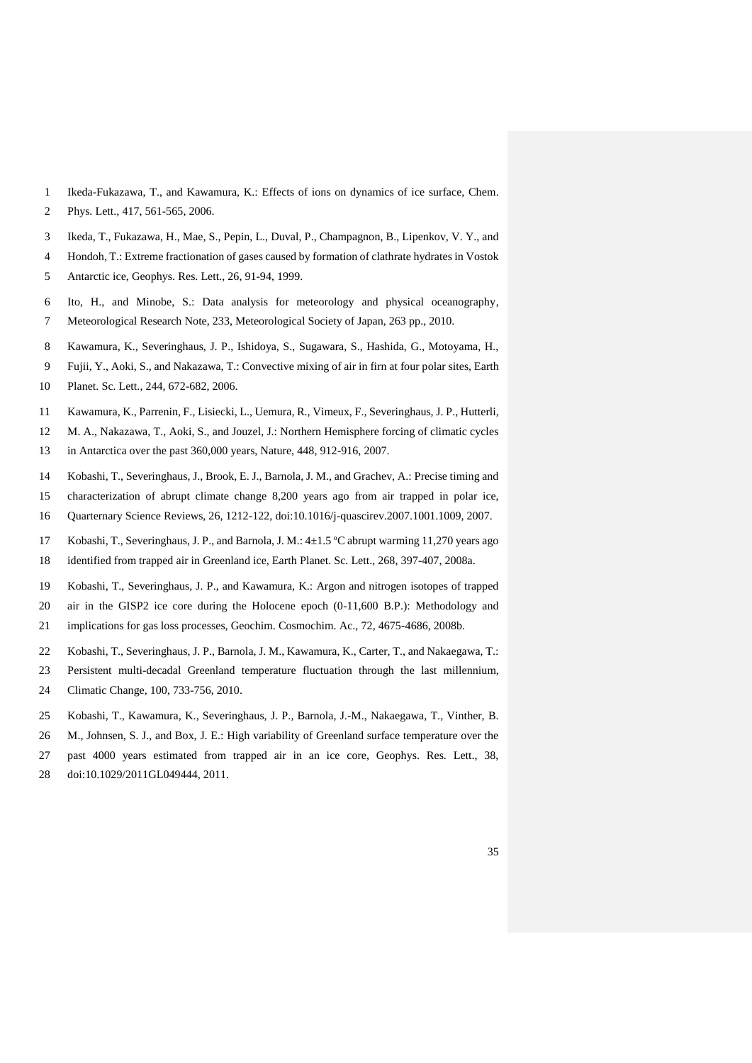Ikeda-Fukazawa, T., and Kawamura, K.: Effects of ions on dynamics of ice surface, Chem. Phys. Lett., 417, 561-565, 2006.

Ikeda, T., Fukazawa, H., Mae, S., Pepin, L., Duval, P., Champagnon, B., Lipenkov, V. Y., and Hondoh, T.: Extreme fractionation of gases caused by formation of clathrate hydrates in Vostok Antarctic ice, Geophys. Res. Lett., 26, 91-94, 1999.

Ito, H., and Minobe, S.: Data analysis for meteorology and physical oceanography, Meteorological Research Note, 233, Meteorological Society of Japan, 263 pp., 2010.

Kawamura, K., Severinghaus, J. P., Ishidoya, S., Sugawara, S., Hashida, G., Motoyama, H., Fujii, Y., Aoki, S., and Nakazawa, T.: Convective mixing of air in firn at four polar sites, Earth Planet. Sc. Lett., 244, 672-682, 2006.

Kawamura, K., Parrenin, F., Lisiecki, L., Uemura, R., Vimeux, F., Severinghaus, J. P., Hutterli, M. A., Nakazawa, T., Aoki, S., and Jouzel, J.: Northern Hemisphere forcing of climatic cycles in Antarctica over the past 360,000 years, Nature, 448, 912-916, 2007.

Kobashi, T., Severinghaus, J., Brook, E. J., Barnola, J. M., and Grachev, A.: Precise timing and characterization of abrupt climate change 8,200 years ago from air trapped in polar ice, Quarternary Science Reviews, 26, 1212-122, doi:10.1016/j-quascirev.2007.1001.1009, 2007.

Kobashi, T., Severinghaus, J. P., and Barnola, J. M.: 4±1.5 ºC abrupt warming 11,270 years ago identified from trapped air in Greenland ice, Earth Planet. Sc. Lett., 268, 397-407, 2008a.

Kobashi, T., Severinghaus, J. P., and Kawamura, K.: Argon and nitrogen isotopes of trapped air in the GISP2 ice core during the Holocene epoch (0-11,600 B.P.): Methodology and implications for gas loss processes, Geochim. Cosmochim. Ac., 72, 4675-4686, 2008b.

Kobashi, T., Severinghaus, J. P., Barnola, J. M., Kawamura, K., Carter, T., and Nakaegawa, T.: Persistent multi-decadal Greenland temperature fluctuation through the last millennium, Climatic Change, 100, 733-756, 2010.

Kobashi, T., Kawamura, K., Severinghaus, J. P., Barnola, J.-M., Nakaegawa, T., Vinther, B. M., Johnsen, S. J., and Box, J. E.: High variability of Greenland surface temperature over the past 4000 years estimated from trapped air in an ice core, Geophys. Res. Lett., 38, doi:10.1029/2011GL049444, 2011.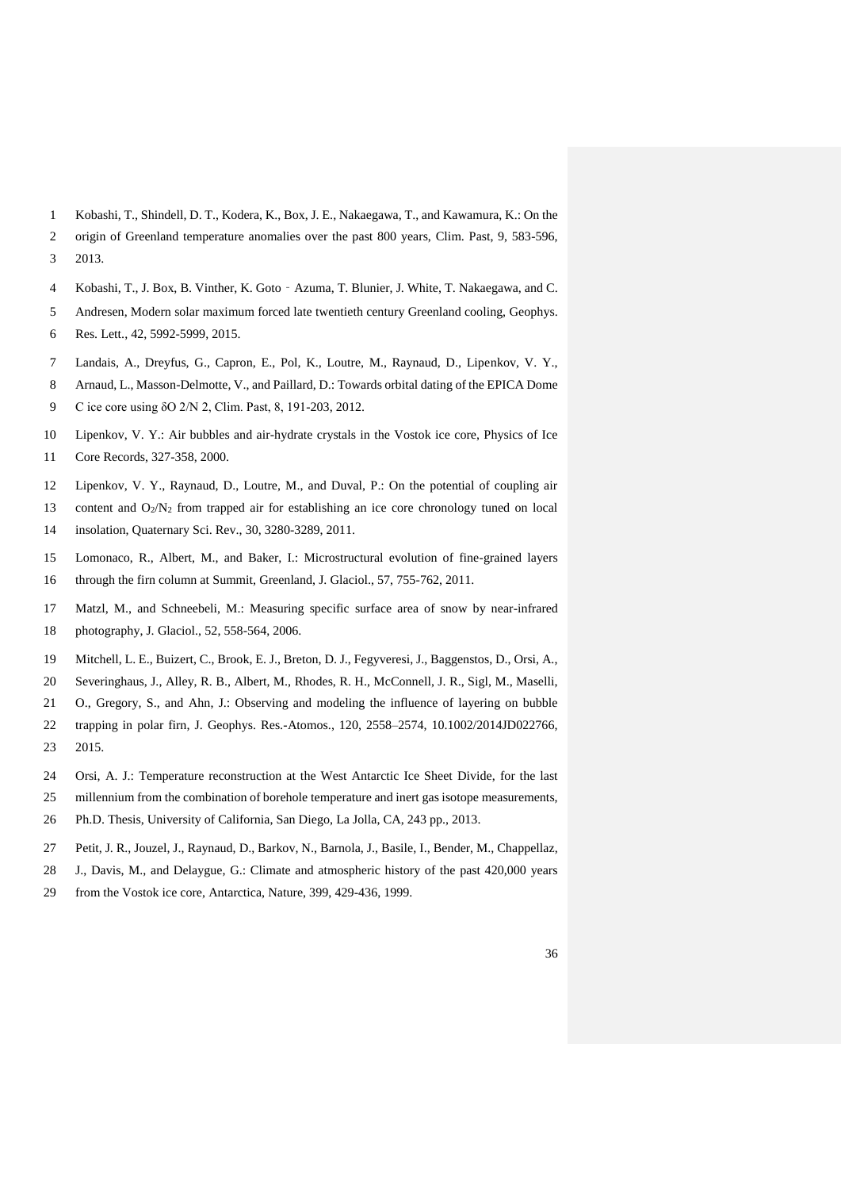Kobashi, T., Shindell, D. T., Kodera, K., Box, J. E., Nakaegawa, T., and Kawamura, K.: On the origin of Greenland temperature anomalies over the past 800 years, Clim. Past, 9, 583-596, 2013.

Kobashi, T., J. Box, B. Vinther, K. Goto‐Azuma, T. Blunier, J. White, T. Nakaegawa, and C. Andresen, Modern solar maximum forced late twentieth century Greenland cooling, Geophys. Res. Lett., 42, 5992-5999, 2015.

Landais, A., Dreyfus, G., Capron, E., Pol, K., Loutre, M., Raynaud, D., Lipenkov, V. Y., Arnaud, L., Masson-Delmotte, V., and Paillard, D.: Towards orbital dating of the EPICA Dome C ice core using δO 2/N 2, Clim. Past, 8, 191-203, 2012.

Lipenkov, V. Y.: Air bubbles and air-hydrate crystals in the Vostok ice core, Physics of Ice Core Records, 327-358, 2000.

Lipenkov, V. Y., Raynaud, D., Loutre, M., and Duval, P.: On the potential of coupling air content and $O_2/N_2$ from trapped air for establishing an ice core chronology tuned on local insolation, Quaternary Sci. Rev., 30, 3280-3289, 2011.

Lomonaco, R., Albert, M., and Baker, I.: Microstructural evolution of fine-grained layers through the firn column at Summit, Greenland, J. Glaciol., 57, 755-762, 2011.

Matzl, M., and Schneebeli, M.: Measuring specific surface area of snow by near-infrared photography, J. Glaciol., 52, 558-564, 2006.

Mitchell, L. E., Buizert, C., Brook, E. J., Breton, D. J., Fegyveresi, J., Baggenstos, D., Orsi, A., Severinghaus, J., Alley, R. B., Albert, M., Rhodes, R. H., McConnell, J. R., Sigl, M., Maselli, O., Gregory, S., and Ahn, J.: Observing and modeling the influence of layering on bubble trapping in polar firn, J. Geophys. Res.-Atomos., 120, 2558–2574, 10.1002/2014JD022766, 2015.

Orsi, A. J.: Temperature reconstruction at the West Antarctic Ice Sheet Divide, for the last millennium from the combination of borehole temperature and inert gas isotope measurements, Ph.D. Thesis, University of California, San Diego, La Jolla, CA, 243 pp., 2013.

Petit, J. R., Jouzel, J., Raynaud, D., Barkov, N., Barnola, J., Basile, I., Bender, M., Chappellaz, J., Davis, M., and Delaygue, G.: Climate and atmospheric history of the past 420,000 years from the Vostok ice core, Antarctica, Nature, 399, 429-436, 1999.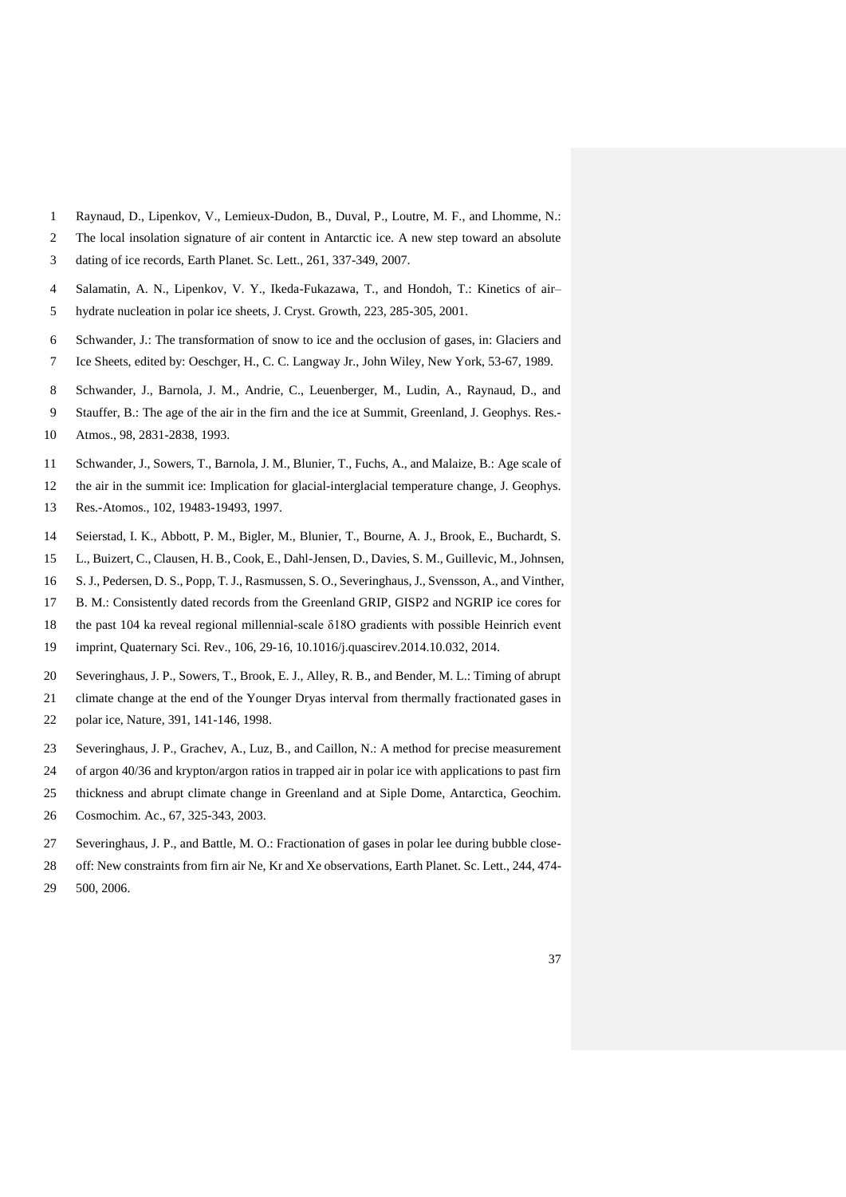Raynaud, D., Lipenkov, V., Lemieux-Dudon, B., Duval, P., Loutre, M. F., and Lhomme, N.: The local insolation signature of air content in Antarctic ice. A new step toward an absolute dating of ice records, Earth Planet. Sc. Lett., 261, 337-349, 2007.

Salamatin, A. N., Lipenkov, V. Y., Ikeda-Fukazawa, T., and Hondoh, T.: Kinetics of air–hydrate nucleation in polar ice sheets, J. Cryst. Growth, 223, 285-305, 2001.

Schwander, J.: The transformation of snow to ice and the occlusion of gases, in: Glaciers and Ice Sheets, edited by: Oeschger, H., C. C. Langway Jr., John Wiley, New York, 53-67, 1989.

Schwander, J., Barnola, J. M., Andrie, C., Leuenberger, M., Ludin, A., Raynaud, D., and Stauffer, B.: The age of the air in the firn and the ice at Summit, Greenland, J. Geophys. Res.-Atmos., 98, 2831-2838, 1993.

Schwander, J., Sowers, T., Barnola, J. M., Blunier, T., Fuchs, A., and Malaize, B.: Age scale of the air in the summit ice: Implication for glacial-interglacial temperature change, J. Geophys. Res.-Atomos., 102, 19483-19493, 1997.

Seierstad, I. K., Abbott, P. M., Bigler, M., Blunier, T., Bourne, A. J., Brook, E., Buchardt, S. L., Buizert, C., Clausen, H. B., Cook, E., Dahl-Jensen, D., Davies, S. M., Guillevic, M., Johnsen, S. J., Pedersen, D. S., Popp, T. J., Rasmussen, S. O., Severinghaus, J., Svensson, A., and Vinther, B. M.: Consistently dated records from the Greenland GRIP, GISP2 and NGRIP ice cores for the past 104 ka reveal regional millennial-scale δ18O gradients with possible Heinrich event imprint, Quaternary Sci. Rev., 106, 29-16, 10.1016/j.quascirev.2014.10.032, 2014.

Severinghaus, J. P., Sowers, T., Brook, E. J., Alley, R. B., and Bender, M. L.: Timing of abrupt climate change at the end of the Younger Dryas interval from thermally fractionated gases in polar ice, Nature, 391, 141-146, 1998.

Severinghaus, J. P., Grachev, A., Luz, B., and Caillon, N.: A method for precise measurement of argon 40/36 and krypton/argon ratios in trapped air in polar ice with applications to past firn thickness and abrupt climate change in Greenland and at Siple Dome, Antarctica, Geochim. Cosmochim. Ac., 67, 325-343, 2003.

Severinghaus, J. P., and Battle, M. O.: Fractionation of gases in polar lee during bubble close-off: New constraints from firn air Ne, Kr and Xe observations, Earth Planet. Sc. Lett., 244, 474-500, 2006.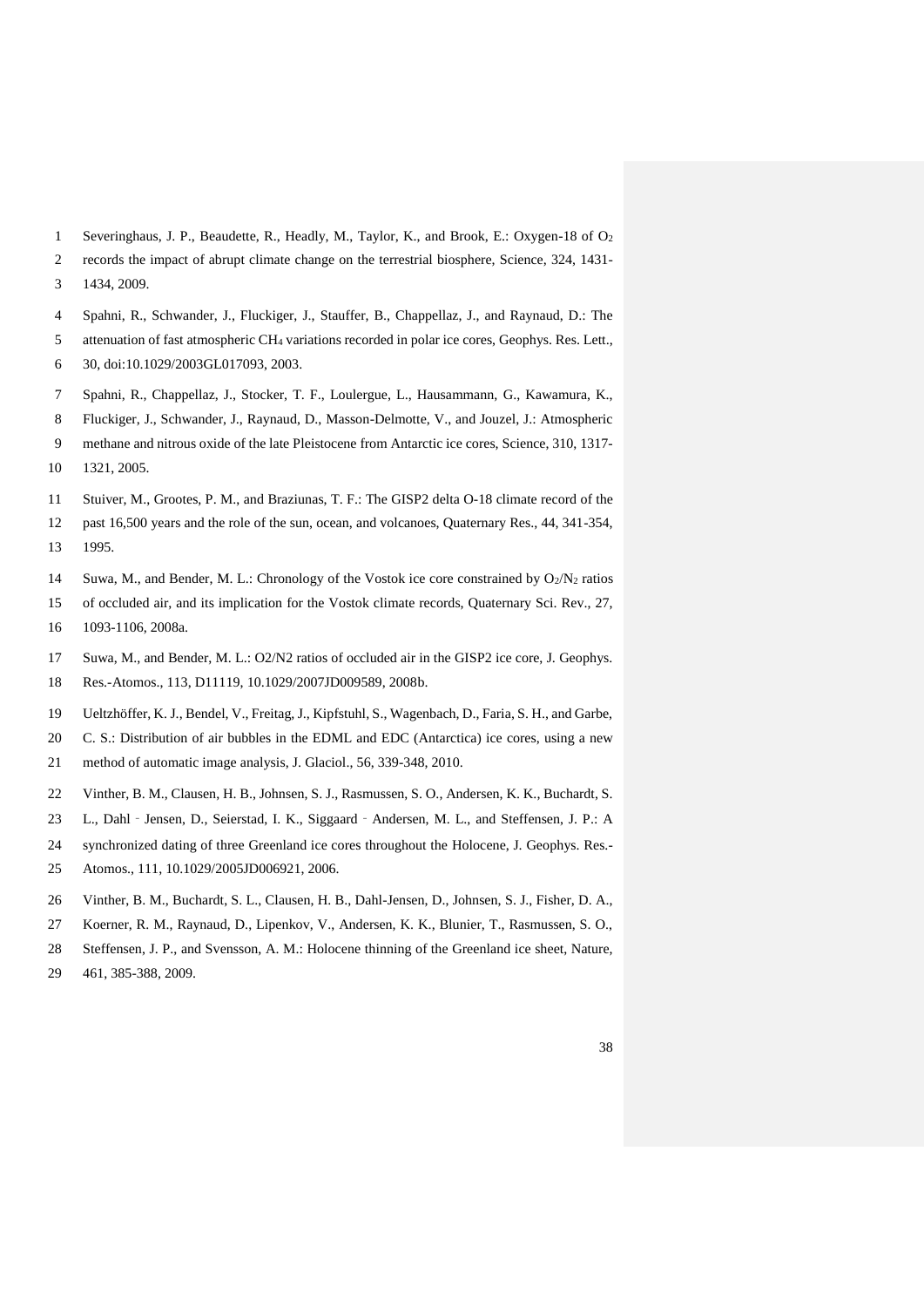Severinghaus, J. P., Beaudette, R., Headly, M., Taylor, K., and Brook, E.: Oxygen-18 of $O_2$ records the impact of abrupt climate change on the terrestrial biosphere, Science, 324, 1431-1434, 2009.

Spahni, R., Schwander, J., Fluckiger, J., Stauffer, B., Chappellaz, J., and Raynaud, D.: The attenuation of fast atmospheric $CH_4$ variations recorded in polar ice cores, Geophys. Res. Lett., 30, doi:10.1029/2003GL017093, 2003.

Spahni, R., Chappellaz, J., Stocker, T. F., Loulergue, L., Hausammann, G., Kawamura, K., Fluckiger, J., Schwander, J., Raynaud, D., Masson-Delmotte, V., and Jouzel, J.: Atmospheric methane and nitrous oxide of the late Pleistocene from Antarctic ice cores, Science, 310, 1317-1321, 2005.

Stuiver, M., Grootes, P. M., and Braziunas, T. F.: The GISP2 delta O-18 climate record of the past 16,500 years and the role of the sun, ocean, and volcanoes, Quaternary Res., 44, 341-354, 1995.

Suwa, M., and Bender, M. L.: Chronology of the Vostok ice core constrained by $O_2/N_2$ ratios of occluded air, and its implication for the Vostok climate records, Quaternary Sci. Rev., 27, 1093-1106, 2008a.

Suwa, M., and Bender, M. L.: O2/N2 ratios of occluded air in the GISP2 ice core, J. Geophys. Res.-Atomos., 113, D11119, 10.1029/2007JD009589, 2008b.

Ueltzhöffer, K. J., Bendel, V., Freitag, J., Kipfstuhl, S., Wagenbach, D., Faria, S. H., and Garbe, C. S.: Distribution of air bubbles in the EDML and EDC (Antarctica) ice cores, using a new method of automatic image analysis, J. Glaciol., 56, 339-348, 2010.

Vinther, B. M., Clausen, H. B., Johnsen, S. J., Rasmussen, S. O., Andersen, K. K., Buchardt, S. L., Dahl‐Jensen, D., Seierstad, I. K., Siggaard‐Andersen, M. L., and Steffensen, J. P.: A synchronized dating of three Greenland ice cores throughout the Holocene, J. Geophys. Res.-Atomos., 111, 10.1029/2005JD006921, 2006.

Vinther, B. M., Buchardt, S. L., Clausen, H. B., Dahl-Jensen, D., Johnsen, S. J., Fisher, D. A., Koerner, R. M., Raynaud, D., Lipenkov, V., Andersen, K. K., Blunier, T., Rasmussen, S. O., Steffensen, J. P., and Svensson, A. M.: Holocene thinning of the Greenland ice sheet, Nature, 461, 385-388, 2009.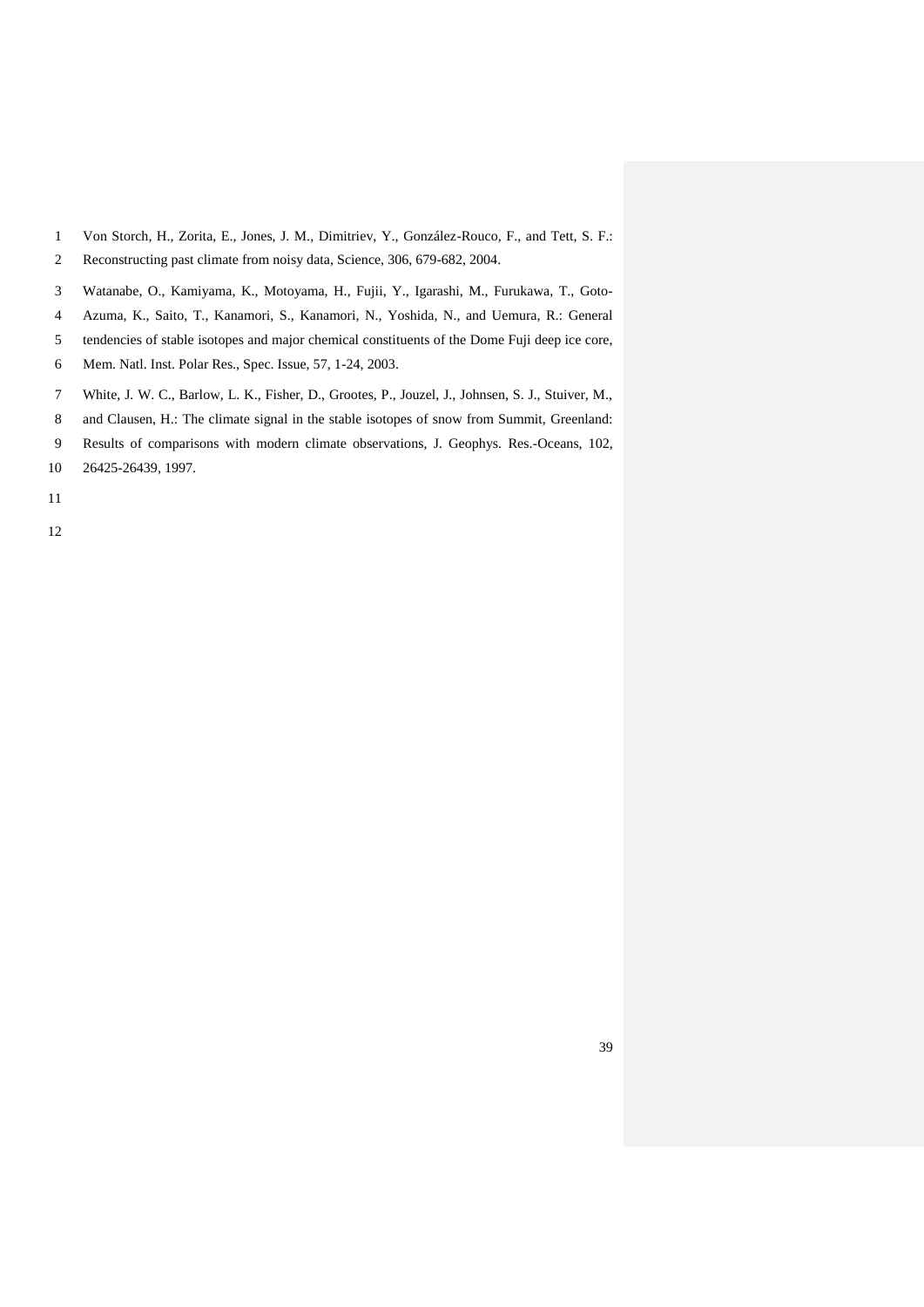Von Storch, H., Zorita, E., Jones, J. M., Dimitriev, Y., González-Rouco, F., and Tett, S. F.: Reconstructing past climate from noisy data, Science, 306, 679-682, 2004.

Watanabe, O., Kamiyama, K., Motoyama, H., Fujii, Y., Igarashi, M., Furukawa, T., Goto-Azuma, K., Saito, T., Kanamori, S., Kanamori, N., Yoshida, N., and Uemura, R.: General tendencies of stable isotopes and major chemical constituents of the Dome Fuji deep ice core, Mem. Natl. Inst. Polar Res., Spec. Issue, 57, 1-24, 2003.

White, J. W. C., Barlow, L. K., Fisher, D., Grootes, P., Jouzel, J., Johnsen, S. J., Stuiver, M., and Clausen, H.: The climate signal in the stable isotopes of snow from Summit, Greenland: Results of comparisons with modern climate observations, J. Geophys. Res.-Oceans, 102, 26425-26439, 1997.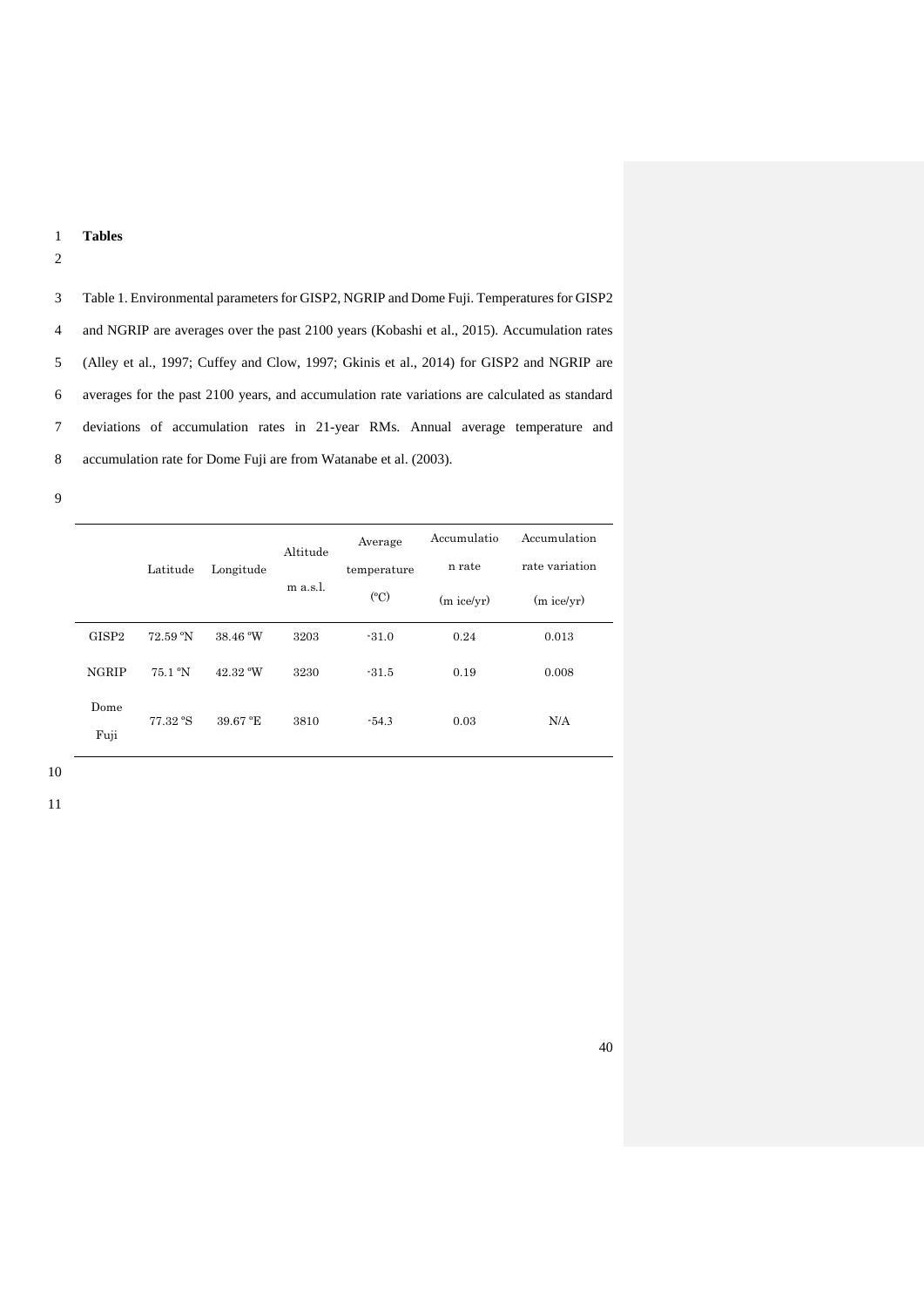# Tables

Table 1. Environmental parameters for GISP2, NGRIP and Dome Fuji. Temperatures for GISP2 and NGRIP are averages over the past 2100 years (Kobashi et al., 2015). Accumulation rates (Alley et al., 1997; Cuffey and Clow, 1997; Gkinis et al., 2014) for GISP2 and NGRIP are averages for the past 2100 years, and accumulation rate variations are calculated as standard deviations of accumulation rates in 21-year RMs. Annual average temperature and accumulation rate for Dome Fuji are from Watanabe et al. (2003).

| | Latitude | Longitude | Altitude m a.s.l. | Average temperature (°C) | Accumulation rate (m ice/yr) | Accumulation rate variation (m ice/yr) |
|---|---|---|---|---|---|---|
| GISP2 | 72.59 °N | 38.46 °W | 3203 | -31.0 | 0.24 | 0.013 |
| NGRIP | 75.1 °N | 42.32 °W | 3230 | -31.5 | 0.19 | 0.008 |
| Dome Fuji | 77.32 °S | 39.67 °E | 3810 | -54.3 | 0.03 | N/A |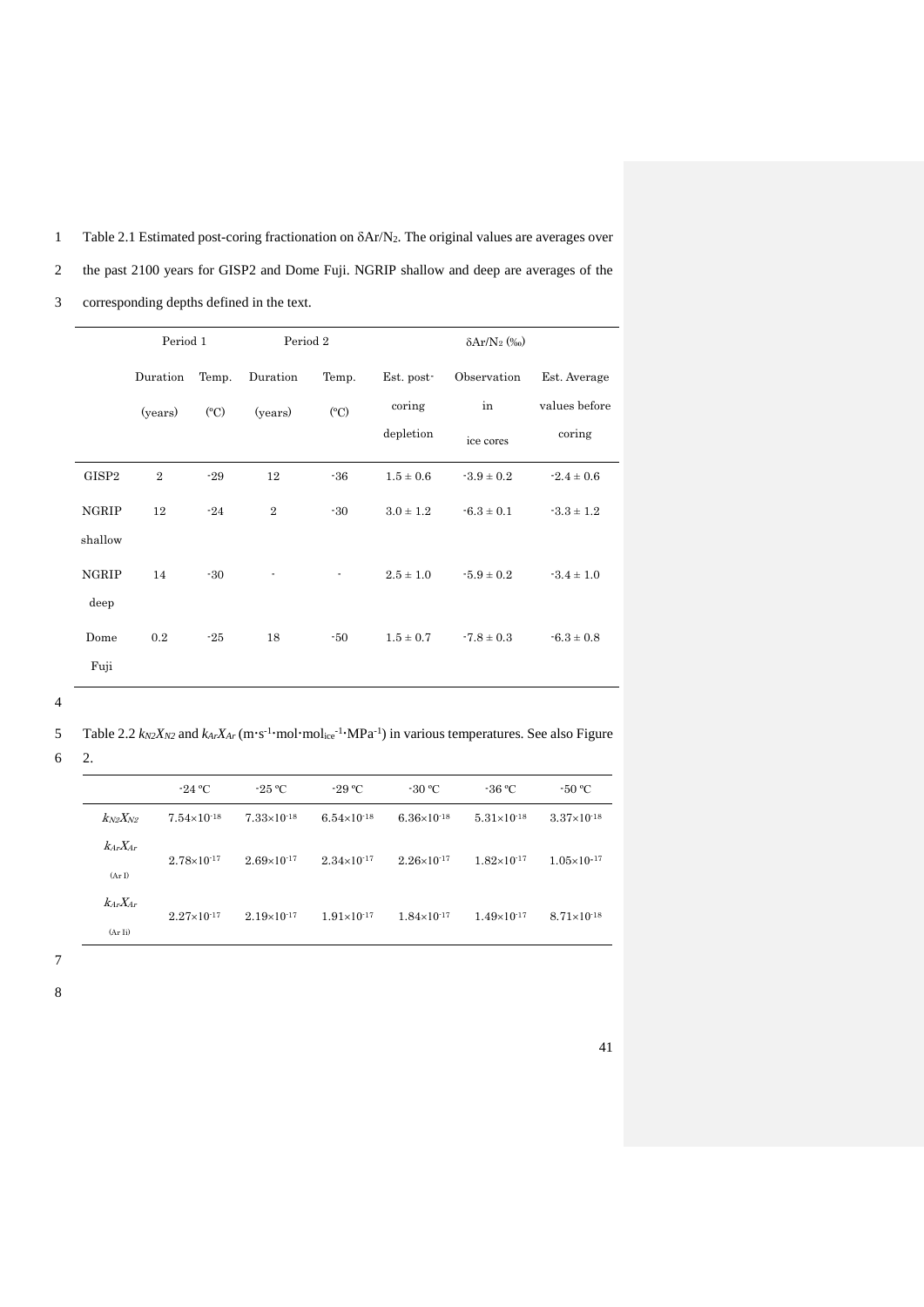Table 2.1 Estimated post-coring fractionation on $\delta Ar/N_2$. The original values are averages over the past 2100 years for GISP2 and Dome Fuji. NGRIP shallow and deep are averages of the corresponding depths defined in the text.

| | Period 1 | | Period 2 | | $\delta Ar/N_2$ (‰) | | |
|---|---|---|---|---|---|---|---|
| | Duration (years) | Temp. (°C) | Duration (years) | Temp. (°C) | Est. post-coring depletion | Observation in ice cores | Est. Average values before coring |
| GISP2 | 2 | -29 | 12 | -36 | 1.5 ± 0.6 | -3.9 ± 0.2 | -2.4 ± 0.6 |
| NGRIP shallow | 12 | -24 | 2 | -30 | 3.0 ± 1.2 | -6.3 ± 0.1 | -3.3 ± 1.2 |
| NGRIP deep | 14 | -30 | - | - | 2.5 ± 1.0 | -5.9 ± 0.2 | -3.4 ± 1.0 |
| Dome Fuji | 0.2 | -25 | 18 | -50 | 1.5 ± 0.7 | -7.8 ± 0.3 | -6.3 ± 0.8 |

Table 2.2 $k_{N2}X_{N2}$ and $k_{Ar}X_{Ar}$ (m·s$^{-1}$·mol·mol$_{ice}^{-1}$·MPa$^{-1}$) in various temperatures. See also Figure 2.

| | -24 ºC | -25 ºC | -29 ºC | -30 ºC | -36 ºC | -50 ºC |
|---|---|---|---|---|---|---|
| $k_{N2}X_{N2}$ | $7.54\times10^{-18}$ | $7.33\times10^{-18}$ | $6.54\times10^{-18}$ | $6.36\times10^{-18}$ | $5.31\times10^{-18}$ | $3.37\times10^{-18}$ |
| $k_{Ar}X_{Ar}$ (Ar I) | $2.78\times10^{-17}$ | $2.69\times10^{-17}$ | $2.34\times10^{-17}$ | $2.26\times10^{-17}$ | $1.82\times10^{-17}$ | $1.05\times10^{-17}$ |
| $k_{Ar}X_{Ar}$ (Ar II) | $2.27\times10^{-17}$ | $2.19\times10^{-17}$ | $1.91\times10^{-17}$ | $1.84\times10^{-17}$ | $1.49\times10^{-17}$ | $8.71\times10^{-18}$ |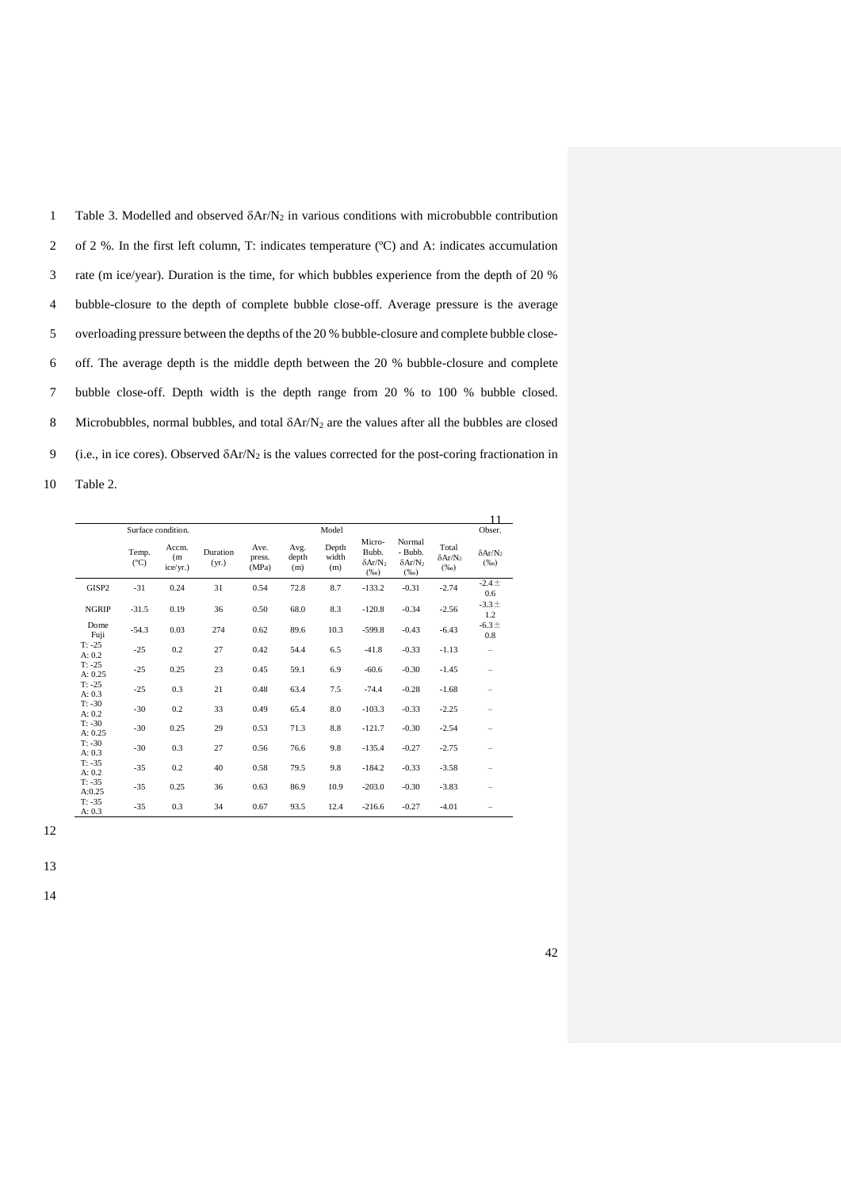Table 3. Modelled and observed $\delta Ar/N_2$ in various conditions with microbubble contribution of 2 %. In the first left column, T: indicates temperature (ºC) and A: indicates accumulation rate (m ice/year). Duration is the time, for which bubbles experience from the depth of 20 % bubble-closure to the depth of complete bubble close-off. Average pressure is the average overloading pressure between the depths of the 20 % bubble-closure and complete bubble close-off. The average depth is the middle depth between the 20 % bubble-closure and complete bubble close-off. Depth width is the depth range from 20 % to 100 % bubble closed. Microbubbles, normal bubbles, and total $\delta Ar/N_2$ are the values after all the bubbles are closed (i.e., in ice cores). Observed $\delta Ar/N_2$ is the values corrected for the post-coring fractionation in Table 2.

| | Surface condition. | | Model | | | | | | | Obser. |
|---|---|---|---|---|---|---|---|---|---|---|
| | Temp. (ºC) | Accm. (m ice/yr.) | Duration (yr.) | Ave. press. (MPa) | Avg. depth (m) | Depth width (m) | Micro-Bubb. $\delta Ar/N_2$ (‰) | Normal - Bubb. $\delta Ar/N_2$ (‰) | Total $\delta Ar/N_2$ (‰) | $\delta Ar/N_2$ (‰) |
| GISP2 | -31 | 0.24 | 31 | 0.54 | 72.8 | 8.7 | -133.2 | -0.31 | -2.74 | -2.4 ± 0.6 |
| NGRIP | -31.5 | 0.19 | 36 | 0.50 | 68.0 | 8.3 | -120.8 | -0.34 | -2.56 | -3.3 ± 1.2 |
| Dome Fuji | -54.3 | 0.03 | 274 | 0.62 | 89.6 | 10.3 | -599.8 | -0.43 | -6.43 | -6.3 ± 0.8 |
| T: -25 A: 0.2 | -25 | 0.2 | 27 | 0.42 | 54.4 | 6.5 | -41.8 | -0.33 | -1.13 | – |
| T: -25 A: 0.25 | -25 | 0.25 | 23 | 0.45 | 59.1 | 6.9 | -60.6 | -0.30 | -1.45 | – |
| T: -25 A: 0.3 | -25 | 0.3 | 21 | 0.48 | 63.4 | 7.5 | -74.4 | -0.28 | -1.68 | – |
| T: -30 A: 0.2 | -30 | 0.2 | 33 | 0.49 | 65.4 | 8.0 | -103.3 | -0.33 | -2.25 | – |
| T: -30 A: 0.25 | -30 | 0.25 | 29 | 0.53 | 71.3 | 8.8 | -121.7 | -0.30 | -2.54 | – |
| T: -30 A: 0.3 | -30 | 0.3 | 27 | 0.56 | 76.6 | 9.8 | -135.4 | -0.27 | -2.75 | – |
| T: -35 A: 0.2 | -35 | 0.2 | 40 | 0.58 | 79.5 | 9.8 | -184.2 | -0.33 | -3.58 | – |
| T: -35 A:0.25 | -35 | 0.25 | 36 | 0.63 | 86.9 | 10.9 | -203.0 | -0.30 | -3.83 | – |
| T: -35 A: 0.3 | -35 | 0.3 | 34 | 0.67 | 93.5 | 12.4 | -216.6 | -0.27 | -4.01 | – |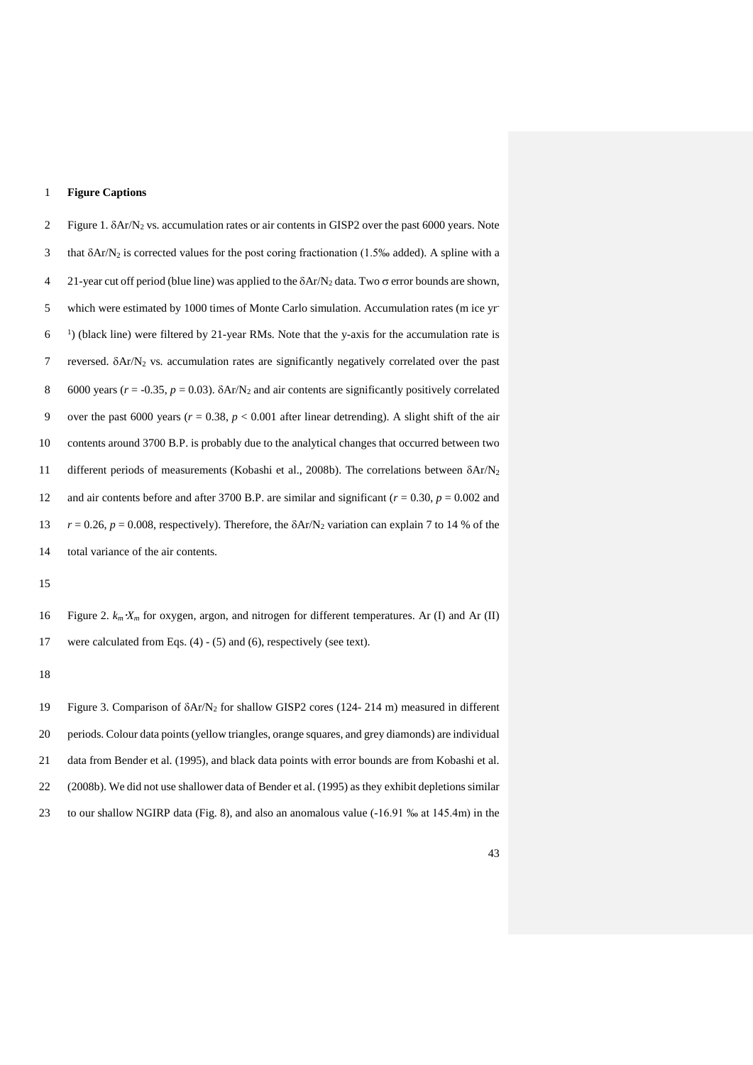**Figure Captions**

Figure 1. $\delta Ar/N_2$ vs. accumulation rates or air contents in GISP2 over the past 6000 years. Note that $\delta Ar/N_2$ is corrected values for the post coring fractionation (1.5‰ added). A spline with a 21-year cut off period (blue line) was applied to the $\delta Ar/N_2$ data. Two $\sigma$ error bounds are shown, which were estimated by 1000 times of Monte Carlo simulation. Accumulation rates (m ice $yr^{-1}$) (black line) were filtered by 21-year RMs. Note that the y-axis for the accumulation rate is reversed. $\delta Ar/N_2$ vs. accumulation rates are significantly negatively correlated over the past 6000 years ($r$ = -0.35, $p$ = 0.03). $\delta Ar/N_2$ and air contents are significantly positively correlated over the past 6000 years ($r$ = 0.38, $p < 0.001$ after linear detrending). A slight shift of the air contents around 3700 B.P. is probably due to the analytical changes that occurred between two different periods of measurements (Kobashi et al., 2008b). The correlations between $\delta Ar/N_2$ and air contents before and after 3700 B.P. are similar and significant ($r$ = 0.30, $p$ = 0.002 and $r$ = 0.26, $p$ = 0.008, respectively). Therefore, the $\delta Ar/N_2$ variation can explain 7 to 14 % of the total variance of the air contents.

Figure 2. $k_m \cdot X_m$ for oxygen, argon, and nitrogen for different temperatures. Ar (I) and Ar (II) were calculated from Eqs. (4) - (5) and (6), respectively (see text).

Figure 3. Comparison of $\delta Ar/N_2$ for shallow GISP2 cores (124- 214 m) measured in different periods. Colour data points (yellow triangles, orange squares, and grey diamonds) are individual data from Bender et al. (1995), and black data points with error bounds are from Kobashi et al. (2008b). We did not use shallower data of Bender et al. (1995) as they exhibit depletions similar to our shallow NGIRP data (Fig. 8), and also an anomalous value (-16.91 ‰ at 145.4m) in the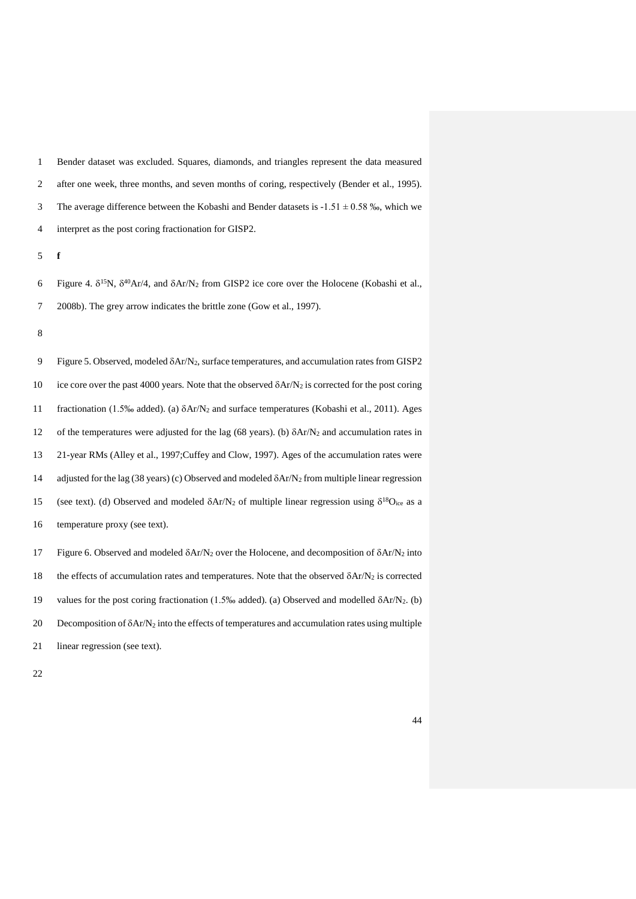Bender dataset was excluded. Squares, diamonds, and triangles represent the data measured after one week, three months, and seven months of coring, respectively (Bender et al., 1995). The average difference between the Kobashi and Bender datasets is -1.51 ± 0.58 ‰, which we interpret as the post coring fractionation for GISP2.

**f**

Figure 4. $\delta^{15}N$, $\delta^{40}Ar/4$, and $\delta Ar/N_2$ from GISP2 ice core over the Holocene (Kobashi et al., 2008b). The grey arrow indicates the brittle zone (Gow et al., 1997).

Figure 5. Observed, modeled $\delta Ar/N_2$, surface temperatures, and accumulation rates from GISP2 ice core over the past 4000 years. Note that the observed $\delta Ar/N_2$ is corrected for the post coring fractionation (1.5‰ added). (a) $\delta Ar/N_2$ and surface temperatures (Kobashi et al., 2011). Ages of the temperatures were adjusted for the lag (68 years). (b) $\delta Ar/N_2$ and accumulation rates in 21-year RMs (Alley et al., 1997;Cuffey and Clow, 1997). Ages of the accumulation rates were adjusted for the lag (38 years) (c) Observed and modeled $\delta Ar/N_2$ from multiple linear regression (see text). (d) Observed and modeled $\delta Ar/N_2$ of multiple linear regression using $\delta^{18}O_{ice}$ as a temperature proxy (see text).

Figure 6. Observed and modeled $\delta Ar/N_2$ over the Holocene, and decomposition of $\delta Ar/N_2$ into the effects of accumulation rates and temperatures. Note that the observed $\delta Ar/N_2$ is corrected values for the post coring fractionation (1.5‰ added). (a) Observed and modelled $\delta Ar/N_2$. (b) Decomposition of $\delta Ar/N_2$ into the effects of temperatures and accumulation rates using multiple linear regression (see text).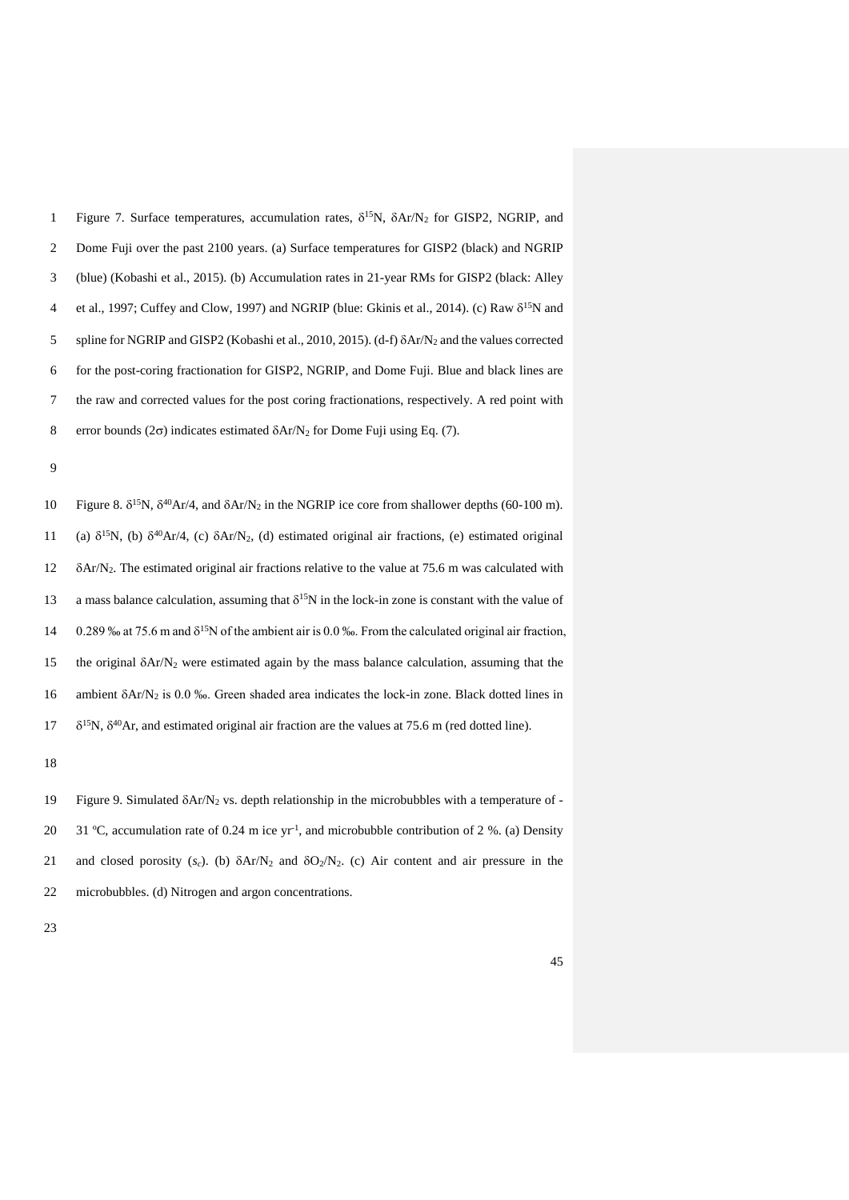Figure 7. Surface temperatures, accumulation rates, $\delta^{15}N$, $\delta Ar/N_2$ for GISP2, NGRIP, and Dome Fuji over the past 2100 years. (a) Surface temperatures for GISP2 (black) and NGRIP (blue) (Kobashi et al., 2015). (b) Accumulation rates in 21-year RMs for GISP2 (black: Alley et al., 1997; Cuffey and Clow, 1997) and NGRIP (blue: Gkinis et al., 2014). (c) Raw $\delta^{15}N$ and spline for NGRIP and GISP2 (Kobashi et al., 2010, 2015). (d-f) $\delta Ar/N_2$ and the values corrected for the post-coring fractionation for GISP2, NGRIP, and Dome Fuji. Blue and black lines are the raw and corrected values for the post coring fractionations, respectively. A red point with error bounds ($2\sigma$) indicates estimated $\delta Ar/N_2$ for Dome Fuji using Eq. (7).

Figure 8. $\delta^{15}N$, $\delta^{40}Ar/4$, and $\delta Ar/N_2$ in the NGRIP ice core from shallower depths (60-100 m). (a) $\delta^{15}N$, (b) $\delta^{40}Ar/4$, (c) $\delta Ar/N_2$, (d) estimated original air fractions, (e) estimated original $\delta Ar/N_2$. The estimated original air fractions relative to the value at 75.6 m was calculated with a mass balance calculation, assuming that $\delta^{15}N$ in the lock-in zone is constant with the value of 0.289 ‰ at 75.6 m and $\delta^{15}N$ of the ambient air is 0.0 ‰. From the calculated original air fraction, the original $\delta Ar/N_2$ were estimated again by the mass balance calculation, assuming that the ambient $\delta Ar/N_2$ is 0.0 ‰. Green shaded area indicates the lock-in zone. Black dotted lines in $\delta^{15}N$, $\delta^{40}Ar$, and estimated original air fraction are the values at 75.6 m (red dotted line).

Figure 9. Simulated $\delta Ar/N_2$ vs. depth relationship in the microbubbles with a temperature of -31 ºC, accumulation rate of 0.24 m ice $yr^{-1}$, and microbubble contribution of 2 %. (a) Density and closed porosity ($s_c$). (b) $\delta Ar/N_2$ and $\delta O_2/N_2$. (c) Air content and air pressure in the microbubbles. (d) Nitrogen and argon concentrations.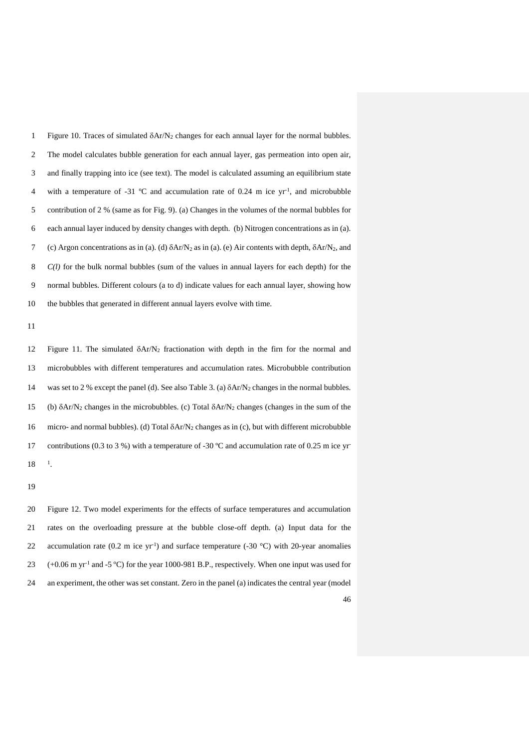Figure 10. Traces of simulated $\delta Ar/N_2$ changes for each annual layer for the normal bubbles. The model calculates bubble generation for each annual layer, gas permeation into open air, and finally trapping into ice (see text). The model is calculated assuming an equilibrium state with a temperature of -31 ºC and accumulation rate of 0.24 m ice $yr^{-1}$, and microbubble contribution of 2 % (same as for Fig. 9). (a) Changes in the volumes of the normal bubbles for each annual layer induced by density changes with depth. (b) Nitrogen concentrations as in (a). (c) Argon concentrations as in (a). (d) $\delta Ar/N_2$ as in (a). (e) Air contents with depth, $\delta Ar/N_2$, and $C(l)$ for the bulk normal bubbles (sum of the values in annual layers for each depth) for the normal bubbles. Different colours (a to d) indicate values for each annual layer, showing how the bubbles that generated in different annual layers evolve with time.

Figure 11. The simulated $\delta Ar/N_2$ fractionation with depth in the firn for the normal and microbubbles with different temperatures and accumulation rates. Microbubble contribution was set to 2 % except the panel (d). See also Table 3. (a) $\delta Ar/N_2$ changes in the normal bubbles. (b) $\delta Ar/N_2$ changes in the microbubbles. (c) Total $\delta Ar/N_2$ changes (changes in the sum of the micro- and normal bubbles). (d) Total $\delta Ar/N_2$ changes as in (c), but with different microbubble contributions (0.3 to 3 %) with a temperature of -30 ºC and accumulation rate of 0.25 m ice $yr^{-1}$.

Figure 12. Two model experiments for the effects of surface temperatures and accumulation rates on the overloading pressure at the bubble close-off depth. (a) Input data for the accumulation rate (0.2 m ice $yr^{-1}$) and surface temperature (-30 °C) with 20-year anomalies (+0.06 m $yr^{-1}$ and -5 ºC) for the year 1000-981 B.P., respectively. When one input was used for an experiment, the other was set constant. Zero in the panel (a) indicates the central year (model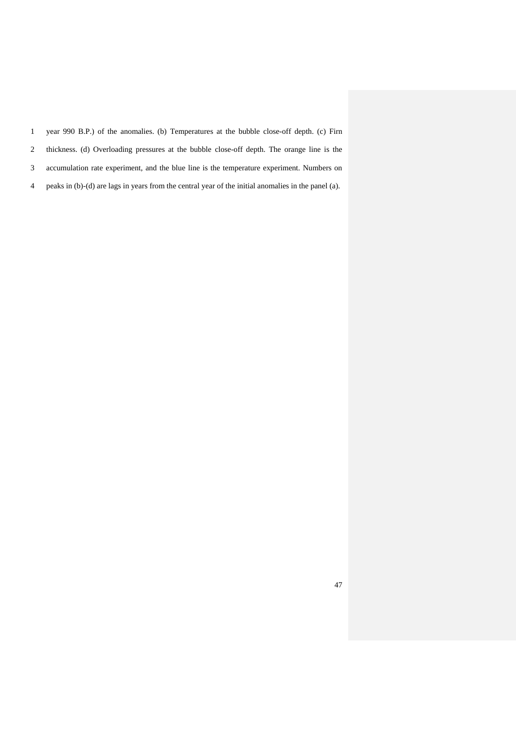year 990 B.P.) of the anomalies. (b) Temperatures at the bubble close-off depth. (c) Firn thickness. (d) Overloading pressures at the bubble close-off depth. The orange line is the accumulation rate experiment, and the blue line is the temperature experiment. Numbers on peaks in (b)-(d) are lags in years from the central year of the initial anomalies in the panel (a).